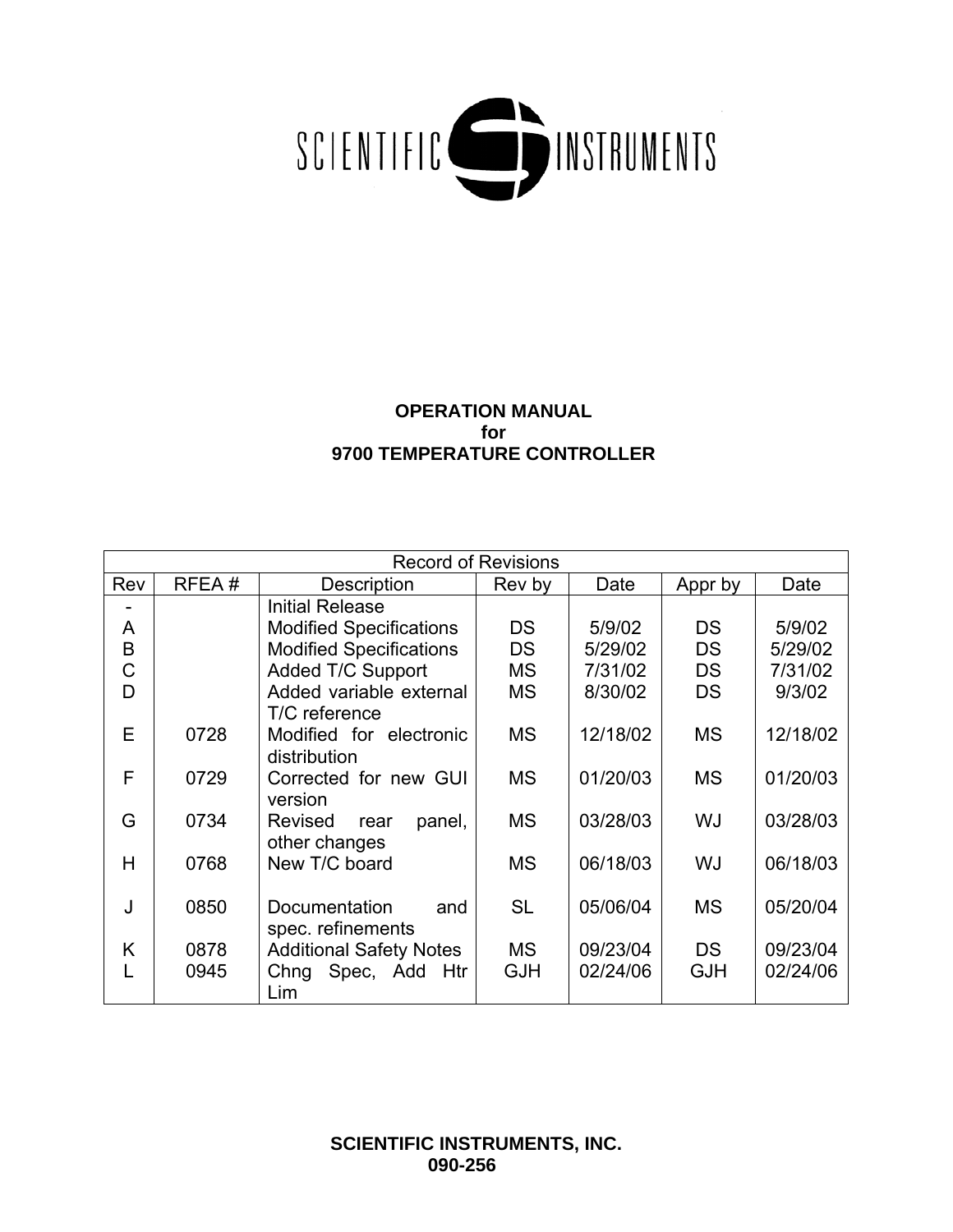SCIENTIFIC INSTRUMENTS

**OPERATION MANUAL**
**for**
**9700 TEMPERATURE CONTROLLER**

| Record of Revisions | | | | | | |
|---|---|---|---|---|---|---|
| Rev | RFEA # | Description | Rev by | Date | Appr by | Date |
| - | | Initial Release | | | | |
| A | | Modified Specifications | DS | 5/9/02 | DS | 5/9/02 |
| B | | Modified Specifications | DS | 5/29/02 | DS | 5/29/02 |
| C | | Added T/C Support | MS | 7/31/02 | DS | 7/31/02 |
| D | | Added variable external T/C reference | MS | 8/30/02 | DS | 9/3/02 |
| E | 0728 | Modified for electronic distribution | MS | 12/18/02 | MS | 12/18/02 |
| F | 0729 | Corrected for new GUI version | MS | 01/20/03 | MS | 01/20/03 |
| G | 0734 | Revised rear panel, other changes | MS | 03/28/03 | WJ | 03/28/03 |
| H | 0768 | New T/C board | MS | 06/18/03 | WJ | 06/18/03 |
| J | 0850 | Documentation and spec. refinements | SL | 05/06/04 | MS | 05/20/04 |
| K | 0878 | Additional Safety Notes | MS | 09/23/04 | DS | 09/23/04 |
| L | 0945 | Chng Spec, Add Htr Lim | GJH | 02/24/06 | GJH | 02/24/06 |

**SCIENTIFIC INSTRUMENTS, INC.**
**090-256**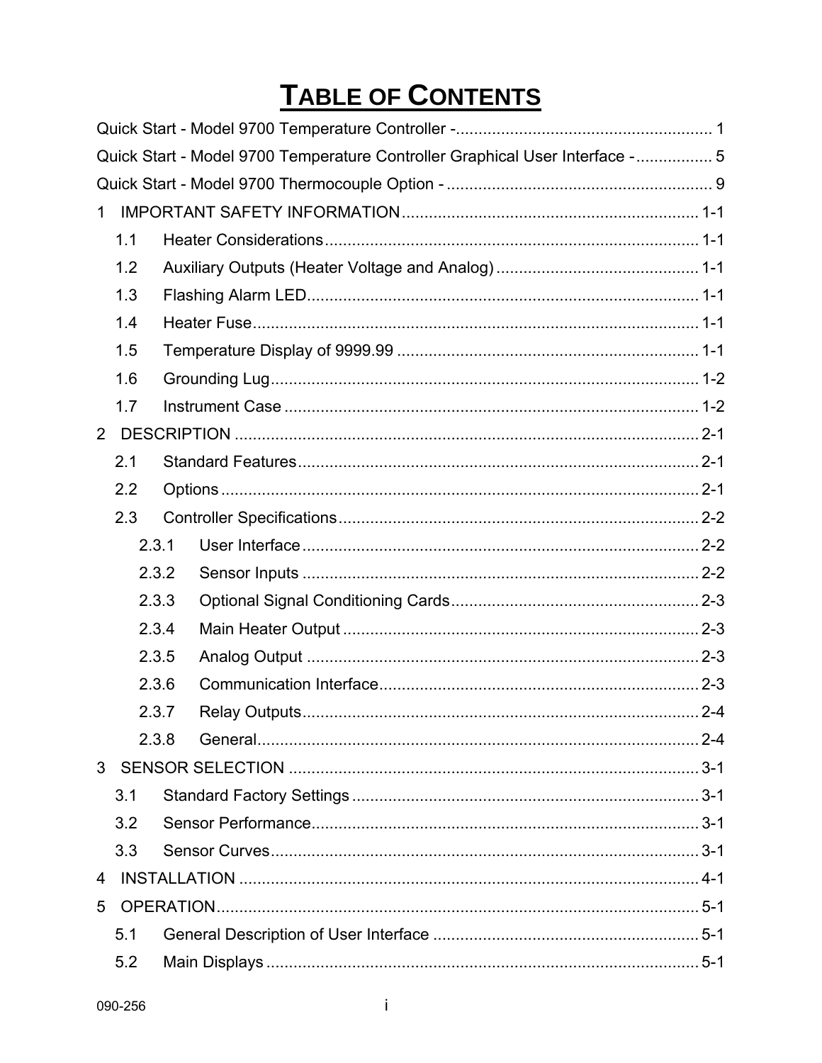# TABLE OF CONTENTS

Quick Start - Model 9700 Temperature Controller - ........................................................ 1

Quick Start - Model 9700 Temperature Controller Graphical User Interface - ................ 5

Quick Start - Model 9700 Thermocouple Option - ........................................................... 9

1 IMPORTANT SAFETY INFORMATION ................................................................. 1-1

- 1.1 Heater Considerations .................................................................................. 1-1
- 1.2 Auxiliary Outputs (Heater Voltage and Analog) ............................................ 1-1
- 1.3 Flashing Alarm LED ...................................................................................... 1-1
- 1.4 Heater Fuse .................................................................................................. 1-1
- 1.5 Temperature Display of 9999.99 .................................................................. 1-1
- 1.6 Grounding Lug .............................................................................................. 1-2
- 1.7 Instrument Case ........................................................................................... 1-2

2 DESCRIPTION ...................................................................................................... 2-1

- 2.1 Standard Features ........................................................................................ 2-1
- 2.2 Options ......................................................................................................... 2-1
- 2.3 Controller Specifications ............................................................................... 2-2
  - 2.3.1 User Interface ....................................................................................... 2-2
  - 2.3.2 Sensor Inputs ....................................................................................... 2-2
  - 2.3.3 Optional Signal Conditioning Cards ...................................................... 2-3
  - 2.3.4 Main Heater Output .............................................................................. 2-3
  - 2.3.5 Analog Output ....................................................................................... 2-3
  - 2.3.6 Communication Interface ...................................................................... 2-3
  - 2.3.7 Relay Outputs ....................................................................................... 2-4
  - 2.3.8 General ................................................................................................. 2-4

3 SENSOR SELECTION .......................................................................................... 3-1

- 3.1 Standard Factory Settings ............................................................................ 3-1
- 3.2 Sensor Performance ..................................................................................... 3-1
- 3.3 Sensor Curves .............................................................................................. 3-1

4 INSTALLATION ..................................................................................................... 4-1

5 OPERATION .......................................................................................................... 5-1

- 5.1 General Description of User Interface .......................................................... 5-1
- 5.2 Main Displays ............................................................................................... 5-1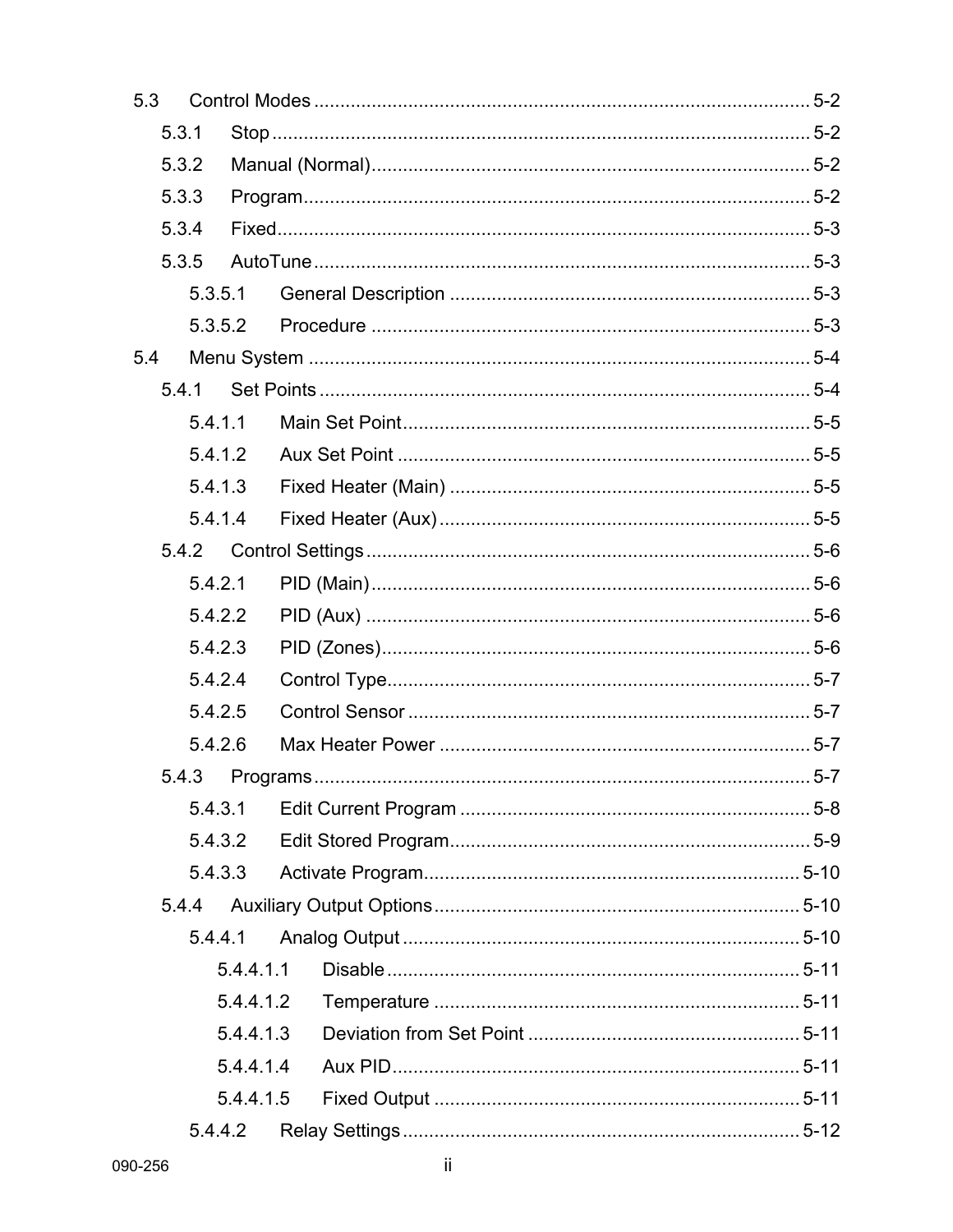| | | |
|---|---|---|
| 5.3 | Control Modes | 5-2 |
| 5.3.1 | Stop | 5-2 |
| 5.3.2 | Manual (Normal) | 5-2 |
| 5.3.3 | Program | 5-2 |
| 5.3.4 | Fixed | 5-3 |
| 5.3.5 | AutoTune | 5-3 |
| 5.3.5.1 | General Description | 5-3 |
| 5.3.5.2 | Procedure | 5-3 |
| 5.4 | Menu System | 5-4 |
| 5.4.1 | Set Points | 5-4 |
| 5.4.1.1 | Main Set Point | 5-5 |
| 5.4.1.2 | Aux Set Point | 5-5 |
| 5.4.1.3 | Fixed Heater (Main) | 5-5 |
| 5.4.1.4 | Fixed Heater (Aux) | 5-5 |
| 5.4.2 | Control Settings | 5-6 |
| 5.4.2.1 | PID (Main) | 5-6 |
| 5.4.2.2 | PID (Aux) | 5-6 |
| 5.4.2.3 | PID (Zones) | 5-6 |
| 5.4.2.4 | Control Type | 5-7 |
| 5.4.2.5 | Control Sensor | 5-7 |
| 5.4.2.6 | Max Heater Power | 5-7 |
| 5.4.3 | Programs | 5-7 |
| 5.4.3.1 | Edit Current Program | 5-8 |
| 5.4.3.2 | Edit Stored Program | 5-9 |
| 5.4.3.3 | Activate Program | 5-10 |
| 5.4.4 | Auxiliary Output Options | 5-10 |
| 5.4.4.1 | Analog Output | 5-10 |
| 5.4.4.1.1 | Disable | 5-11 |
| 5.4.4.1.2 | Temperature | 5-11 |
| 5.4.4.1.3 | Deviation from Set Point | 5-11 |
| 5.4.4.1.4 | Aux PID | 5-11 |
| 5.4.4.1.5 | Fixed Output | 5-11 |
| 5.4.4.2 | Relay Settings | 5-12 |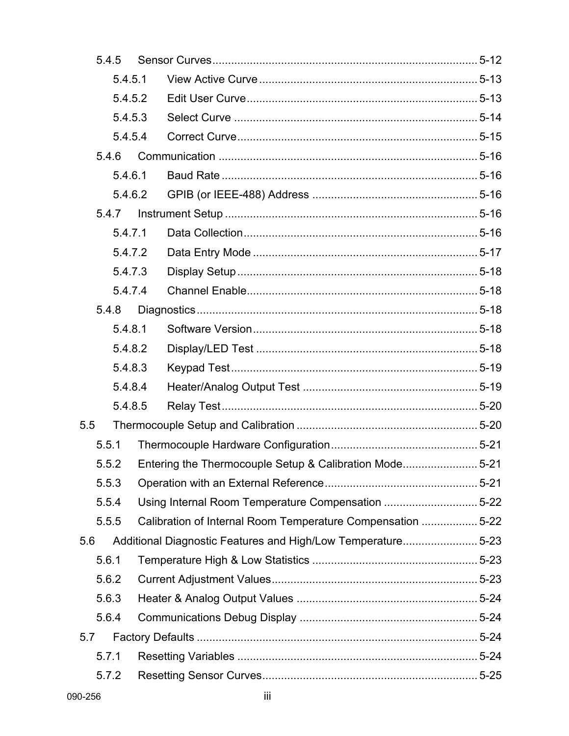- 5.4.5 Sensor Curves ........ 5-12
  - 5.4.5.1 View Active Curve ........ 5-13
  - 5.4.5.2 Edit User Curve ........ 5-13
  - 5.4.5.3 Select Curve ........ 5-14
  - 5.4.5.4 Correct Curve ........ 5-15
- 5.4.6 Communication ........ 5-16
  - 5.4.6.1 Baud Rate ........ 5-16
  - 5.4.6.2 GPIB (or IEEE-488) Address ........ 5-16
- 5.4.7 Instrument Setup ........ 5-16
  - 5.4.7.1 Data Collection ........ 5-16
  - 5.4.7.2 Data Entry Mode ........ 5-17
  - 5.4.7.3 Display Setup ........ 5-18
  - 5.4.7.4 Channel Enable ........ 5-18
- 5.4.8 Diagnostics ........ 5-18
  - 5.4.8.1 Software Version ........ 5-18
  - 5.4.8.2 Display/LED Test ........ 5-18
  - 5.4.8.3 Keypad Test ........ 5-19
  - 5.4.8.4 Heater/Analog Output Test ........ 5-19
  - 5.4.8.5 Relay Test ........ 5-20

5.5 Thermocouple Setup and Calibration ........ 5-20
- 5.5.1 Thermocouple Hardware Configuration ........ 5-21
- 5.5.2 Entering the Thermocouple Setup & Calibration Mode ........ 5-21
- 5.5.3 Operation with an External Reference ........ 5-21
- 5.5.4 Using Internal Room Temperature Compensation ........ 5-22
- 5.5.5 Calibration of Internal Room Temperature Compensation ........ 5-22

5.6 Additional Diagnostic Features and High/Low Temperature ........ 5-23
- 5.6.1 Temperature High & Low Statistics ........ 5-23
- 5.6.2 Current Adjustment Values ........ 5-23
- 5.6.3 Heater & Analog Output Values ........ 5-24
- 5.6.4 Communications Debug Display ........ 5-24

5.7 Factory Defaults ........ 5-24
- 5.7.1 Resetting Variables ........ 5-24
- 5.7.2 Resetting Sensor Curves ........ 5-25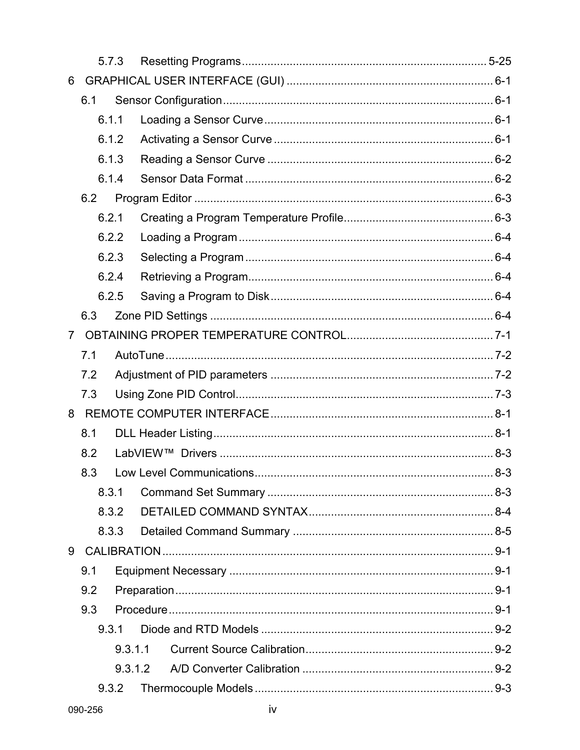5.7.3 Resetting Programs ........................................................................ 5-25

6 GRAPHICAL USER INTERFACE (GUI) ................................................................ 6-1

6.1 Sensor Configuration ........................................................................ 6-1

6.1.1 Loading a Sensor Curve ........................................................................ 6-1

6.1.2 Activating a Sensor Curve ........................................................................ 6-1

6.1.3 Reading a Sensor Curve ........................................................................ 6-2

6.1.4 Sensor Data Format ........................................................................ 6-2

6.2 Program Editor ........................................................................ 6-3

6.2.1 Creating a Program Temperature Profile ........................................................................ 6-3

6.2.2 Loading a Program ........................................................................ 6-4

6.2.3 Selecting a Program ........................................................................ 6-4

6.2.4 Retrieving a Program ........................................................................ 6-4

6.2.5 Saving a Program to Disk ........................................................................ 6-4

6.3 Zone PID Settings ........................................................................ 6-4

7 OBTAINING PROPER TEMPERATURE CONTROL ........................................................................ 7-1

7.1 AutoTune ........................................................................ 7-2

7.2 Adjustment of PID parameters ........................................................................ 7-2

7.3 Using Zone PID Control ........................................................................ 7-3

8 REMOTE COMPUTER INTERFACE ........................................................................ 8-1

8.1 DLL Header Listing ........................................................................ 8-1

8.2 LabVIEW™ Drivers ........................................................................ 8-3

8.3 Low Level Communications ........................................................................ 8-3

8.3.1 Command Set Summary ........................................................................ 8-3

8.3.2 DETAILED COMMAND SYNTAX ........................................................................ 8-4

8.3.3 Detailed Command Summary ........................................................................ 8-5

9 CALIBRATION ........................................................................ 9-1

9.1 Equipment Necessary ........................................................................ 9-1

9.2 Preparation ........................................................................ 9-1

9.3 Procedure ........................................................................ 9-1

9.3.1 Diode and RTD Models ........................................................................ 9-2

9.3.1.1 Current Source Calibration ........................................................................ 9-2

9.3.1.2 A/D Converter Calibration ........................................................................ 9-2

9.3.2 Thermocouple Models ........................................................................ 9-3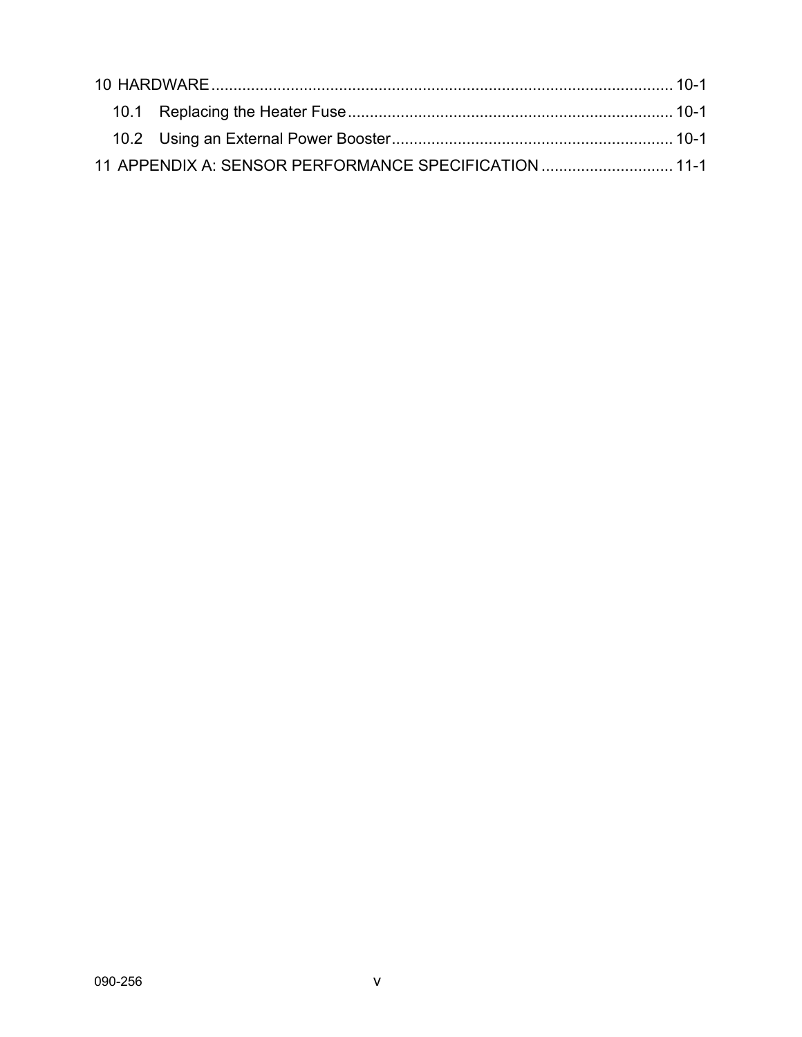10 HARDWARE ........................................................................................................ 10-1

10.1 Replacing the Heater Fuse ......................................................................... 10-1

10.2 Using an External Power Booster ............................................................... 10-1

11 APPENDIX A: SENSOR PERFORMANCE SPECIFICATION ............................. 11-1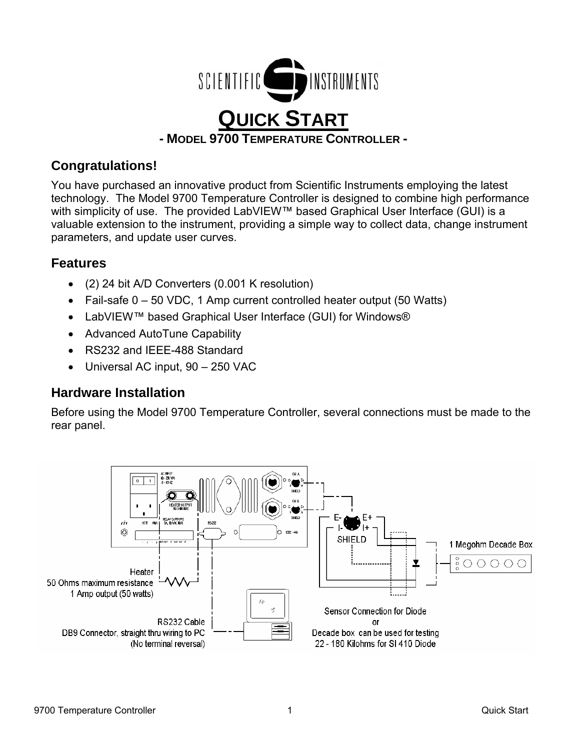# QUICK START

**- MODEL 9700 TEMPERATURE CONTROLLER -**

## Congratulations!

You have purchased an innovative product from Scientific Instruments employing the latest technology. The Model 9700 Temperature Controller is designed to combine high performance with simplicity of use. The provided LabVIEW™ based Graphical User Interface (GUI) is a valuable extension to the instrument, providing a simple way to collect data, change instrument parameters, and update user curves.

## Features

- (2) 24 bit A/D Converters (0.001 K resolution)
- Fail-safe 0 – 50 VDC, 1 Amp current controlled heater output (50 Watts)
- LabVIEW™ based Graphical User Interface (GUI) for Windows®
- Advanced AutoTune Capability
- RS232 and IEEE-488 Standard
- Universal AC input, 90 – 250 VAC

## Hardware Installation

Before using the Model 9700 Temperature Controller, several connections must be made to the rear panel.

Heater
50 Ohms maximum resistance
1 Amp output (50 watts)

RS232 Cable
DB9 Connector, straight thru wiring to PC
(No terminal reversal)

E- E+
I- I+
SHIELD

1 Megohm Decade Box

Sensor Connection for Diode
or
Decade box can be used for testing
22 - 180 Kilohms for SI 410 Diode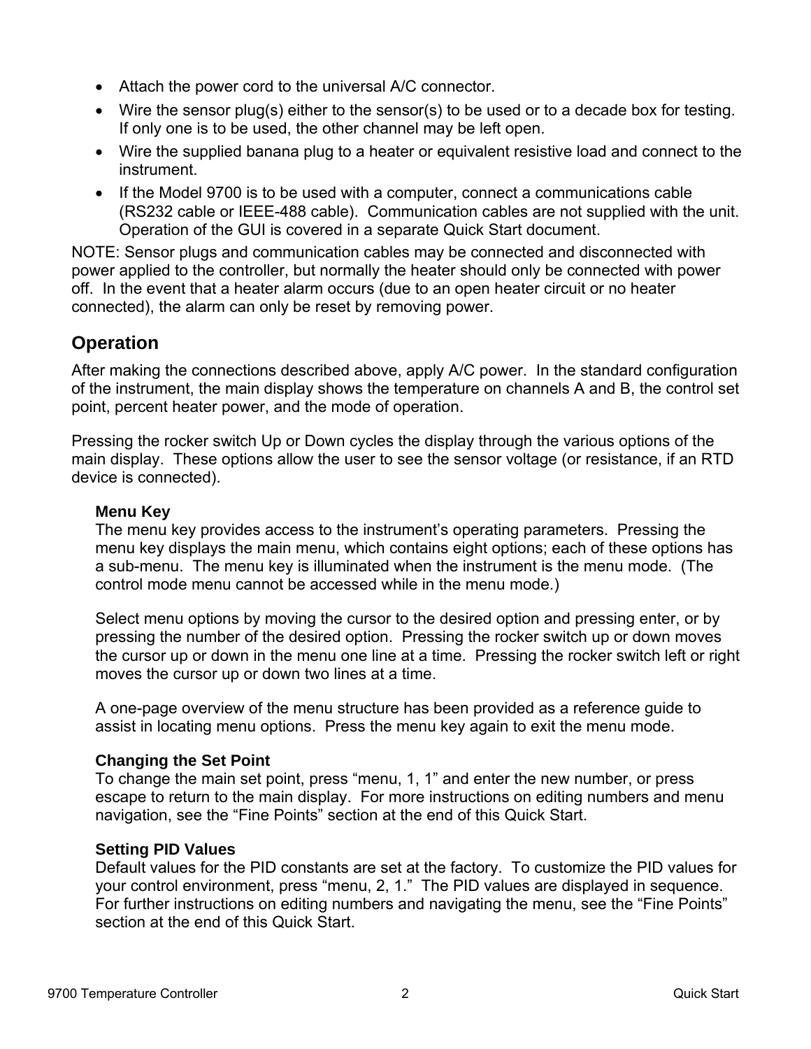- Attach the power cord to the universal A/C connector.
- Wire the sensor plug(s) either to the sensor(s) to be used or to a decade box for testing. If only one is to be used, the other channel may be left open.
- Wire the supplied banana plug to a heater or equivalent resistive load and connect to the instrument.
- If the Model 9700 is to be used with a computer, connect a communications cable (RS232 cable or IEEE-488 cable). Communication cables are not supplied with the unit. Operation of the GUI is covered in a separate Quick Start document.

NOTE: Sensor plugs and communication cables may be connected and disconnected with power applied to the controller, but normally the heater should only be connected with power off. In the event that a heater alarm occurs (due to an open heater circuit or no heater connected), the alarm can only be reset by removing power.

## Operation

After making the connections described above, apply A/C power. In the standard configuration of the instrument, the main display shows the temperature on channels A and B, the control set point, percent heater power, and the mode of operation.

Pressing the rocker switch Up or Down cycles the display through the various options of the main display. These options allow the user to see the sensor voltage (or resistance, if an RTD device is connected).

### Menu Key

The menu key provides access to the instrument's operating parameters. Pressing the menu key displays the main menu, which contains eight options; each of these options has a sub-menu. The menu key is illuminated when the instrument is the menu mode. (The control mode menu cannot be accessed while in the menu mode.)

Select menu options by moving the cursor to the desired option and pressing enter, or by pressing the number of the desired option. Pressing the rocker switch up or down moves the cursor up or down in the menu one line at a time. Pressing the rocker switch left or right moves the cursor up or down two lines at a time.

A one-page overview of the menu structure has been provided as a reference guide to assist in locating menu options. Press the menu key again to exit the menu mode.

### Changing the Set Point

To change the main set point, press "menu, 1, 1" and enter the new number, or press escape to return to the main display. For more instructions on editing numbers and menu navigation, see the "Fine Points" section at the end of this Quick Start.

### Setting PID Values

Default values for the PID constants are set at the factory. To customize the PID values for your control environment, press "menu, 2, 1." The PID values are displayed in sequence. For further instructions on editing numbers and navigating the menu, see the "Fine Points" section at the end of this Quick Start.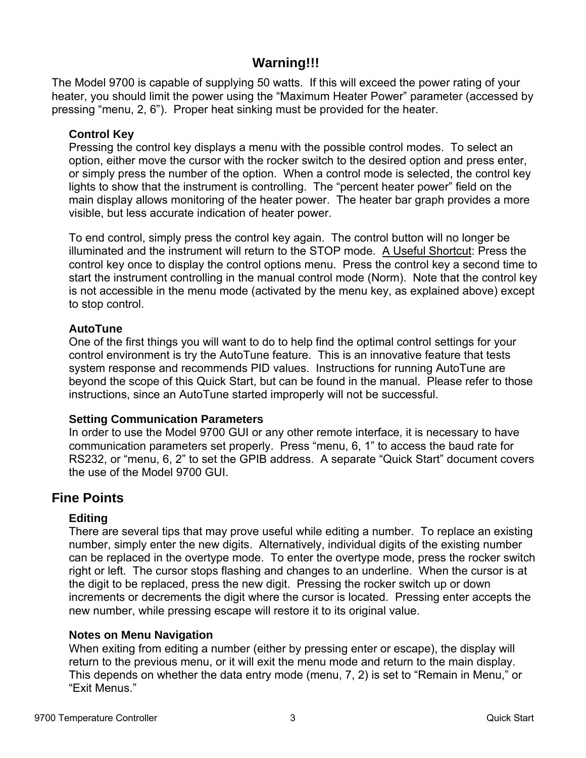## Warning!!!

The Model 9700 is capable of supplying 50 watts. If this will exceed the power rating of your heater, you should limit the power using the "Maximum Heater Power" parameter (accessed by pressing "menu, 2, 6"). Proper heat sinking must be provided for the heater.

### Control Key

Pressing the control key displays a menu with the possible control modes. To select an option, either move the cursor with the rocker switch to the desired option and press enter, or simply press the number of the option. When a control mode is selected, the control key lights to show that the instrument is controlling. The "percent heater power" field on the main display allows monitoring of the heater power. The heater bar graph provides a more visible, but less accurate indication of heater power.

To end control, simply press the control key again. The control button will no longer be illuminated and the instrument will return to the STOP mode. <u>A Useful Shortcut</u>: Press the control key once to display the control options menu. Press the control key a second time to start the instrument controlling in the manual control mode (Norm). Note that the control key is not accessible in the menu mode (activated by the menu key, as explained above) except to stop control.

### AutoTune

One of the first things you will want to do to help find the optimal control settings for your control environment is try the AutoTune feature. This is an innovative feature that tests system response and recommends PID values. Instructions for running AutoTune are beyond the scope of this Quick Start, but can be found in the manual. Please refer to those instructions, since an AutoTune started improperly will not be successful.

### Setting Communication Parameters

In order to use the Model 9700 GUI or any other remote interface, it is necessary to have communication parameters set properly. Press "menu, 6, 1" to access the baud rate for RS232, or "menu, 6, 2" to set the GPIB address. A separate "Quick Start" document covers the use of the Model 9700 GUI.

## Fine Points

### Editing

There are several tips that may prove useful while editing a number. To replace an existing number, simply enter the new digits. Alternatively, individual digits of the existing number can be replaced in the overtype mode. To enter the overtype mode, press the rocker switch right or left. The cursor stops flashing and changes to an underline. When the cursor is at the digit to be replaced, press the new digit. Pressing the rocker switch up or down increments or decrements the digit where the cursor is located. Pressing enter accepts the new number, while pressing escape will restore it to its original value.

### Notes on Menu Navigation

When exiting from editing a number (either by pressing enter or escape), the display will return to the previous menu, or it will exit the menu mode and return to the main display. This depends on whether the data entry mode (menu, 7, 2) is set to "Remain in Menu," or "Exit Menus."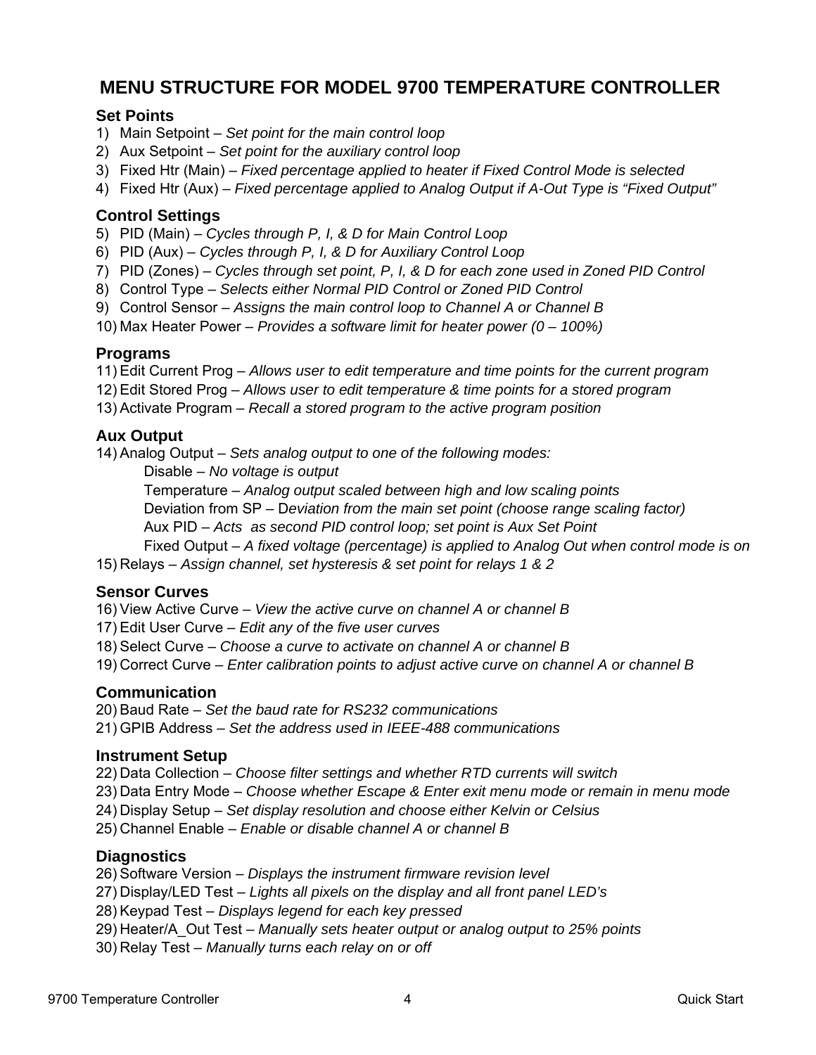# MENU STRUCTURE FOR MODEL 9700 TEMPERATURE CONTROLLER

## Set Points

1) Main Setpoint – *Set point for the main control loop*
2) Aux Setpoint – *Set point for the auxiliary control loop*
3) Fixed Htr (Main) – *Fixed percentage applied to heater if Fixed Control Mode is selected*
4) Fixed Htr (Aux) – *Fixed percentage applied to Analog Output if A-Out Type is "Fixed Output"*

## Control Settings

5) PID (Main) – *Cycles through P, I, & D for Main Control Loop*
6) PID (Aux) – *Cycles through P, I, & D for Auxiliary Control Loop*
7) PID (Zones) – *Cycles through set point, P, I, & D for each zone used in Zoned PID Control*
8) Control Type – *Selects either Normal PID Control or Zoned PID Control*
9) Control Sensor – *Assigns the main control loop to Channel A or Channel B*
10) Max Heater Power – *Provides a software limit for heater power (0 – 100%)*

## Programs

11) Edit Current Prog – *Allows user to edit temperature and time points for the current program*
12) Edit Stored Prog – *Allows user to edit temperature & time points for a stored program*
13) Activate Program – *Recall a stored program to the active program position*

## Aux Output

14) Analog Output – *Sets analog output to one of the following modes:*
    - Disable – *No voltage is output*
    - Temperature – *Analog output scaled between high and low scaling points*
    - Deviation from SP – D*eviation from the main set point (choose range scaling factor)*
    - Aux PID – *Acts as second PID control loop; set point is Aux Set Point*
    - Fixed Output – *A fixed voltage (percentage) is applied to Analog Out when control mode is on*
15) Relays – *Assign channel, set hysteresis & set point for relays 1 & 2*

## Sensor Curves

16) View Active Curve – *View the active curve on channel A or channel B*
17) Edit User Curve – *Edit any of the five user curves*
18) Select Curve – *Choose a curve to activate on channel A or channel B*
19) Correct Curve – *Enter calibration points to adjust active curve on channel A or channel B*

## Communication

20) Baud Rate – *Set the baud rate for RS232 communications*
21) GPIB Address – *Set the address used in IEEE-488 communications*

## Instrument Setup

22) Data Collection – *Choose filter settings and whether RTD currents will switch*
23) Data Entry Mode – *Choose whether Escape & Enter exit menu mode or remain in menu mode*
24) Display Setup – *Set display resolution and choose either Kelvin or Celsius*
25) Channel Enable – *Enable or disable channel A or channel B*

## Diagnostics

26) Software Version – *Displays the instrument firmware revision level*
27) Display/LED Test – *Lights all pixels on the display and all front panel LED's*
28) Keypad Test – *Displays legend for each key pressed*
29) Heater/A_Out Test – *Manually sets heater output or analog output to 25% points*
30) Relay Test – *Manually turns each relay on or off*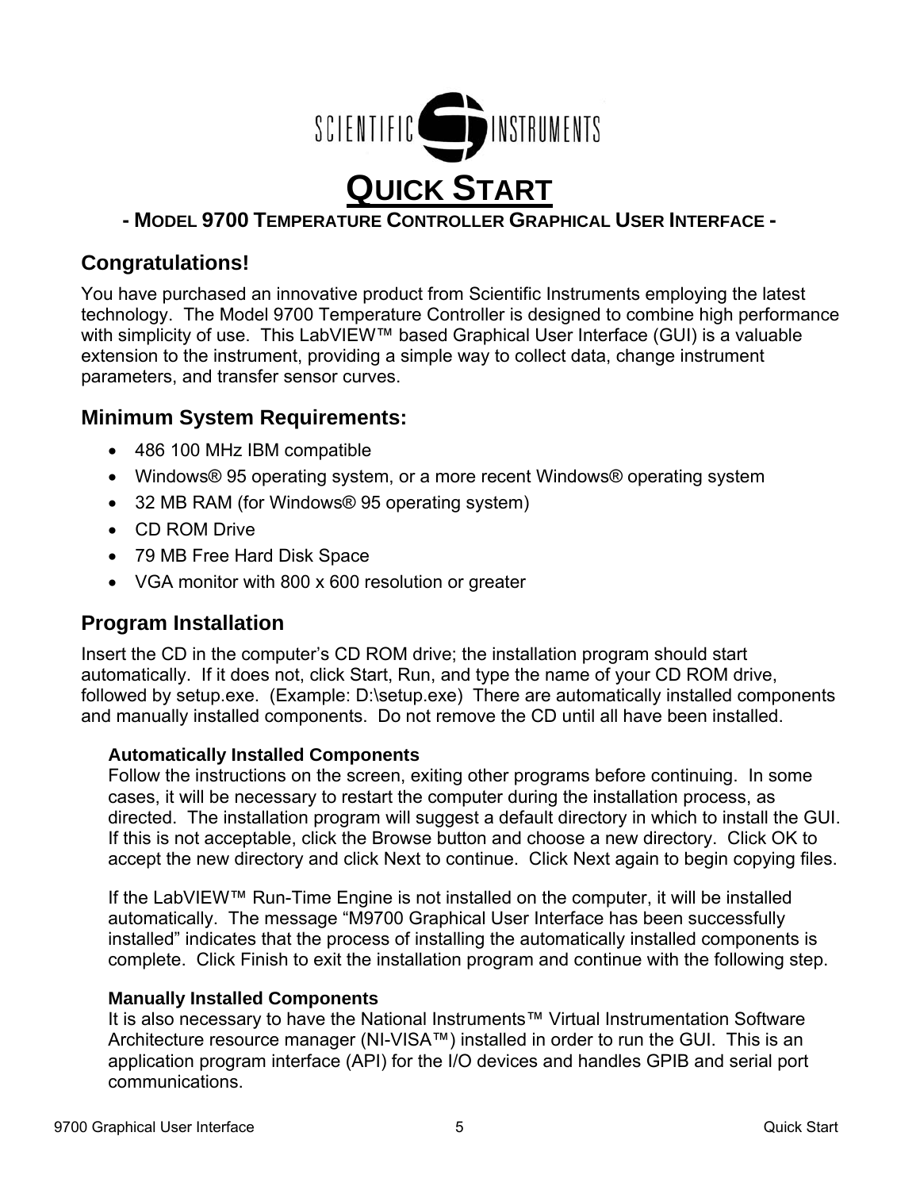SCIENTIFIC INSTRUMENTS

# QUICK START

### - MODEL 9700 TEMPERATURE CONTROLLER GRAPHICAL USER INTERFACE -

## Congratulations!

You have purchased an innovative product from Scientific Instruments employing the latest technology. The Model 9700 Temperature Controller is designed to combine high performance with simplicity of use. This LabVIEW™ based Graphical User Interface (GUI) is a valuable extension to the instrument, providing a simple way to collect data, change instrument parameters, and transfer sensor curves.

## Minimum System Requirements:

- 486 100 MHz IBM compatible
- Windows® 95 operating system, or a more recent Windows® operating system
- 32 MB RAM (for Windows® 95 operating system)
- CD ROM Drive
- 79 MB Free Hard Disk Space
- VGA monitor with 800 x 600 resolution or greater

## Program Installation

Insert the CD in the computer's CD ROM drive; the installation program should start automatically. If it does not, click Start, Run, and type the name of your CD ROM drive, followed by setup.exe. (Example: D:\setup.exe) There are automatically installed components and manually installed components. Do not remove the CD until all have been installed.

### Automatically Installed Components

Follow the instructions on the screen, exiting other programs before continuing. In some cases, it will be necessary to restart the computer during the installation process, as directed. The installation program will suggest a default directory in which to install the GUI. If this is not acceptable, click the Browse button and choose a new directory. Click OK to accept the new directory and click Next to continue. Click Next again to begin copying files.

If the LabVIEW™ Run-Time Engine is not installed on the computer, it will be installed automatically. The message "M9700 Graphical User Interface has been successfully installed" indicates that the process of installing the automatically installed components is complete. Click Finish to exit the installation program and continue with the following step.

### Manually Installed Components

It is also necessary to have the National Instruments™ Virtual Instrumentation Software Architecture resource manager (NI-VISA™) installed in order to run the GUI. This is an application program interface (API) for the I/O devices and handles GPIB and serial port communications.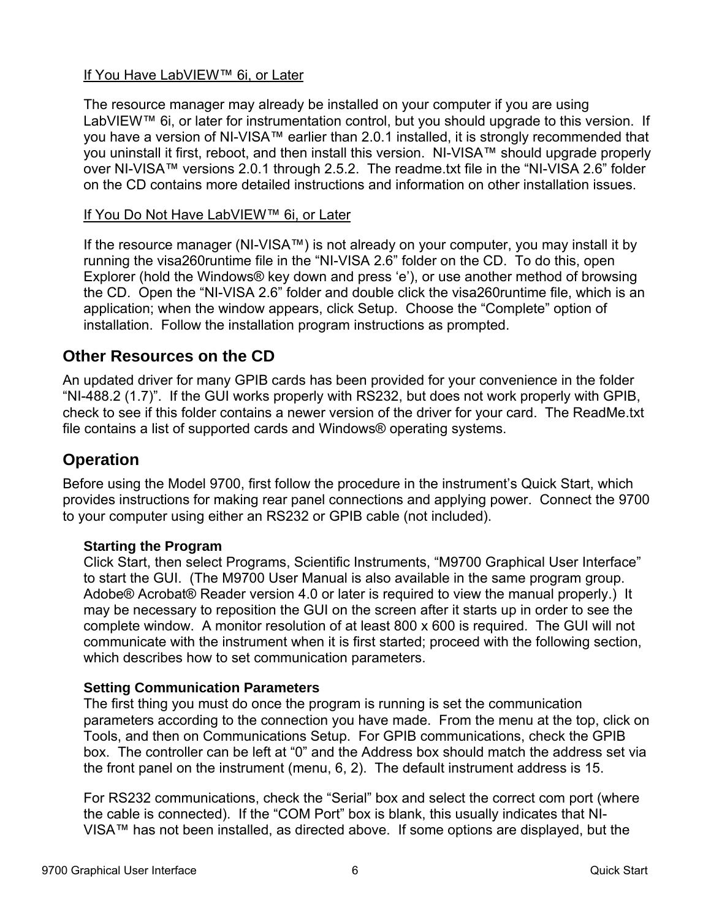If You Have LabVIEW™ 6i, or Later

The resource manager may already be installed on your computer if you are using LabVIEW™ 6i, or later for instrumentation control, but you should upgrade to this version. If you have a version of NI-VISA™ earlier than 2.0.1 installed, it is strongly recommended that you uninstall it first, reboot, and then install this version. NI-VISA™ should upgrade properly over NI-VISA™ versions 2.0.1 through 2.5.2. The readme.txt file in the "NI-VISA 2.6" folder on the CD contains more detailed instructions and information on other installation issues.

If You Do Not Have LabVIEW™ 6i, or Later

If the resource manager (NI-VISA™) is not already on your computer, you may install it by running the visa260runtime file in the "NI-VISA 2.6" folder on the CD. To do this, open Explorer (hold the Windows® key down and press 'e'), or use another method of browsing the CD. Open the "NI-VISA 2.6" folder and double click the visa260runtime file, which is an application; when the window appears, click Setup. Choose the "Complete" option of installation. Follow the installation program instructions as prompted.

## Other Resources on the CD

An updated driver for many GPIB cards has been provided for your convenience in the folder "NI-488.2 (1.7)". If the GUI works properly with RS232, but does not work properly with GPIB, check to see if this folder contains a newer version of the driver for your card. The ReadMe.txt file contains a list of supported cards and Windows® operating systems.

## Operation

Before using the Model 9700, first follow the procedure in the instrument's Quick Start, which provides instructions for making rear panel connections and applying power. Connect the 9700 to your computer using either an RS232 or GPIB cable (not included).

### Starting the Program

Click Start, then select Programs, Scientific Instruments, "M9700 Graphical User Interface" to start the GUI. (The M9700 User Manual is also available in the same program group. Adobe® Acrobat® Reader version 4.0 or later is required to view the manual properly.) It may be necessary to reposition the GUI on the screen after it starts up in order to see the complete window. A monitor resolution of at least 800 x 600 is required. The GUI will not communicate with the instrument when it is first started; proceed with the following section, which describes how to set communication parameters.

### Setting Communication Parameters

The first thing you must do once the program is running is set the communication parameters according to the connection you have made. From the menu at the top, click on Tools, and then on Communications Setup. For GPIB communications, check the GPIB box. The controller can be left at "0" and the Address box should match the address set via the front panel on the instrument (menu, 6, 2). The default instrument address is 15.

For RS232 communications, check the "Serial" box and select the correct com port (where the cable is connected). If the "COM Port" box is blank, this usually indicates that NI-VISA™ has not been installed, as directed above. If some options are displayed, but the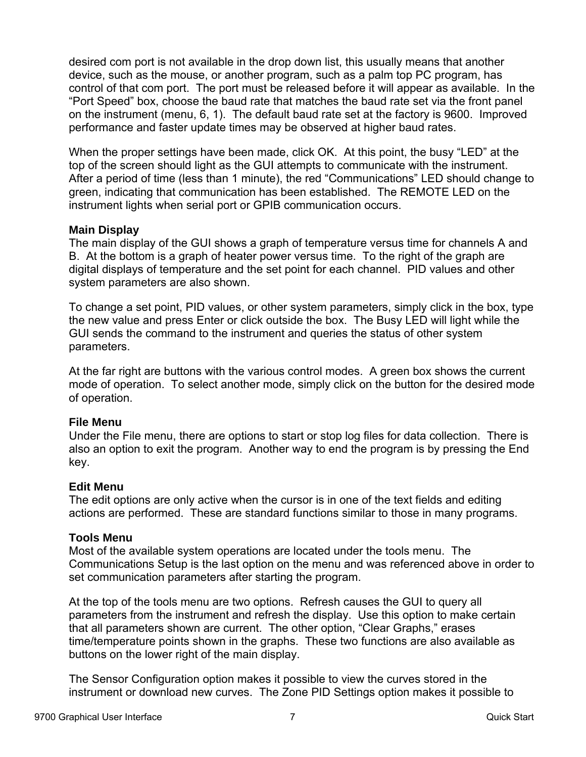desired com port is not available in the drop down list, this usually means that another device, such as the mouse, or another program, such as a palm top PC program, has control of that com port. The port must be released before it will appear as available. In the "Port Speed" box, choose the baud rate that matches the baud rate set via the front panel on the instrument (menu, 6, 1). The default baud rate set at the factory is 9600. Improved performance and faster update times may be observed at higher baud rates.

When the proper settings have been made, click OK. At this point, the busy "LED" at the top of the screen should light as the GUI attempts to communicate with the instrument. After a period of time (less than 1 minute), the red "Communications" LED should change to green, indicating that communication has been established. The REMOTE LED on the instrument lights when serial port or GPIB communication occurs.

### Main Display

The main display of the GUI shows a graph of temperature versus time for channels A and B. At the bottom is a graph of heater power versus time. To the right of the graph are digital displays of temperature and the set point for each channel. PID values and other system parameters are also shown.

To change a set point, PID values, or other system parameters, simply click in the box, type the new value and press Enter or click outside the box. The Busy LED will light while the GUI sends the command to the instrument and queries the status of other system parameters.

At the far right are buttons with the various control modes. A green box shows the current mode of operation. To select another mode, simply click on the button for the desired mode of operation.

### File Menu

Under the File menu, there are options to start or stop log files for data collection. There is also an option to exit the program. Another way to end the program is by pressing the End key.

### Edit Menu

The edit options are only active when the cursor is in one of the text fields and editing actions are performed. These are standard functions similar to those in many programs.

### Tools Menu

Most of the available system operations are located under the tools menu. The Communications Setup is the last option on the menu and was referenced above in order to set communication parameters after starting the program.

At the top of the tools menu are two options. Refresh causes the GUI to query all parameters from the instrument and refresh the display. Use this option to make certain that all parameters shown are current. The other option, "Clear Graphs," erases time/temperature points shown in the graphs. These two functions are also available as buttons on the lower right of the main display.

The Sensor Configuration option makes it possible to view the curves stored in the instrument or download new curves. The Zone PID Settings option makes it possible to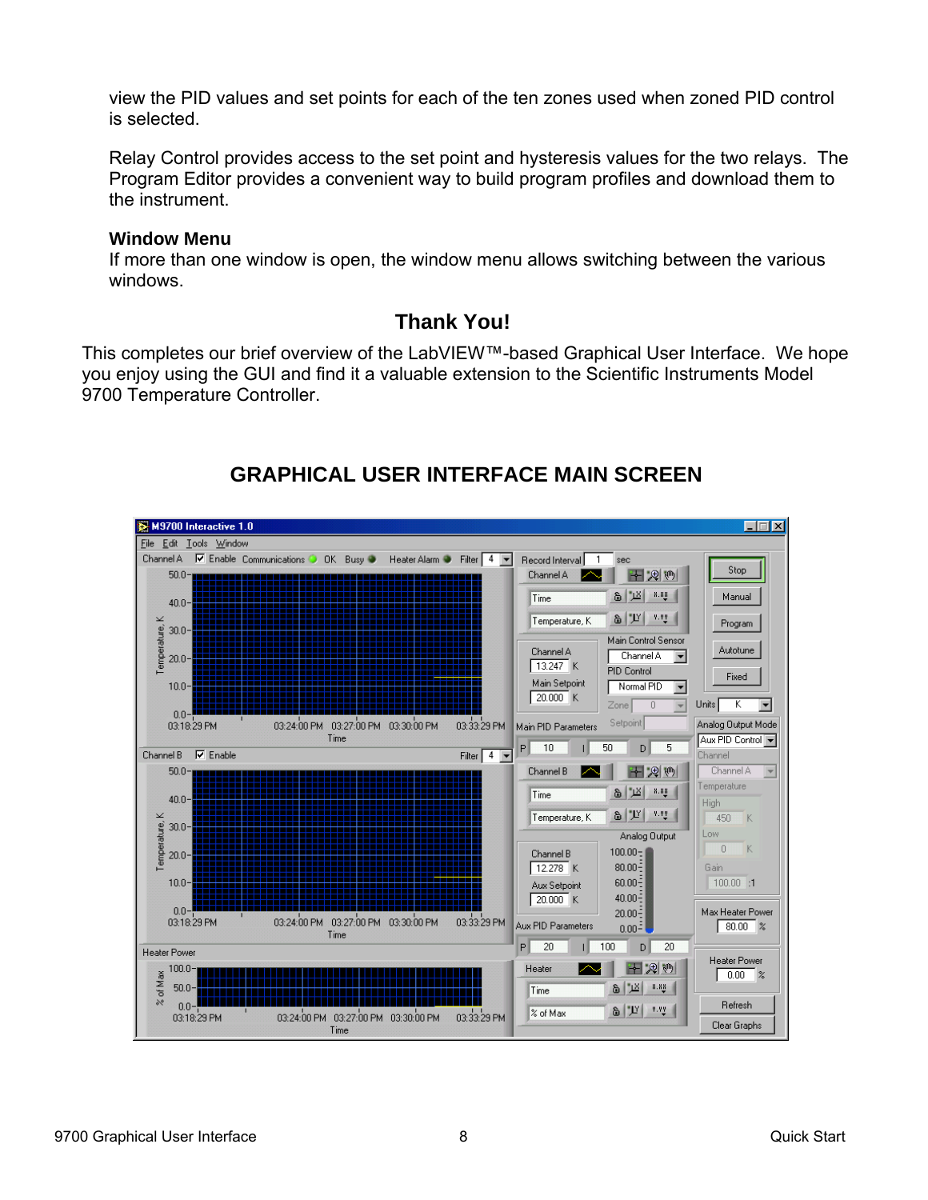view the PID values and set points for each of the ten zones used when zoned PID control is selected.

Relay Control provides access to the set point and hysteresis values for the two relays. The Program Editor provides a convenient way to build program profiles and download them to the instrument.

**Window Menu**

If more than one window is open, the window menu allows switching between the various windows.

## Thank You!

This completes our brief overview of the LabVIEW™-based Graphical User Interface. We hope you enjoy using the GUI and find it a valuable extension to the Scientific Instruments Model 9700 Temperature Controller.

## GRAPHICAL USER INTERFACE MAIN SCREEN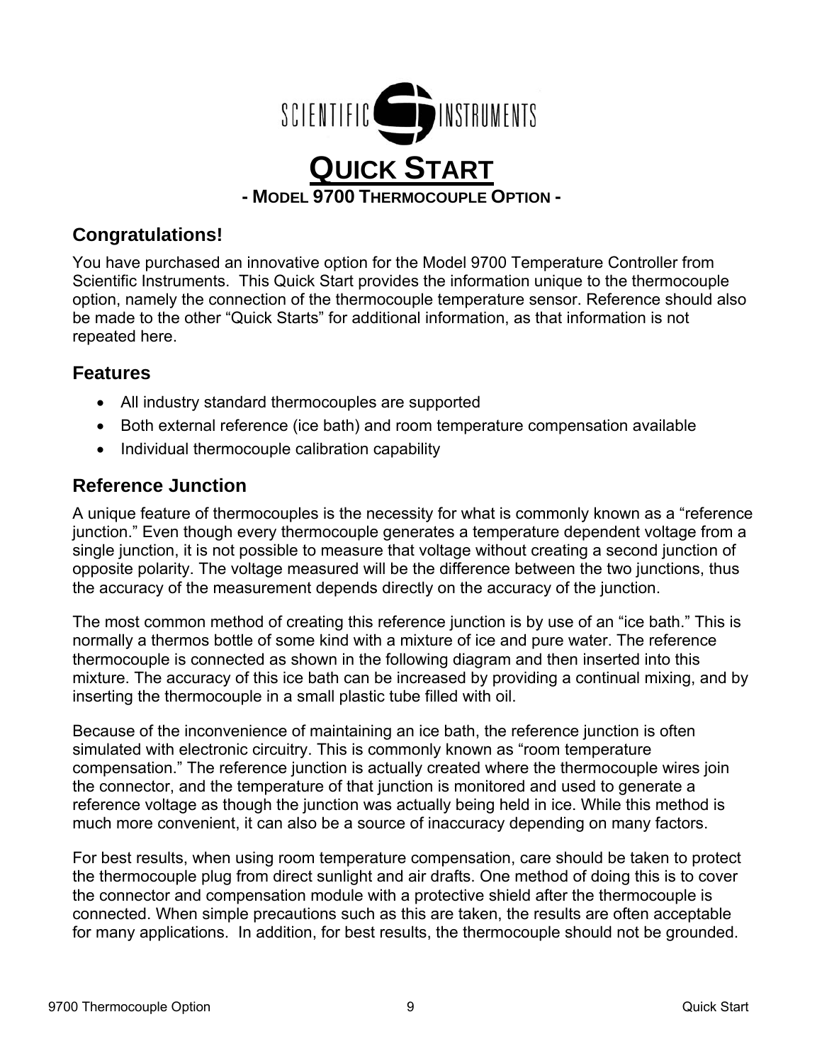SCIENTIFIC INSTRUMENTS

# QUICK START

**- MODEL 9700 THERMOCOUPLE OPTION -**

## Congratulations!

You have purchased an innovative option for the Model 9700 Temperature Controller from Scientific Instruments. This Quick Start provides the information unique to the thermocouple option, namely the connection of the thermocouple temperature sensor. Reference should also be made to the other "Quick Starts" for additional information, as that information is not repeated here.

## Features

- All industry standard thermocouples are supported
- Both external reference (ice bath) and room temperature compensation available
- Individual thermocouple calibration capability

## Reference Junction

A unique feature of thermocouples is the necessity for what is commonly known as a "reference junction." Even though every thermocouple generates a temperature dependent voltage from a single junction, it is not possible to measure that voltage without creating a second junction of opposite polarity. The voltage measured will be the difference between the two junctions, thus the accuracy of the measurement depends directly on the accuracy of the junction.

The most common method of creating this reference junction is by use of an "ice bath." This is normally a thermos bottle of some kind with a mixture of ice and pure water. The reference thermocouple is connected as shown in the following diagram and then inserted into this mixture. The accuracy of this ice bath can be increased by providing a continual mixing, and by inserting the thermocouple in a small plastic tube filled with oil.

Because of the inconvenience of maintaining an ice bath, the reference junction is often simulated with electronic circuitry. This is commonly known as "room temperature compensation." The reference junction is actually created where the thermocouple wires join the connector, and the temperature of that junction is monitored and used to generate a reference voltage as though the junction was actually being held in ice. While this method is much more convenient, it can also be a source of inaccuracy depending on many factors.

For best results, when using room temperature compensation, care should be taken to protect the thermocouple plug from direct sunlight and air drafts. One method of doing this is to cover the connector and compensation module with a protective shield after the thermocouple is connected. When simple precautions such as this are taken, the results are often acceptable for many applications. In addition, for best results, the thermocouple should not be grounded.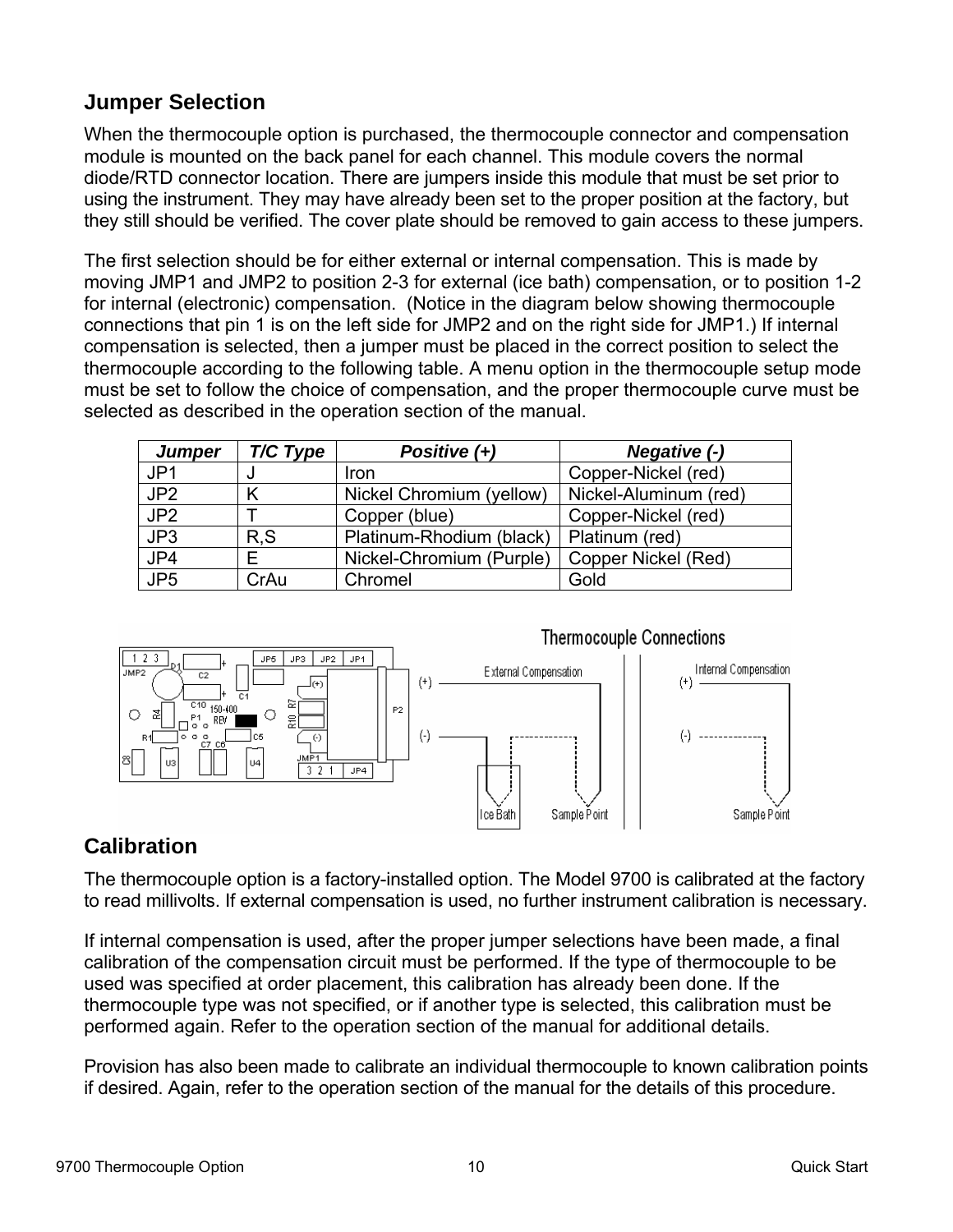## Jumper Selection

When the thermocouple option is purchased, the thermocouple connector and compensation module is mounted on the back panel for each channel. This module covers the normal diode/RTD connector location. There are jumpers inside this module that must be set prior to using the instrument. They may have already been set to the proper position at the factory, but they still should be verified. The cover plate should be removed to gain access to these jumpers.

The first selection should be for either external or internal compensation. This is made by moving JMP1 and JMP2 to position 2-3 for external (ice bath) compensation, or to position 1-2 for internal (electronic) compensation. (Notice in the diagram below showing thermocouple connections that pin 1 is on the left side for JMP2 and on the right side for JMP1.) If internal compensation is selected, then a jumper must be placed in the correct position to select the thermocouple according to the following table. A menu option in the thermocouple setup mode must be set to follow the choice of compensation, and the proper thermocouple curve must be selected as described in the operation section of the manual.

| *Jumper* | *T/C Type* | *Positive (+)* | *Negative (-)* |
|---|---|---|---|
| JP1 | J | Iron | Copper-Nickel (red) |
| JP2 | K | Nickel Chromium (yellow) | Nickel-Aluminum (red) |
| JP2 | T | Copper (blue) | Copper-Nickel (red) |
| JP3 | R,S | Platinum-Rhodium (black) | Platinum (red) |
| JP4 | E | Nickel-Chromium (Purple) | Copper Nickel (Red) |
| JP5 | CrAu | Chromel | Gold |

## Calibration

The thermocouple option is a factory-installed option. The Model 9700 is calibrated at the factory to read millivolts. If external compensation is used, no further instrument calibration is necessary.

If internal compensation is used, after the proper jumper selections have been made, a final calibration of the compensation circuit must be performed. If the type of thermocouple to be used was specified at order placement, this calibration has already been done. If the thermocouple type was not specified, or if another type is selected, this calibration must be performed again. Refer to the operation section of the manual for additional details.

Provision has also been made to calibrate an individual thermocouple to known calibration points if desired. Again, refer to the operation section of the manual for the details of this procedure.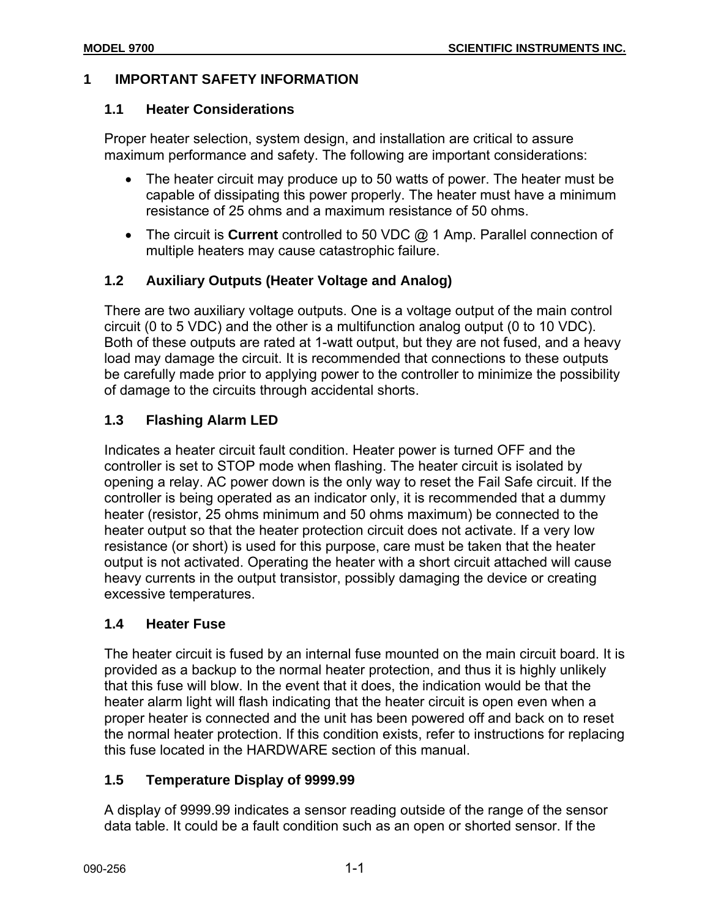# 1 IMPORTANT SAFETY INFORMATION

## 1.1 Heater Considerations

Proper heater selection, system design, and installation are critical to assure maximum performance and safety. The following are important considerations:

- The heater circuit may produce up to 50 watts of power. The heater must be capable of dissipating this power properly. The heater must have a minimum resistance of 25 ohms and a maximum resistance of 50 ohms.
- The circuit is **Current** controlled to 50 VDC @ 1 Amp. Parallel connection of multiple heaters may cause catastrophic failure.

## 1.2 Auxiliary Outputs (Heater Voltage and Analog)

There are two auxiliary voltage outputs. One is a voltage output of the main control circuit (0 to 5 VDC) and the other is a multifunction analog output (0 to 10 VDC). Both of these outputs are rated at 1-watt output, but they are not fused, and a heavy load may damage the circuit. It is recommended that connections to these outputs be carefully made prior to applying power to the controller to minimize the possibility of damage to the circuits through accidental shorts.

## 1.3 Flashing Alarm LED

Indicates a heater circuit fault condition. Heater power is turned OFF and the controller is set to STOP mode when flashing. The heater circuit is isolated by opening a relay. AC power down is the only way to reset the Fail Safe circuit. If the controller is being operated as an indicator only, it is recommended that a dummy heater (resistor, 25 ohms minimum and 50 ohms maximum) be connected to the heater output so that the heater protection circuit does not activate. If a very low resistance (or short) is used for this purpose, care must be taken that the heater output is not activated. Operating the heater with a short circuit attached will cause heavy currents in the output transistor, possibly damaging the device or creating excessive temperatures.

## 1.4 Heater Fuse

The heater circuit is fused by an internal fuse mounted on the main circuit board. It is provided as a backup to the normal heater protection, and thus it is highly unlikely that this fuse will blow. In the event that it does, the indication would be that the heater alarm light will flash indicating that the heater circuit is open even when a proper heater is connected and the unit has been powered off and back on to reset the normal heater protection. If this condition exists, refer to instructions for replacing this fuse located in the HARDWARE section of this manual.

## 1.5 Temperature Display of 9999.99

A display of 9999.99 indicates a sensor reading outside of the range of the sensor data table. It could be a fault condition such as an open or shorted sensor. If the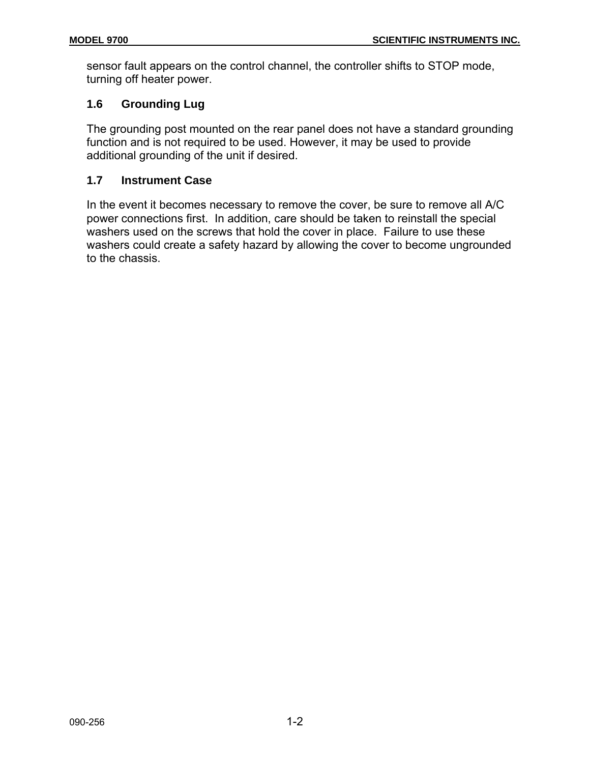sensor fault appears on the control channel, the controller shifts to STOP mode, turning off heater power.

### 1.6 Grounding Lug

The grounding post mounted on the rear panel does not have a standard grounding function and is not required to be used. However, it may be used to provide additional grounding of the unit if desired.

### 1.7 Instrument Case

In the event it becomes necessary to remove the cover, be sure to remove all A/C power connections first. In addition, care should be taken to reinstall the special washers used on the screws that hold the cover in place. Failure to use these washers could create a safety hazard by allowing the cover to become ungrounded to the chassis.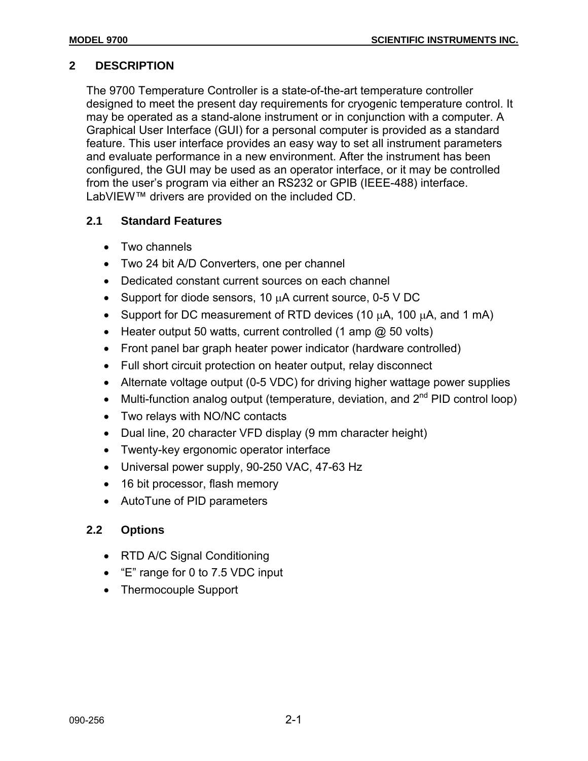# 2 DESCRIPTION

The 9700 Temperature Controller is a state-of-the-art temperature controller designed to meet the present day requirements for cryogenic temperature control. It may be operated as a stand-alone instrument or in conjunction with a computer. A Graphical User Interface (GUI) for a personal computer is provided as a standard feature. This user interface provides an easy way to set all instrument parameters and evaluate performance in a new environment. After the instrument has been configured, the GUI may be used as an operator interface, or it may be controlled from the user's program via either an RS232 or GPIB (IEEE-488) interface. LabVIEW™ drivers are provided on the included CD.

## 2.1 Standard Features

- Two channels
- Two 24 bit A/D Converters, one per channel
- Dedicated constant current sources on each channel
- Support for diode sensors, 10 μA current source, 0-5 V DC
- Support for DC measurement of RTD devices (10 μA, 100 μA, and 1 mA)
- Heater output 50 watts, current controlled (1 amp @ 50 volts)
- Front panel bar graph heater power indicator (hardware controlled)
- Full short circuit protection on heater output, relay disconnect
- Alternate voltage output (0-5 VDC) for driving higher wattage power supplies
- Multi-function analog output (temperature, deviation, and 2nd PID control loop)
- Two relays with NO/NC contacts
- Dual line, 20 character VFD display (9 mm character height)
- Twenty-key ergonomic operator interface
- Universal power supply, 90-250 VAC, 47-63 Hz
- 16 bit processor, flash memory
- AutoTune of PID parameters

## 2.2 Options

- RTD A/C Signal Conditioning
- "E" range for 0 to 7.5 VDC input
- Thermocouple Support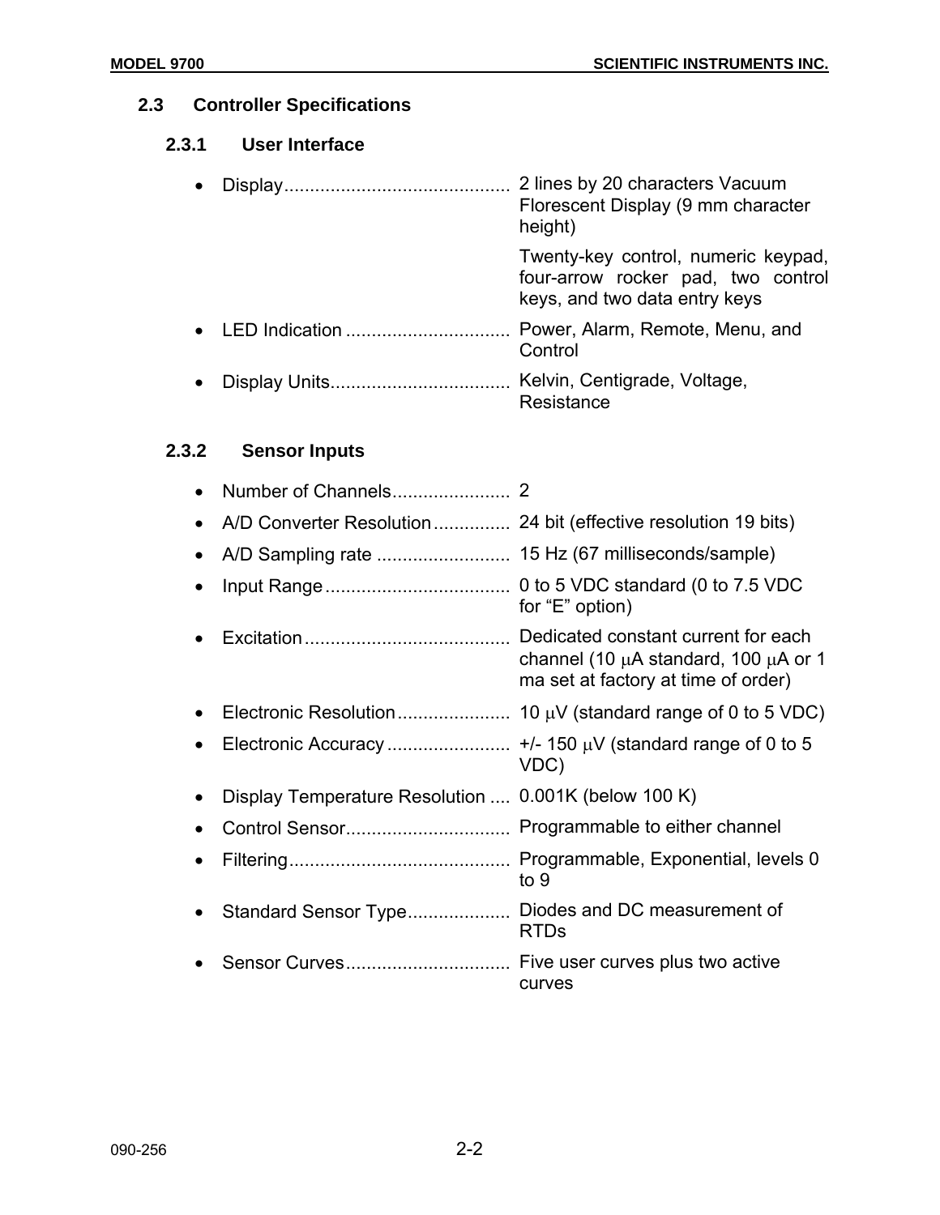## 2.3 Controller Specifications

### 2.3.1 User Interface

- Display............................................ 2 lines by 20 characters Vacuum Florescent Display (9 mm character height)

  Twenty-key control, numeric keypad, four-arrow rocker pad, two control keys, and two data entry keys
- LED Indication ................................ Power, Alarm, Remote, Menu, and Control
- Display Units................................... Kelvin, Centigrade, Voltage, Resistance

### 2.3.2 Sensor Inputs

- Number of Channels....................... 2
- A/D Converter Resolution............... 24 bit (effective resolution 19 bits)
- A/D Sampling rate .......................... 15 Hz (67 milliseconds/sample)
- Input Range.................................... 0 to 5 VDC standard (0 to 7.5 VDC for “E” option)
- Excitation........................................ Dedicated constant current for each channel (10 μA standard, 100 μA or 1 ma set at factory at time of order)
- Electronic Resolution...................... 10 μV (standard range of 0 to 5 VDC)
- Electronic Accuracy........................ +/- 150 μV (standard range of 0 to 5 VDC)
- Display Temperature Resolution .... 0.001K (below 100 K)
- Control Sensor................................ Programmable to either channel
- Filtering........................................... Programmable, Exponential, levels 0 to 9
- Standard Sensor Type.................... Diodes and DC measurement of RTDs
- Sensor Curves................................ Five user curves plus two active curves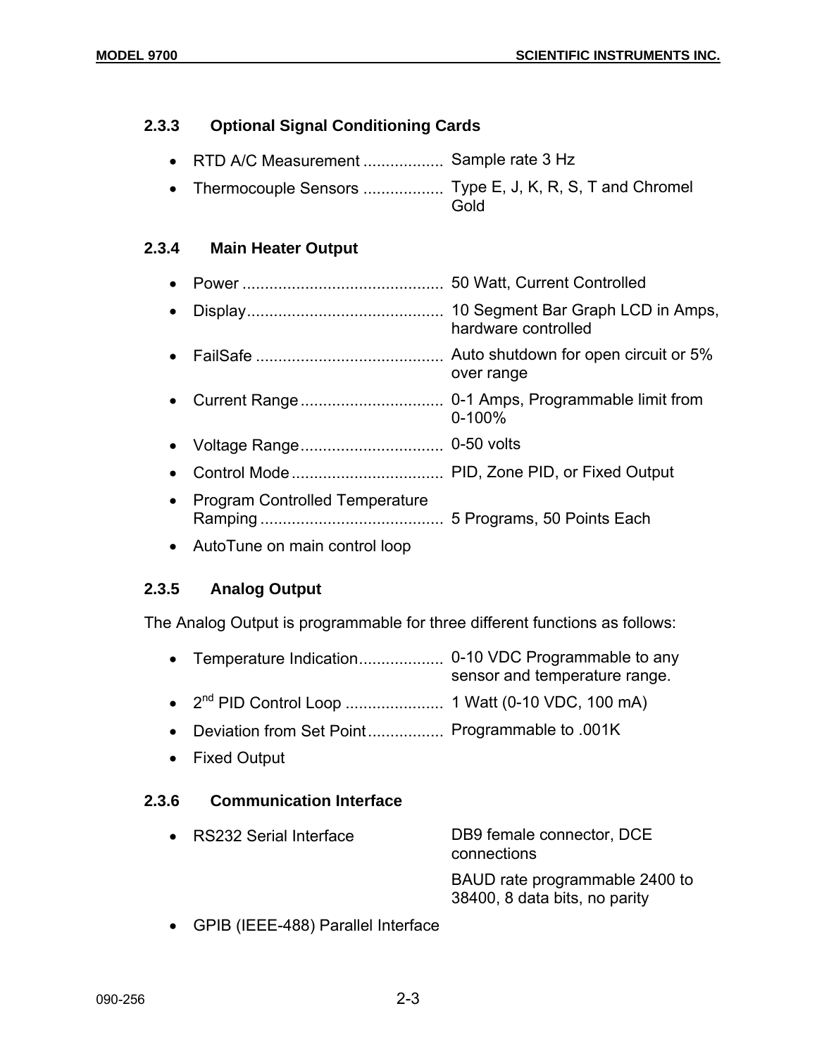### 2.3.3 Optional Signal Conditioning Cards

- RTD A/C Measurement .................. Sample rate 3 Hz
- Thermocouple Sensors .................. Type E, J, K, R, S, T and Chromel Gold

### 2.3.4 Main Heater Output

- Power ............................................ 50 Watt, Current Controlled
- Display........................................... 10 Segment Bar Graph LCD in Amps, hardware controlled
- FailSafe .......................................... Auto shutdown for open circuit or 5% over range
- Current Range ................................ 0-1 Amps, Programmable limit from 0-100%
- Voltage Range................................ 0-50 volts
- Control Mode ................................. PID, Zone PID, or Fixed Output
- Program Controlled Temperature Ramping ......................................... 5 Programs, 50 Points Each
- AutoTune on main control loop

### 2.3.5 Analog Output

The Analog Output is programmable for three different functions as follows:

- Temperature Indication.................. 0-10 VDC Programmable to any sensor and temperature range.
- 2nd PID Control Loop ..................... 1 Watt (0-10 VDC, 100 mA)
- Deviation from Set Point................ Programmable to .001K
- Fixed Output

### 2.3.6 Communication Interface

- RS232 Serial Interface — DB9 female connector, DCE connections

  BAUD rate programmable 2400 to 38400, 8 data bits, no parity
- GPIB (IEEE-488) Parallel Interface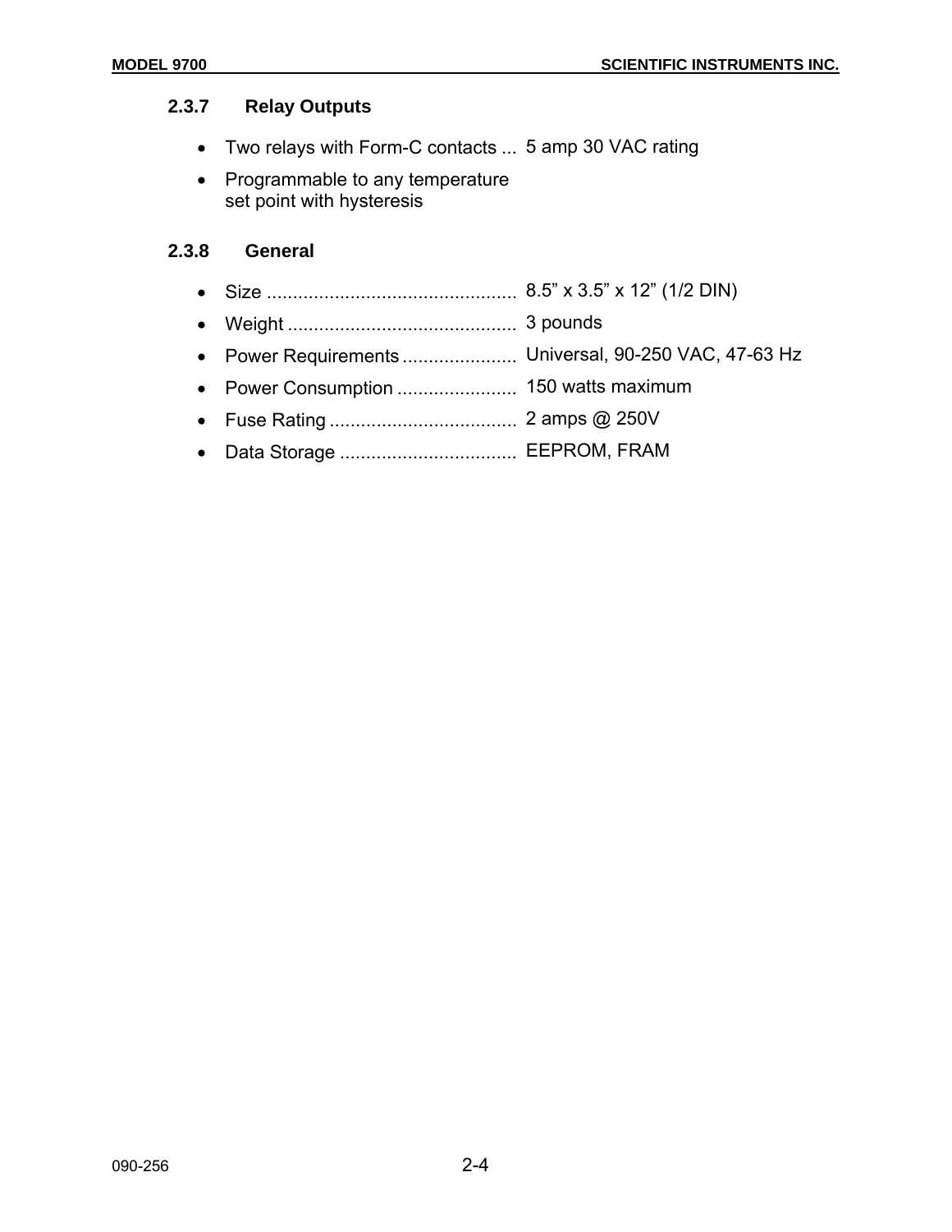### 2.3.7 Relay Outputs

- Two relays with Form-C contacts ... 5 amp 30 VAC rating
- Programmable to any temperature set point with hysteresis

### 2.3.8 General

- Size ................................................ 8.5” x 3.5” x 12” (1/2 DIN)
- Weight ............................................ 3 pounds
- Power Requirements ...................... Universal, 90-250 VAC, 47-63 Hz
- Power Consumption ....................... 150 watts maximum
- Fuse Rating .................................... 2 amps @ 250V
- Data Storage .................................. EEPROM, FRAM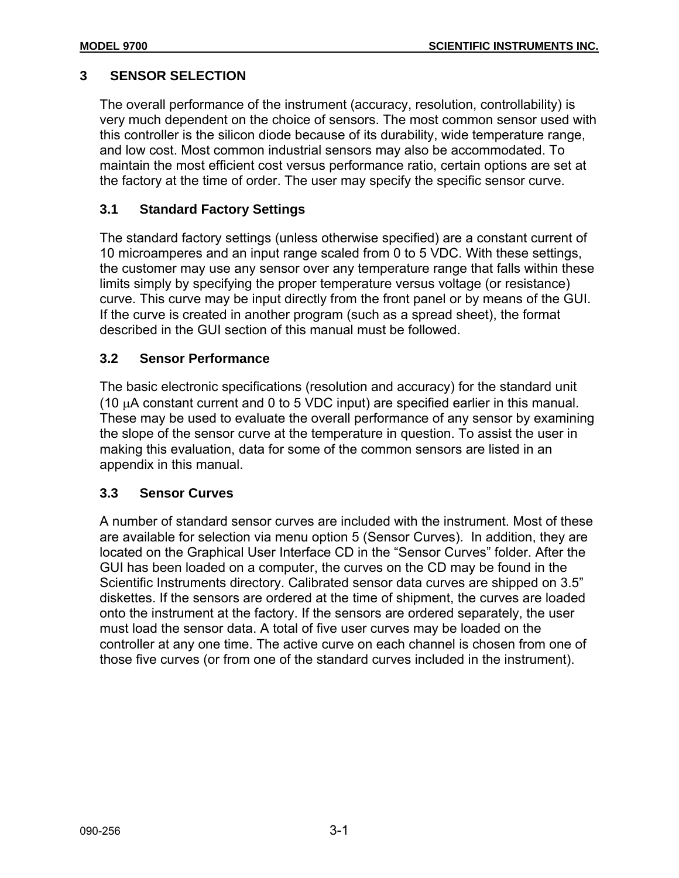# 3 SENSOR SELECTION

The overall performance of the instrument (accuracy, resolution, controllability) is very much dependent on the choice of sensors. The most common sensor used with this controller is the silicon diode because of its durability, wide temperature range, and low cost. Most common industrial sensors may also be accommodated. To maintain the most efficient cost versus performance ratio, certain options are set at the factory at the time of order. The user may specify the specific sensor curve.

## 3.1 Standard Factory Settings

The standard factory settings (unless otherwise specified) are a constant current of 10 microamperes and an input range scaled from 0 to 5 VDC. With these settings, the customer may use any sensor over any temperature range that falls within these limits simply by specifying the proper temperature versus voltage (or resistance) curve. This curve may be input directly from the front panel or by means of the GUI. If the curve is created in another program (such as a spread sheet), the format described in the GUI section of this manual must be followed.

## 3.2 Sensor Performance

The basic electronic specifications (resolution and accuracy) for the standard unit (10 μA constant current and 0 to 5 VDC input) are specified earlier in this manual. These may be used to evaluate the overall performance of any sensor by examining the slope of the sensor curve at the temperature in question. To assist the user in making this evaluation, data for some of the common sensors are listed in an appendix in this manual.

## 3.3 Sensor Curves

A number of standard sensor curves are included with the instrument. Most of these are available for selection via menu option 5 (Sensor Curves). In addition, they are located on the Graphical User Interface CD in the "Sensor Curves" folder. After the GUI has been loaded on a computer, the curves on the CD may be found in the Scientific Instruments directory. Calibrated sensor data curves are shipped on 3.5" diskettes. If the sensors are ordered at the time of shipment, the curves are loaded onto the instrument at the factory. If the sensors are ordered separately, the user must load the sensor data. A total of five user curves may be loaded on the controller at any one time. The active curve on each channel is chosen from one of those five curves (or from one of the standard curves included in the instrument).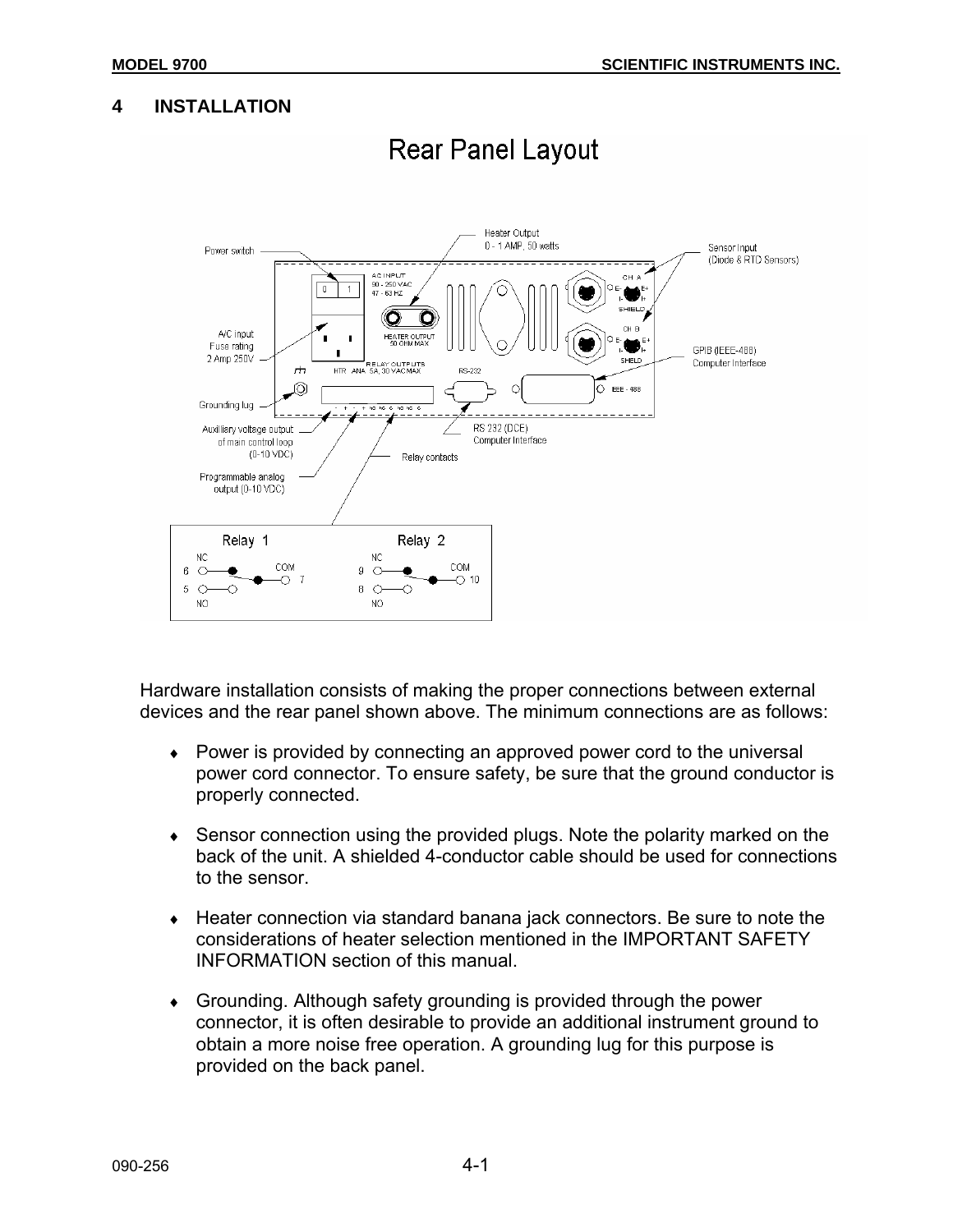# 4 INSTALLATION

Rear Panel Layout

Hardware installation consists of making the proper connections between external devices and the rear panel shown above. The minimum connections are as follows:

- Power is provided by connecting an approved power cord to the universal power cord connector. To ensure safety, be sure that the ground conductor is properly connected.
- Sensor connection using the provided plugs. Note the polarity marked on the back of the unit. A shielded 4-conductor cable should be used for connections to the sensor.
- Heater connection via standard banana jack connectors. Be sure to note the considerations of heater selection mentioned in the IMPORTANT SAFETY INFORMATION section of this manual.
- Grounding. Although safety grounding is provided through the power connector, it is often desirable to provide an additional instrument ground to obtain a more noise free operation. A grounding lug for this purpose is provided on the back panel.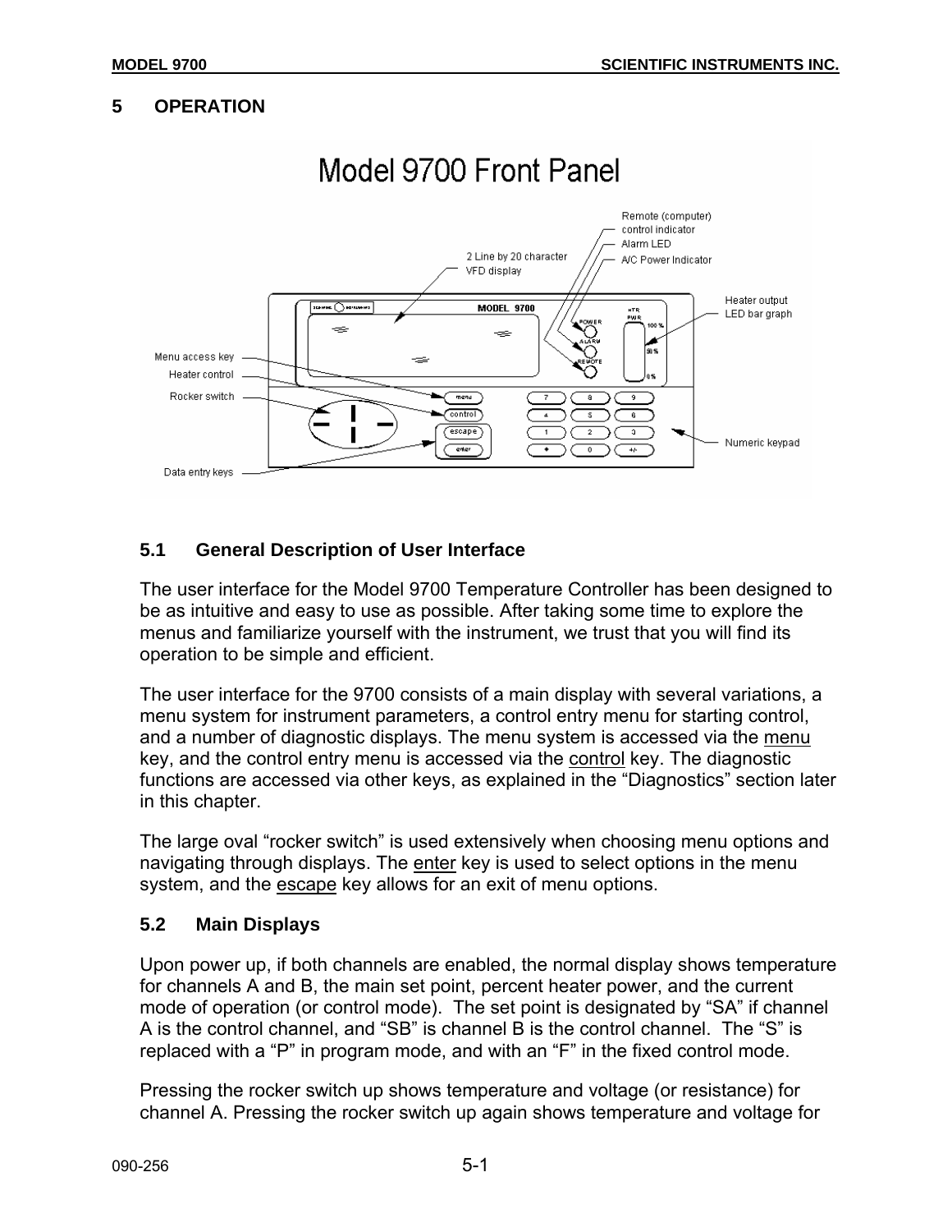# 5 OPERATION

Model 9700 Front Panel

Remote (computer) control indicator

Alarm LED

A/C Power Indicator

2 Line by 20 character VFD display

Heater output LED bar graph

Menu access key

Heater control

Rocker switch

Data entry keys

Numeric keypad

## 5.1 General Description of User Interface

The user interface for the Model 9700 Temperature Controller has been designed to be as intuitive and easy to use as possible. After taking some time to explore the menus and familiarize yourself with the instrument, we trust that you will find its operation to be simple and efficient.

The user interface for the 9700 consists of a main display with several variations, a menu system for instrument parameters, a control entry menu for starting control, and a number of diagnostic displays. The menu system is accessed via the menu key, and the control entry menu is accessed via the control key. The diagnostic functions are accessed via other keys, as explained in the "Diagnostics" section later in this chapter.

The large oval "rocker switch" is used extensively when choosing menu options and navigating through displays. The enter key is used to select options in the menu system, and the escape key allows for an exit of menu options.

## 5.2 Main Displays

Upon power up, if both channels are enabled, the normal display shows temperature for channels A and B, the main set point, percent heater power, and the current mode of operation (or control mode). The set point is designated by "SA" if channel A is the control channel, and "SB" is channel B is the control channel. The "S" is replaced with a "P" in program mode, and with an "F" in the fixed control mode.

Pressing the rocker switch up shows temperature and voltage (or resistance) for channel A. Pressing the rocker switch up again shows temperature and voltage for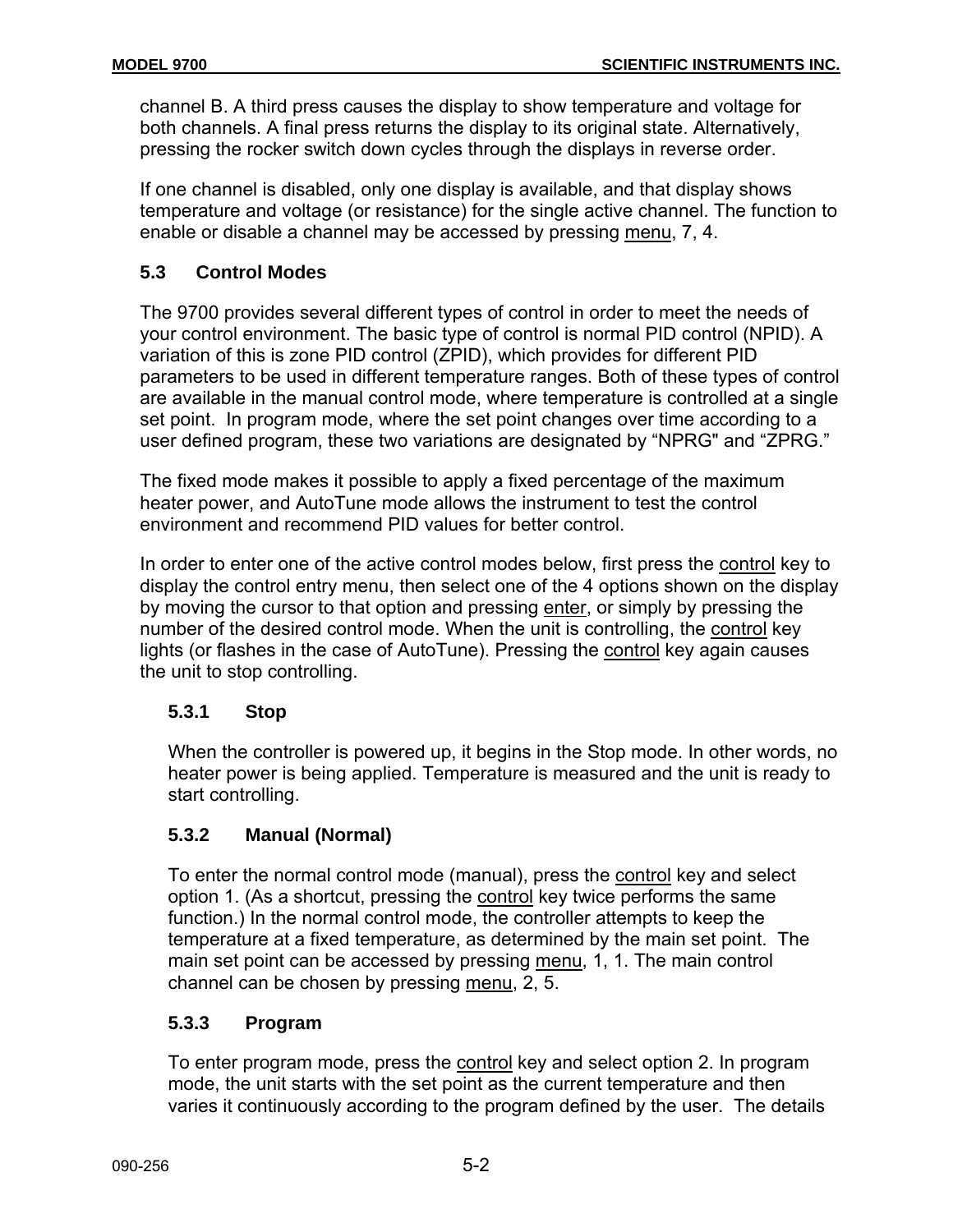channel B. A third press causes the display to show temperature and voltage for both channels. A final press returns the display to its original state. Alternatively, pressing the rocker switch down cycles through the displays in reverse order.

If one channel is disabled, only one display is available, and that display shows temperature and voltage (or resistance) for the single active channel. The function to enable or disable a channel may be accessed by pressing menu, 7, 4.

## 5.3 Control Modes

The 9700 provides several different types of control in order to meet the needs of your control environment. The basic type of control is normal PID control (NPID). A variation of this is zone PID control (ZPID), which provides for different PID parameters to be used in different temperature ranges. Both of these types of control are available in the manual control mode, where temperature is controlled at a single set point. In program mode, where the set point changes over time according to a user defined program, these two variations are designated by “NPRG" and “ZPRG.”

The fixed mode makes it possible to apply a fixed percentage of the maximum heater power, and AutoTune mode allows the instrument to test the control environment and recommend PID values for better control.

In order to enter one of the active control modes below, first press the control key to display the control entry menu, then select one of the 4 options shown on the display by moving the cursor to that option and pressing enter, or simply by pressing the number of the desired control mode. When the unit is controlling, the control key lights (or flashes in the case of AutoTune). Pressing the control key again causes the unit to stop controlling.

### 5.3.1 Stop

When the controller is powered up, it begins in the Stop mode. In other words, no heater power is being applied. Temperature is measured and the unit is ready to start controlling.

### 5.3.2 Manual (Normal)

To enter the normal control mode (manual), press the control key and select option 1. (As a shortcut, pressing the control key twice performs the same function.) In the normal control mode, the controller attempts to keep the temperature at a fixed temperature, as determined by the main set point. The main set point can be accessed by pressing menu, 1, 1. The main control channel can be chosen by pressing menu, 2, 5.

### 5.3.3 Program

To enter program mode, press the control key and select option 2. In program mode, the unit starts with the set point as the current temperature and then varies it continuously according to the program defined by the user. The details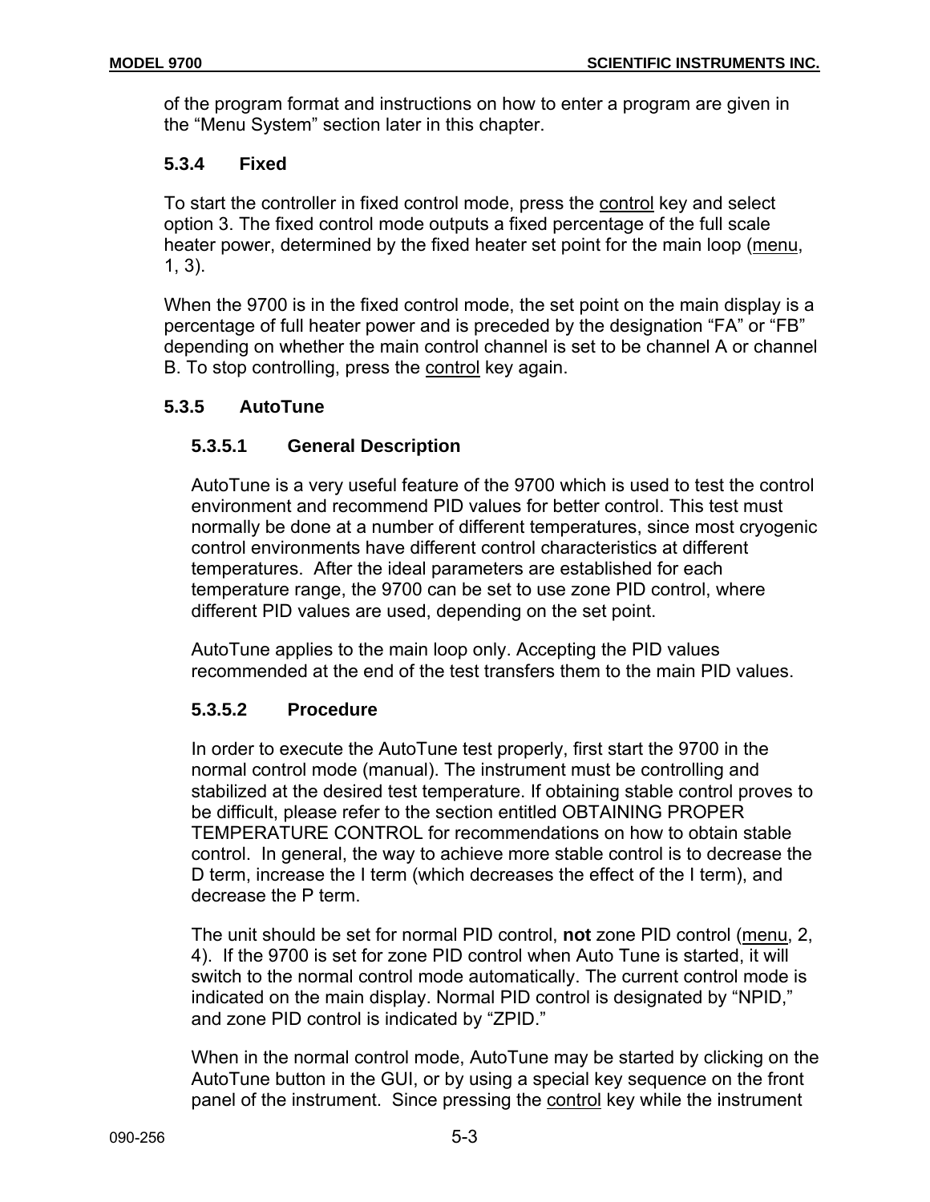of the program format and instructions on how to enter a program are given in the “Menu System” section later in this chapter.

### 5.3.4 Fixed

To start the controller in fixed control mode, press the control key and select option 3. The fixed control mode outputs a fixed percentage of the full scale heater power, determined by the fixed heater set point for the main loop (menu, 1, 3).

When the 9700 is in the fixed control mode, the set point on the main display is a percentage of full heater power and is preceded by the designation “FA” or “FB” depending on whether the main control channel is set to be channel A or channel B. To stop controlling, press the control key again.

### 5.3.5 AutoTune

#### 5.3.5.1 General Description

AutoTune is a very useful feature of the 9700 which is used to test the control environment and recommend PID values for better control. This test must normally be done at a number of different temperatures, since most cryogenic control environments have different control characteristics at different temperatures. After the ideal parameters are established for each temperature range, the 9700 can be set to use zone PID control, where different PID values are used, depending on the set point.

AutoTune applies to the main loop only. Accepting the PID values recommended at the end of the test transfers them to the main PID values.

#### 5.3.5.2 Procedure

In order to execute the AutoTune test properly, first start the 9700 in the normal control mode (manual). The instrument must be controlling and stabilized at the desired test temperature. If obtaining stable control proves to be difficult, please refer to the section entitled OBTAINING PROPER TEMPERATURE CONTROL for recommendations on how to obtain stable control. In general, the way to achieve more stable control is to decrease the D term, increase the I term (which decreases the effect of the I term), and decrease the P term.

The unit should be set for normal PID control, **not** zone PID control (menu, 2, 4). If the 9700 is set for zone PID control when Auto Tune is started, it will switch to the normal control mode automatically. The current control mode is indicated on the main display. Normal PID control is designated by “NPID,” and zone PID control is indicated by “ZPID.”

When in the normal control mode, AutoTune may be started by clicking on the AutoTune button in the GUI, or by using a special key sequence on the front panel of the instrument. Since pressing the control key while the instrument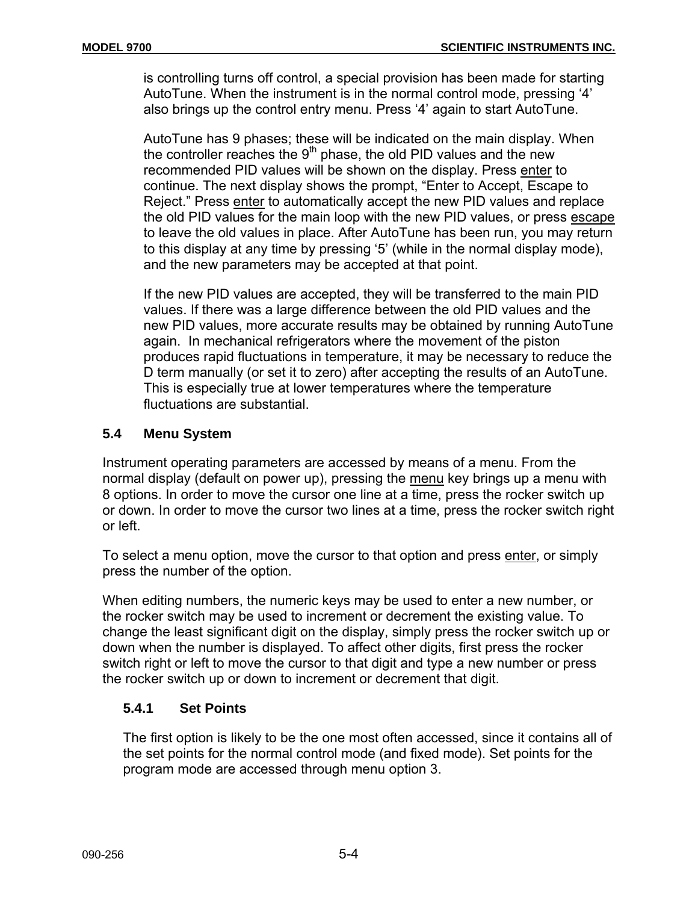is controlling turns off control, a special provision has been made for starting AutoTune. When the instrument is in the normal control mode, pressing '4' also brings up the control entry menu. Press '4' again to start AutoTune.

AutoTune has 9 phases; these will be indicated on the main display. When the controller reaches the 9th phase, the old PID values and the new recommended PID values will be shown on the display. Press enter to continue. The next display shows the prompt, "Enter to Accept, Escape to Reject." Press enter to automatically accept the new PID values and replace the old PID values for the main loop with the new PID values, or press escape to leave the old values in place. After AutoTune has been run, you may return to this display at any time by pressing '5' (while in the normal display mode), and the new parameters may be accepted at that point.

If the new PID values are accepted, they will be transferred to the main PID values. If there was a large difference between the old PID values and the new PID values, more accurate results may be obtained by running AutoTune again. In mechanical refrigerators where the movement of the piston produces rapid fluctuations in temperature, it may be necessary to reduce the D term manually (or set it to zero) after accepting the results of an AutoTune. This is especially true at lower temperatures where the temperature fluctuations are substantial.

## 5.4 Menu System

Instrument operating parameters are accessed by means of a menu. From the normal display (default on power up), pressing the menu key brings up a menu with 8 options. In order to move the cursor one line at a time, press the rocker switch up or down. In order to move the cursor two lines at a time, press the rocker switch right or left.

To select a menu option, move the cursor to that option and press enter, or simply press the number of the option.

When editing numbers, the numeric keys may be used to enter a new number, or the rocker switch may be used to increment or decrement the existing value. To change the least significant digit on the display, simply press the rocker switch up or down when the number is displayed. To affect other digits, first press the rocker switch right or left to move the cursor to that digit and type a new number or press the rocker switch up or down to increment or decrement that digit.

### 5.4.1 Set Points

The first option is likely to be the one most often accessed, since it contains all of the set points for the normal control mode (and fixed mode). Set points for the program mode are accessed through menu option 3.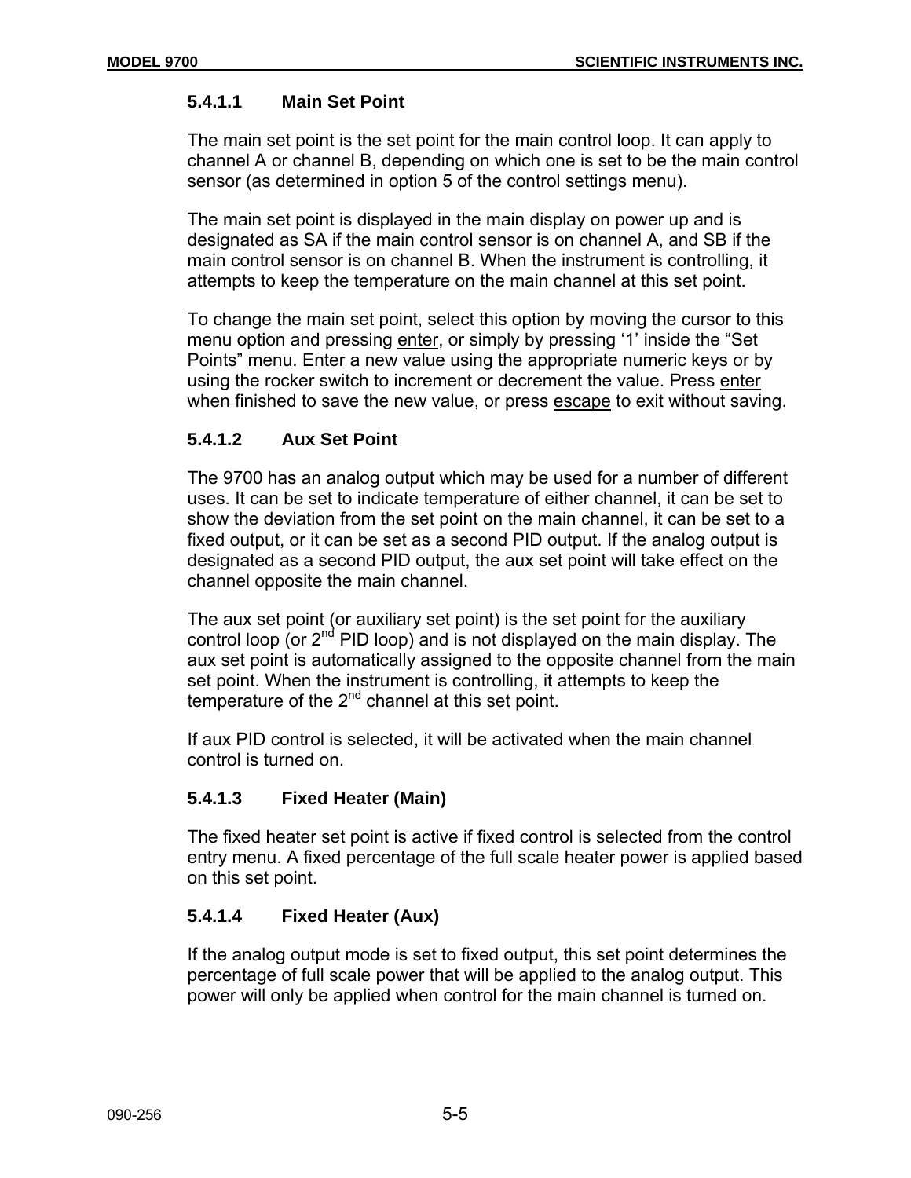#### 5.4.1.1 Main Set Point

The main set point is the set point for the main control loop. It can apply to channel A or channel B, depending on which one is set to be the main control sensor (as determined in option 5 of the control settings menu).

The main set point is displayed in the main display on power up and is designated as SA if the main control sensor is on channel A, and SB if the main control sensor is on channel B. When the instrument is controlling, it attempts to keep the temperature on the main channel at this set point.

To change the main set point, select this option by moving the cursor to this menu option and pressing enter, or simply by pressing '1' inside the "Set Points" menu. Enter a new value using the appropriate numeric keys or by using the rocker switch to increment or decrement the value. Press enter when finished to save the new value, or press escape to exit without saving.

#### 5.4.1.2 Aux Set Point

The 9700 has an analog output which may be used for a number of different uses. It can be set to indicate temperature of either channel, it can be set to show the deviation from the set point on the main channel, it can be set to a fixed output, or it can be set as a second PID output. If the analog output is designated as a second PID output, the aux set point will take effect on the channel opposite the main channel.

The aux set point (or auxiliary set point) is the set point for the auxiliary control loop (or 2nd PID loop) and is not displayed on the main display. The aux set point is automatically assigned to the opposite channel from the main set point. When the instrument is controlling, it attempts to keep the temperature of the 2nd channel at this set point.

If aux PID control is selected, it will be activated when the main channel control is turned on.

#### 5.4.1.3 Fixed Heater (Main)

The fixed heater set point is active if fixed control is selected from the control entry menu. A fixed percentage of the full scale heater power is applied based on this set point.

#### 5.4.1.4 Fixed Heater (Aux)

If the analog output mode is set to fixed output, this set point determines the percentage of full scale power that will be applied to the analog output. This power will only be applied when control for the main channel is turned on.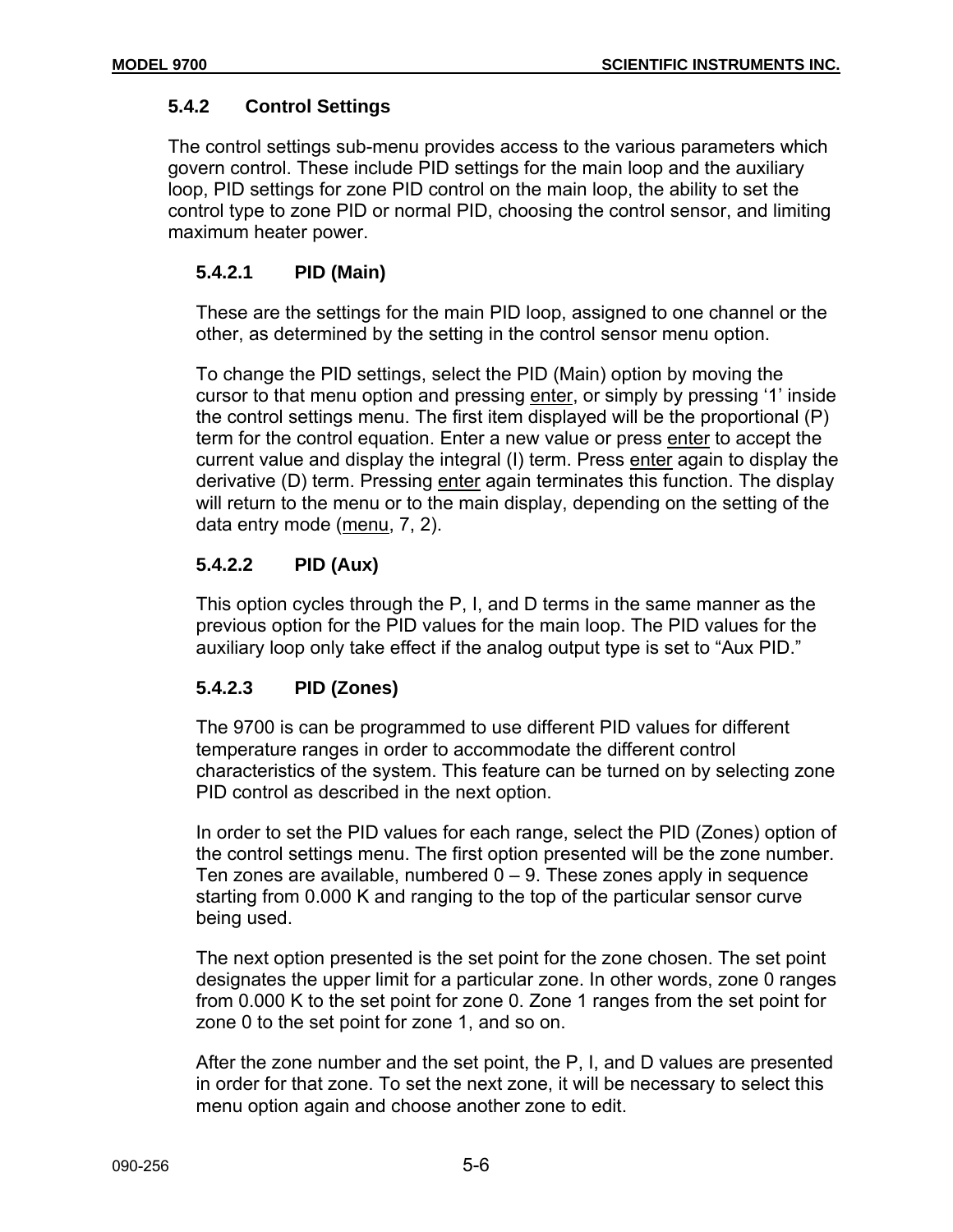### 5.4.2 Control Settings

The control settings sub-menu provides access to the various parameters which govern control. These include PID settings for the main loop and the auxiliary loop, PID settings for zone PID control on the main loop, the ability to set the control type to zone PID or normal PID, choosing the control sensor, and limiting maximum heater power.

#### 5.4.2.1 PID (Main)

These are the settings for the main PID loop, assigned to one channel or the other, as determined by the setting in the control sensor menu option.

To change the PID settings, select the PID (Main) option by moving the cursor to that menu option and pressing <u>enter</u>, or simply by pressing '1' inside the control settings menu. The first item displayed will be the proportional (P) term for the control equation. Enter a new value or press <u>enter</u> to accept the current value and display the integral (I) term. Press <u>enter</u> again to display the derivative (D) term. Pressing <u>enter</u> again terminates this function. The display will return to the menu or to the main display, depending on the setting of the data entry mode (<u>menu</u>, 7, 2).

#### 5.4.2.2 PID (Aux)

This option cycles through the P, I, and D terms in the same manner as the previous option for the PID values for the main loop. The PID values for the auxiliary loop only take effect if the analog output type is set to "Aux PID."

#### 5.4.2.3 PID (Zones)

The 9700 is can be programmed to use different PID values for different temperature ranges in order to accommodate the different control characteristics of the system. This feature can be turned on by selecting zone PID control as described in the next option.

In order to set the PID values for each range, select the PID (Zones) option of the control settings menu. The first option presented will be the zone number. Ten zones are available, numbered 0 – 9. These zones apply in sequence starting from 0.000 K and ranging to the top of the particular sensor curve being used.

The next option presented is the set point for the zone chosen. The set point designates the upper limit for a particular zone. In other words, zone 0 ranges from 0.000 K to the set point for zone 0. Zone 1 ranges from the set point for zone 0 to the set point for zone 1, and so on.

After the zone number and the set point, the P, I, and D values are presented in order for that zone. To set the next zone, it will be necessary to select this menu option again and choose another zone to edit.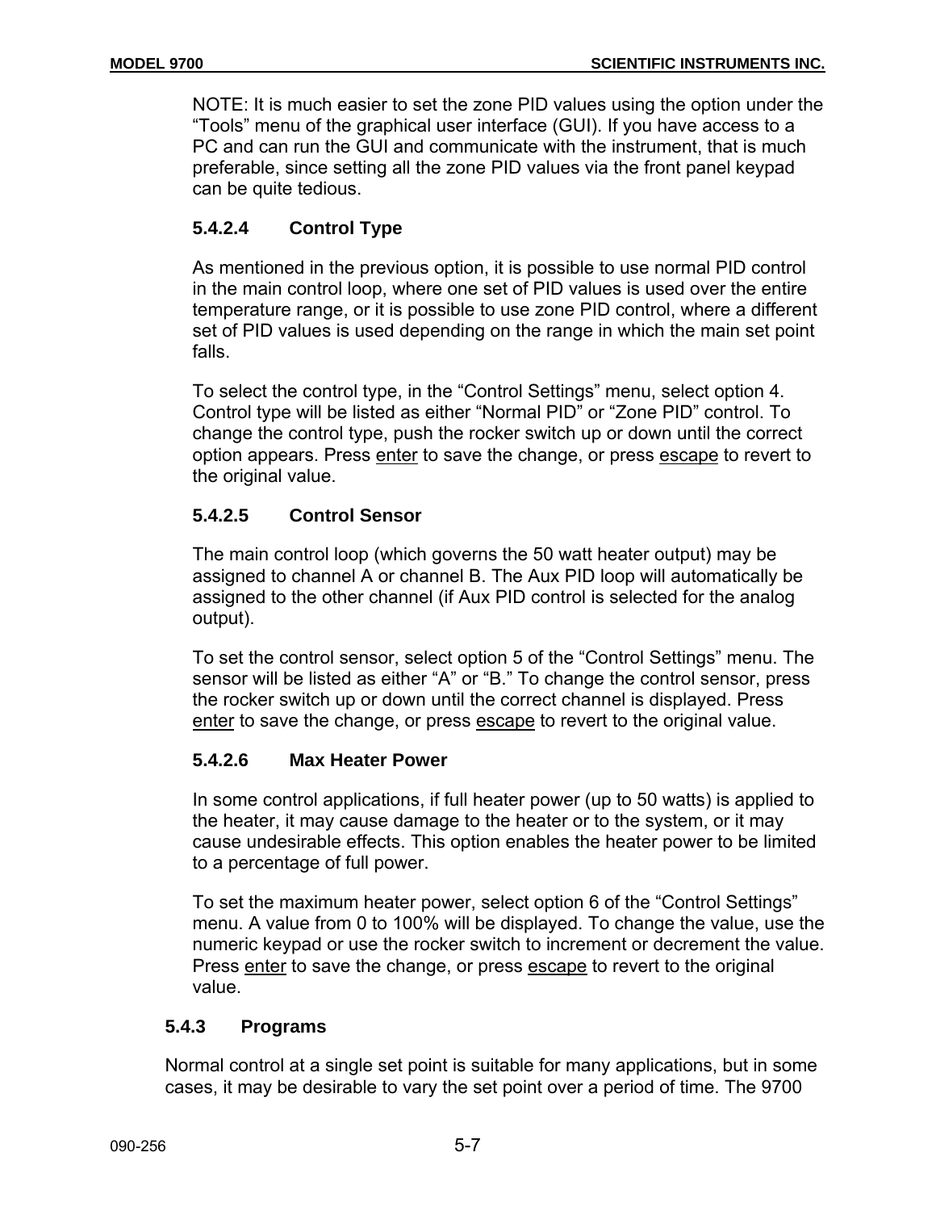NOTE: It is much easier to set the zone PID values using the option under the "Tools" menu of the graphical user interface (GUI). If you have access to a PC and can run the GUI and communicate with the instrument, that is much preferable, since setting all the zone PID values via the front panel keypad can be quite tedious.

#### 5.4.2.4 Control Type

As mentioned in the previous option, it is possible to use normal PID control in the main control loop, where one set of PID values is used over the entire temperature range, or it is possible to use zone PID control, where a different set of PID values is used depending on the range in which the main set point falls.

To select the control type, in the "Control Settings" menu, select option 4. Control type will be listed as either "Normal PID" or "Zone PID" control. To change the control type, push the rocker switch up or down until the correct option appears. Press <u>enter</u> to save the change, or press <u>escape</u> to revert to the original value.

#### 5.4.2.5 Control Sensor

The main control loop (which governs the 50 watt heater output) may be assigned to channel A or channel B. The Aux PID loop will automatically be assigned to the other channel (if Aux PID control is selected for the analog output).

To set the control sensor, select option 5 of the "Control Settings" menu. The sensor will be listed as either "A" or "B." To change the control sensor, press the rocker switch up or down until the correct channel is displayed. Press <u>enter</u> to save the change, or press <u>escape</u> to revert to the original value.

#### 5.4.2.6 Max Heater Power

In some control applications, if full heater power (up to 50 watts) is applied to the heater, it may cause damage to the heater or to the system, or it may cause undesirable effects. This option enables the heater power to be limited to a percentage of full power.

To set the maximum heater power, select option 6 of the "Control Settings" menu. A value from 0 to 100% will be displayed. To change the value, use the numeric keypad or use the rocker switch to increment or decrement the value. Press <u>enter</u> to save the change, or press <u>escape</u> to revert to the original value.

### 5.4.3 Programs

Normal control at a single set point is suitable for many applications, but in some cases, it may be desirable to vary the set point over a period of time. The 9700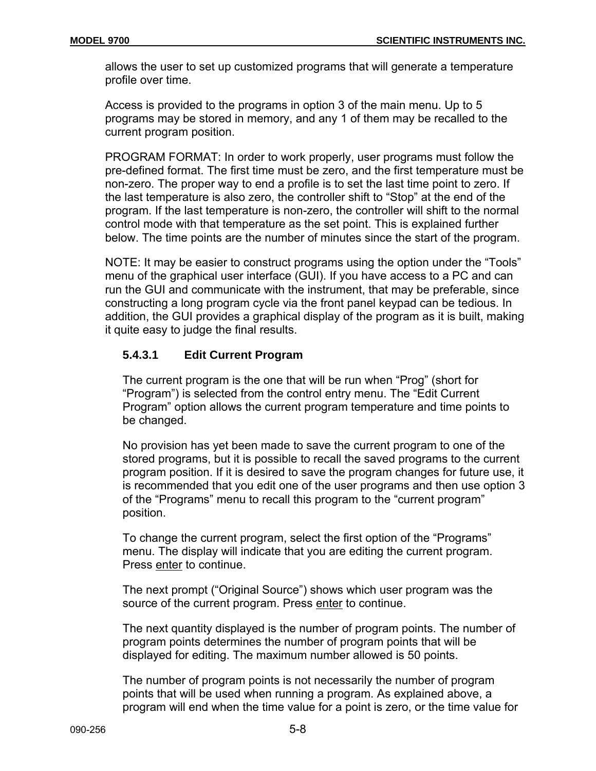allows the user to set up customized programs that will generate a temperature profile over time.

Access is provided to the programs in option 3 of the main menu. Up to 5 programs may be stored in memory, and any 1 of them may be recalled to the current program position.

PROGRAM FORMAT: In order to work properly, user programs must follow the pre-defined format. The first time must be zero, and the first temperature must be non-zero. The proper way to end a profile is to set the last time point to zero. If the last temperature is also zero, the controller shift to “Stop” at the end of the program. If the last temperature is non-zero, the controller will shift to the normal control mode with that temperature as the set point. This is explained further below. The time points are the number of minutes since the start of the program.

NOTE: It may be easier to construct programs using the option under the “Tools” menu of the graphical user interface (GUI). If you have access to a PC and can run the GUI and communicate with the instrument, that may be preferable, since constructing a long program cycle via the front panel keypad can be tedious. In addition, the GUI provides a graphical display of the program as it is built, making it quite easy to judge the final results.

#### 5.4.3.1 Edit Current Program

The current program is the one that will be run when “Prog” (short for “Program”) is selected from the control entry menu. The “Edit Current Program” option allows the current program temperature and time points to be changed.

No provision has yet been made to save the current program to one of the stored programs, but it is possible to recall the saved programs to the current program position. If it is desired to save the program changes for future use, it is recommended that you edit one of the user programs and then use option 3 of the “Programs” menu to recall this program to the “current program” position.

To change the current program, select the first option of the “Programs” menu. The display will indicate that you are editing the current program. Press enter to continue.

The next prompt (“Original Source”) shows which user program was the source of the current program. Press enter to continue.

The next quantity displayed is the number of program points. The number of program points determines the number of program points that will be displayed for editing. The maximum number allowed is 50 points.

The number of program points is not necessarily the number of program points that will be used when running a program. As explained above, a program will end when the time value for a point is zero, or the time value for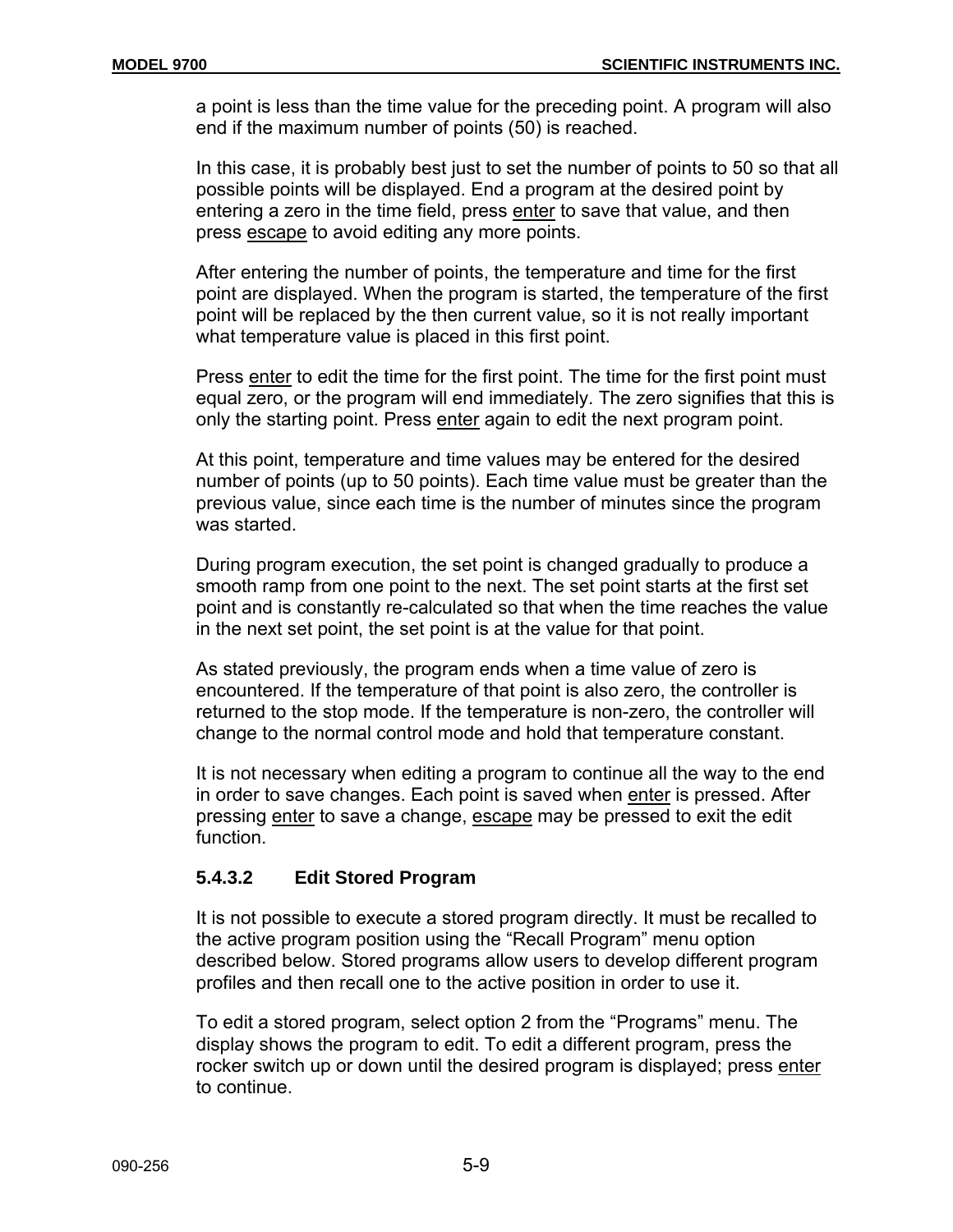a point is less than the time value for the preceding point. A program will also end if the maximum number of points (50) is reached.

In this case, it is probably best just to set the number of points to 50 so that all possible points will be displayed. End a program at the desired point by entering a zero in the time field, press enter to save that value, and then press escape to avoid editing any more points.

After entering the number of points, the temperature and time for the first point are displayed. When the program is started, the temperature of the first point will be replaced by the then current value, so it is not really important what temperature value is placed in this first point.

Press enter to edit the time for the first point. The time for the first point must equal zero, or the program will end immediately. The zero signifies that this is only the starting point. Press enter again to edit the next program point.

At this point, temperature and time values may be entered for the desired number of points (up to 50 points). Each time value must be greater than the previous value, since each time is the number of minutes since the program was started.

During program execution, the set point is changed gradually to produce a smooth ramp from one point to the next. The set point starts at the first set point and is constantly re-calculated so that when the time reaches the value in the next set point, the set point is at the value for that point.

As stated previously, the program ends when a time value of zero is encountered. If the temperature of that point is also zero, the controller is returned to the stop mode. If the temperature is non-zero, the controller will change to the normal control mode and hold that temperature constant.

It is not necessary when editing a program to continue all the way to the end in order to save changes. Each point is saved when enter is pressed. After pressing enter to save a change, escape may be pressed to exit the edit function.

### 5.4.3.2 Edit Stored Program

It is not possible to execute a stored program directly. It must be recalled to the active program position using the "Recall Program" menu option described below. Stored programs allow users to develop different program profiles and then recall one to the active position in order to use it.

To edit a stored program, select option 2 from the "Programs" menu. The display shows the program to edit. To edit a different program, press the rocker switch up or down until the desired program is displayed; press enter to continue.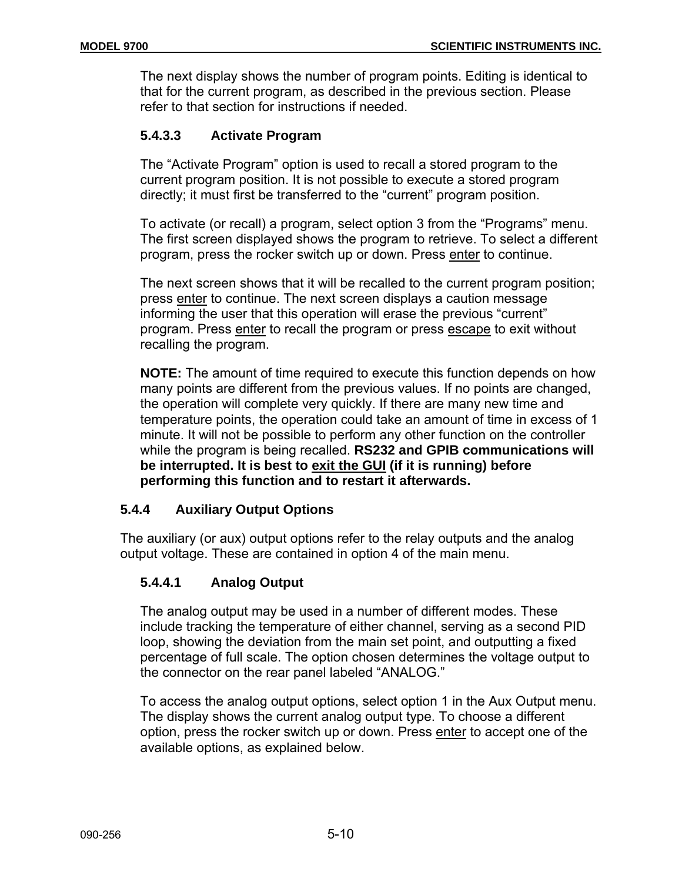The next display shows the number of program points. Editing is identical to that for the current program, as described in the previous section. Please refer to that section for instructions if needed.

#### 5.4.3.3 Activate Program

The “Activate Program” option is used to recall a stored program to the current program position. It is not possible to execute a stored program directly; it must first be transferred to the “current” program position.

To activate (or recall) a program, select option 3 from the “Programs” menu. The first screen displayed shows the program to retrieve. To select a different program, press the rocker switch up or down. Press enter to continue.

The next screen shows that it will be recalled to the current program position; press enter to continue. The next screen displays a caution message informing the user that this operation will erase the previous “current” program. Press enter to recall the program or press escape to exit without recalling the program.

**NOTE:** The amount of time required to execute this function depends on how many points are different from the previous values. If no points are changed, the operation will complete very quickly. If there are many new time and temperature points, the operation could take an amount of time in excess of 1 minute. It will not be possible to perform any other function on the controller while the program is being recalled. **RS232 and GPIB communications will be interrupted. It is best to exit the GUI (if it is running) before performing this function and to restart it afterwards.**

### 5.4.4 Auxiliary Output Options

The auxiliary (or aux) output options refer to the relay outputs and the analog output voltage. These are contained in option 4 of the main menu.

#### 5.4.4.1 Analog Output

The analog output may be used in a number of different modes. These include tracking the temperature of either channel, serving as a second PID loop, showing the deviation from the main set point, and outputting a fixed percentage of full scale. The option chosen determines the voltage output to the connector on the rear panel labeled “ANALOG.”

To access the analog output options, select option 1 in the Aux Output menu. The display shows the current analog output type. To choose a different option, press the rocker switch up or down. Press enter to accept one of the available options, as explained below.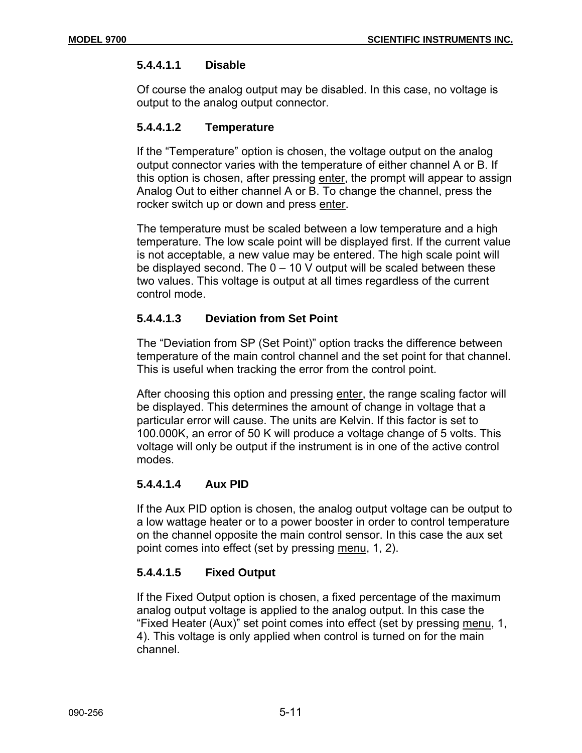#### 5.4.4.1.1 Disable

Of course the analog output may be disabled. In this case, no voltage is output to the analog output connector.

#### 5.4.4.1.2 Temperature

If the "Temperature" option is chosen, the voltage output on the analog output connector varies with the temperature of either channel A or B. If this option is chosen, after pressing enter, the prompt will appear to assign Analog Out to either channel A or B. To change the channel, press the rocker switch up or down and press enter.

The temperature must be scaled between a low temperature and a high temperature. The low scale point will be displayed first. If the current value is not acceptable, a new value may be entered. The high scale point will be displayed second. The 0 – 10 V output will be scaled between these two values. This voltage is output at all times regardless of the current control mode.

#### 5.4.4.1.3 Deviation from Set Point

The "Deviation from SP (Set Point)" option tracks the difference between temperature of the main control channel and the set point for that channel. This is useful when tracking the error from the control point.

After choosing this option and pressing enter, the range scaling factor will be displayed. This determines the amount of change in voltage that a particular error will cause. The units are Kelvin. If this factor is set to 100.000K, an error of 50 K will produce a voltage change of 5 volts. This voltage will only be output if the instrument is in one of the active control modes.

#### 5.4.4.1.4 Aux PID

If the Aux PID option is chosen, the analog output voltage can be output to a low wattage heater or to a power booster in order to control temperature on the channel opposite the main control sensor. In this case the aux set point comes into effect (set by pressing menu, 1, 2).

#### 5.4.4.1.5 Fixed Output

If the Fixed Output option is chosen, a fixed percentage of the maximum analog output voltage is applied to the analog output. In this case the "Fixed Heater (Aux)" set point comes into effect (set by pressing menu, 1, 4). This voltage is only applied when control is turned on for the main channel.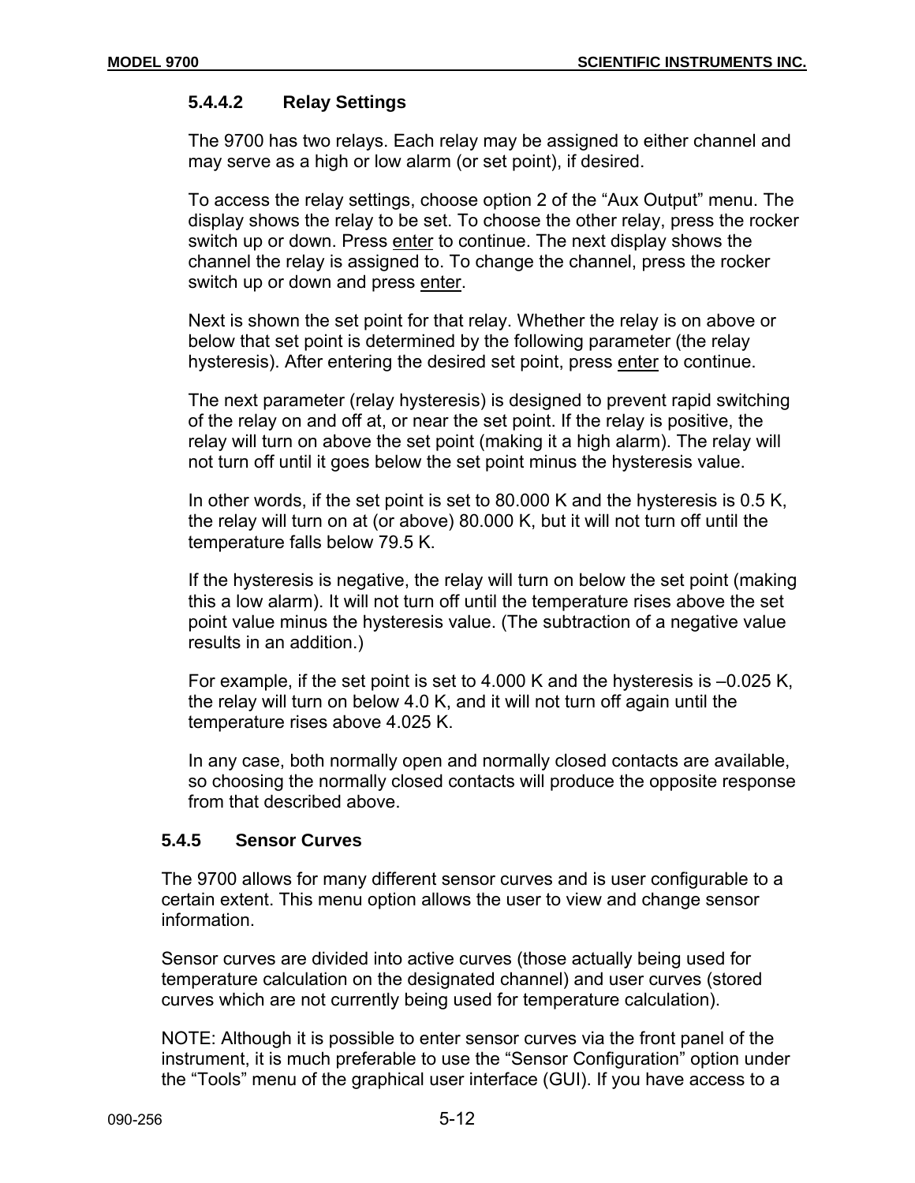#### 5.4.4.2 Relay Settings

The 9700 has two relays. Each relay may be assigned to either channel and may serve as a high or low alarm (or set point), if desired.

To access the relay settings, choose option 2 of the “Aux Output” menu. The display shows the relay to be set. To choose the other relay, press the rocker switch up or down. Press enter to continue. The next display shows the channel the relay is assigned to. To change the channel, press the rocker switch up or down and press enter.

Next is shown the set point for that relay. Whether the relay is on above or below that set point is determined by the following parameter (the relay hysteresis). After entering the desired set point, press enter to continue.

The next parameter (relay hysteresis) is designed to prevent rapid switching of the relay on and off at, or near the set point. If the relay is positive, the relay will turn on above the set point (making it a high alarm). The relay will not turn off until it goes below the set point minus the hysteresis value.

In other words, if the set point is set to 80.000 K and the hysteresis is 0.5 K, the relay will turn on at (or above) 80.000 K, but it will not turn off until the temperature falls below 79.5 K.

If the hysteresis is negative, the relay will turn on below the set point (making this a low alarm). It will not turn off until the temperature rises above the set point value minus the hysteresis value. (The subtraction of a negative value results in an addition.)

For example, if the set point is set to 4.000 K and the hysteresis is –0.025 K, the relay will turn on below 4.0 K, and it will not turn off again until the temperature rises above 4.025 K.

In any case, both normally open and normally closed contacts are available, so choosing the normally closed contacts will produce the opposite response from that described above.

### 5.4.5 Sensor Curves

The 9700 allows for many different sensor curves and is user configurable to a certain extent. This menu option allows the user to view and change sensor information.

Sensor curves are divided into active curves (those actually being used for temperature calculation on the designated channel) and user curves (stored curves which are not currently being used for temperature calculation).

NOTE: Although it is possible to enter sensor curves via the front panel of the instrument, it is much preferable to use the “Sensor Configuration” option under the “Tools” menu of the graphical user interface (GUI). If you have access to a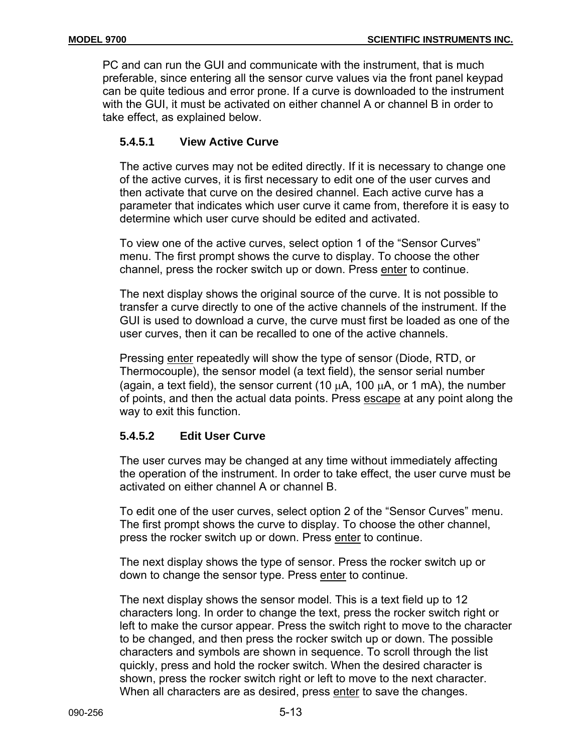PC and can run the GUI and communicate with the instrument, that is much preferable, since entering all the sensor curve values via the front panel keypad can be quite tedious and error prone. If a curve is downloaded to the instrument with the GUI, it must be activated on either channel A or channel B in order to take effect, as explained below.

### 5.4.5.1 View Active Curve

The active curves may not be edited directly. If it is necessary to change one of the active curves, it is first necessary to edit one of the user curves and then activate that curve on the desired channel. Each active curve has a parameter that indicates which user curve it came from, therefore it is easy to determine which user curve should be edited and activated.

To view one of the active curves, select option 1 of the “Sensor Curves” menu. The first prompt shows the curve to display. To choose the other channel, press the rocker switch up or down. Press enter to continue.

The next display shows the original source of the curve. It is not possible to transfer a curve directly to one of the active channels of the instrument. If the GUI is used to download a curve, the curve must first be loaded as one of the user curves, then it can be recalled to one of the active channels.

Pressing enter repeatedly will show the type of sensor (Diode, RTD, or Thermocouple), the sensor model (a text field), the sensor serial number (again, a text field), the sensor current (10 μA, 100 μA, or 1 mA), the number of points, and then the actual data points. Press escape at any point along the way to exit this function.

### 5.4.5.2 Edit User Curve

The user curves may be changed at any time without immediately affecting the operation of the instrument. In order to take effect, the user curve must be activated on either channel A or channel B.

To edit one of the user curves, select option 2 of the “Sensor Curves” menu. The first prompt shows the curve to display. To choose the other channel, press the rocker switch up or down. Press enter to continue.

The next display shows the type of sensor. Press the rocker switch up or down to change the sensor type. Press enter to continue.

The next display shows the sensor model. This is a text field up to 12 characters long. In order to change the text, press the rocker switch right or left to make the cursor appear. Press the switch right to move to the character to be changed, and then press the rocker switch up or down. The possible characters and symbols are shown in sequence. To scroll through the list quickly, press and hold the rocker switch. When the desired character is shown, press the rocker switch right or left to move to the next character. When all characters are as desired, press enter to save the changes.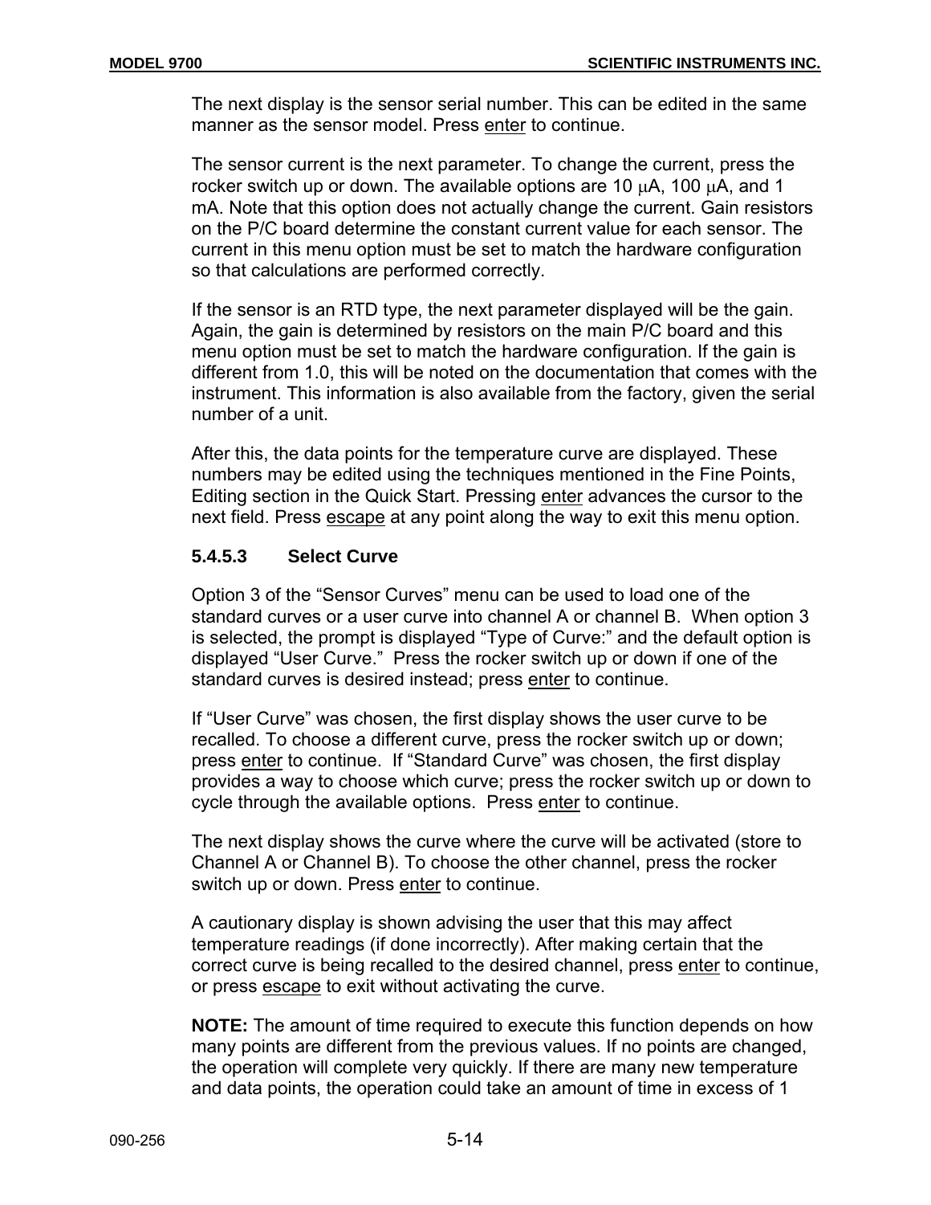The next display is the sensor serial number. This can be edited in the same manner as the sensor model. Press enter to continue.

The sensor current is the next parameter. To change the current, press the rocker switch up or down. The available options are 10 μA, 100 μA, and 1 mA. Note that this option does not actually change the current. Gain resistors on the P/C board determine the constant current value for each sensor. The current in this menu option must be set to match the hardware configuration so that calculations are performed correctly.

If the sensor is an RTD type, the next parameter displayed will be the gain. Again, the gain is determined by resistors on the main P/C board and this menu option must be set to match the hardware configuration. If the gain is different from 1.0, this will be noted on the documentation that comes with the instrument. This information is also available from the factory, given the serial number of a unit.

After this, the data points for the temperature curve are displayed. These numbers may be edited using the techniques mentioned in the Fine Points, Editing section in the Quick Start. Pressing enter advances the cursor to the next field. Press escape at any point along the way to exit this menu option.

#### 5.4.5.3 Select Curve

Option 3 of the "Sensor Curves" menu can be used to load one of the standard curves or a user curve into channel A or channel B. When option 3 is selected, the prompt is displayed "Type of Curve:" and the default option is displayed "User Curve." Press the rocker switch up or down if one of the standard curves is desired instead; press enter to continue.

If "User Curve" was chosen, the first display shows the user curve to be recalled. To choose a different curve, press the rocker switch up or down; press enter to continue. If "Standard Curve" was chosen, the first display provides a way to choose which curve; press the rocker switch up or down to cycle through the available options. Press enter to continue.

The next display shows the curve where the curve will be activated (store to Channel A or Channel B). To choose the other channel, press the rocker switch up or down. Press enter to continue.

A cautionary display is shown advising the user that this may affect temperature readings (if done incorrectly). After making certain that the correct curve is being recalled to the desired channel, press enter to continue, or press escape to exit without activating the curve.

**NOTE:** The amount of time required to execute this function depends on how many points are different from the previous values. If no points are changed, the operation will complete very quickly. If there are many new temperature and data points, the operation could take an amount of time in excess of 1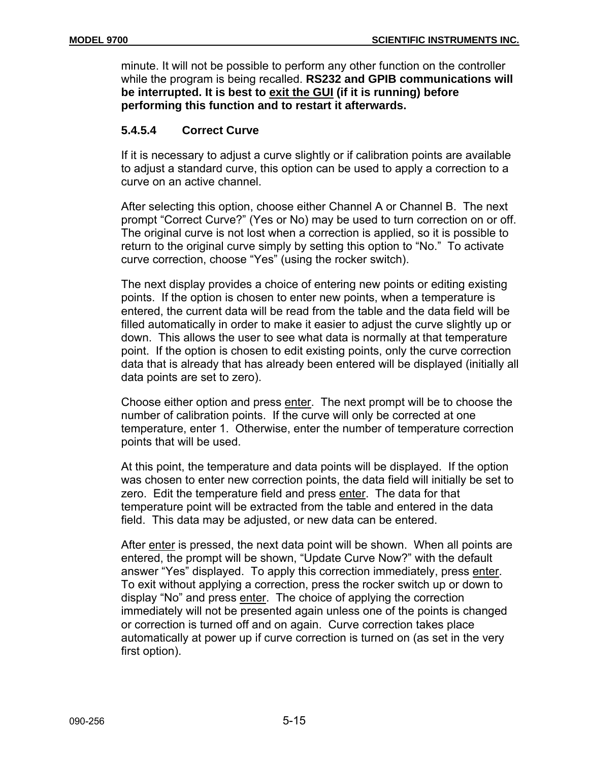minute. It will not be possible to perform any other function on the controller while the program is being recalled. **RS232 and GPIB communications will be interrupted. It is best to exit the GUI (if it is running) before performing this function and to restart it afterwards.**

#### 5.4.5.4 Correct Curve

If it is necessary to adjust a curve slightly or if calibration points are available to adjust a standard curve, this option can be used to apply a correction to a curve on an active channel.

After selecting this option, choose either Channel A or Channel B. The next prompt "Correct Curve?" (Yes or No) may be used to turn correction on or off. The original curve is not lost when a correction is applied, so it is possible to return to the original curve simply by setting this option to "No." To activate curve correction, choose "Yes" (using the rocker switch).

The next display provides a choice of entering new points or editing existing points. If the option is chosen to enter new points, when a temperature is entered, the current data will be read from the table and the data field will be filled automatically in order to make it easier to adjust the curve slightly up or down. This allows the user to see what data is normally at that temperature point. If the option is chosen to edit existing points, only the curve correction data that is already that has already been entered will be displayed (initially all data points are set to zero).

Choose either option and press enter. The next prompt will be to choose the number of calibration points. If the curve will only be corrected at one temperature, enter 1. Otherwise, enter the number of temperature correction points that will be used.

At this point, the temperature and data points will be displayed. If the option was chosen to enter new correction points, the data field will initially be set to zero. Edit the temperature field and press enter. The data for that temperature point will be extracted from the table and entered in the data field. This data may be adjusted, or new data can be entered.

After enter is pressed, the next data point will be shown. When all points are entered, the prompt will be shown, "Update Curve Now?" with the default answer "Yes" displayed. To apply this correction immediately, press enter. To exit without applying a correction, press the rocker switch up or down to display "No" and press enter. The choice of applying the correction immediately will not be presented again unless one of the points is changed or correction is turned off and on again. Curve correction takes place automatically at power up if curve correction is turned on (as set in the very first option).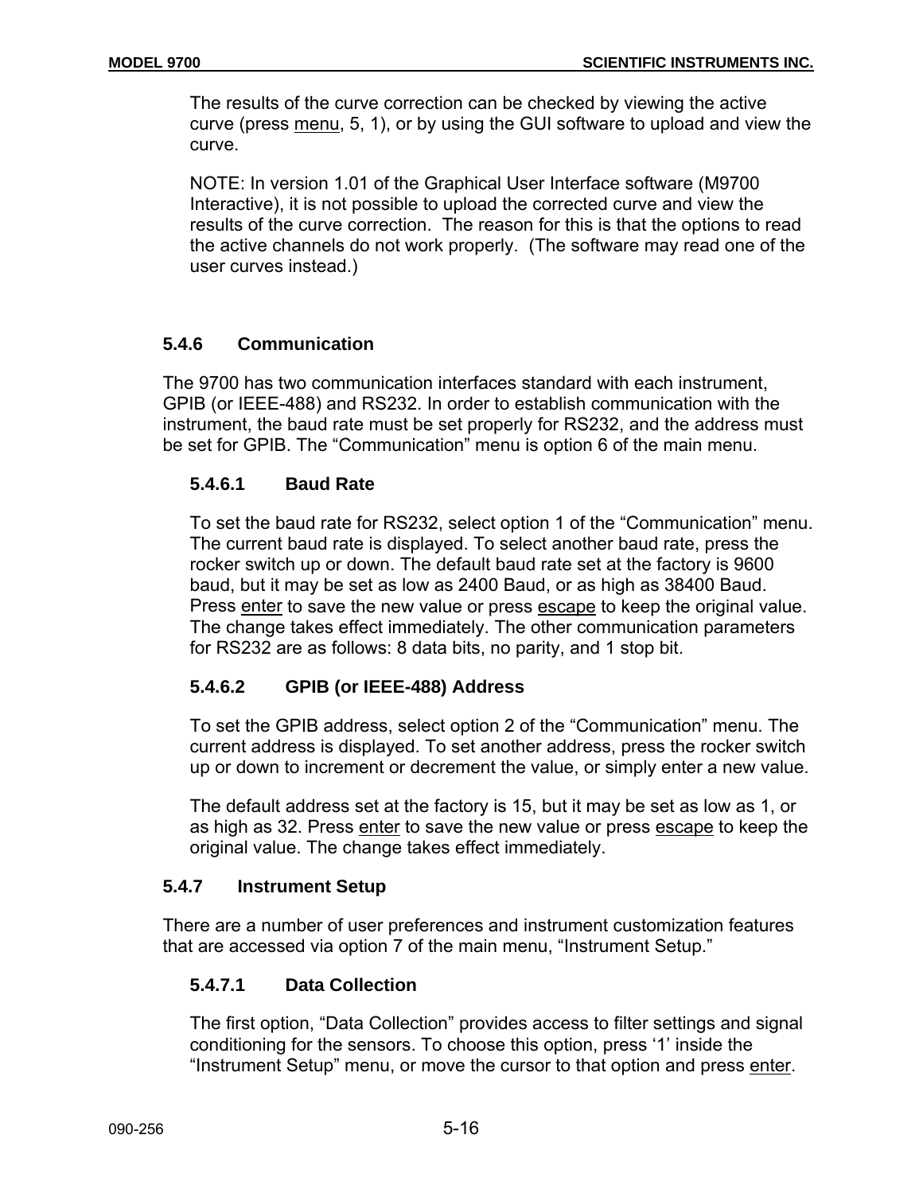The results of the curve correction can be checked by viewing the active curve (press menu, 5, 1), or by using the GUI software to upload and view the curve.

NOTE: In version 1.01 of the Graphical User Interface software (M9700 Interactive), it is not possible to upload the corrected curve and view the results of the curve correction. The reason for this is that the options to read the active channels do not work properly. (The software may read one of the user curves instead.)

### 5.4.6 Communication

The 9700 has two communication interfaces standard with each instrument, GPIB (or IEEE-488) and RS232. In order to establish communication with the instrument, the baud rate must be set properly for RS232, and the address must be set for GPIB. The “Communication” menu is option 6 of the main menu.

#### 5.4.6.1 Baud Rate

To set the baud rate for RS232, select option 1 of the “Communication” menu. The current baud rate is displayed. To select another baud rate, press the rocker switch up or down. The default baud rate set at the factory is 9600 baud, but it may be set as low as 2400 Baud, or as high as 38400 Baud. Press enter to save the new value or press escape to keep the original value. The change takes effect immediately. The other communication parameters for RS232 are as follows: 8 data bits, no parity, and 1 stop bit.

#### 5.4.6.2 GPIB (or IEEE-488) Address

To set the GPIB address, select option 2 of the “Communication” menu. The current address is displayed. To set another address, press the rocker switch up or down to increment or decrement the value, or simply enter a new value.

The default address set at the factory is 15, but it may be set as low as 1, or as high as 32. Press enter to save the new value or press escape to keep the original value. The change takes effect immediately.

### 5.4.7 Instrument Setup

There are a number of user preferences and instrument customization features that are accessed via option 7 of the main menu, “Instrument Setup.”

#### 5.4.7.1 Data Collection

The first option, “Data Collection” provides access to filter settings and signal conditioning for the sensors. To choose this option, press ‘1’ inside the “Instrument Setup” menu, or move the cursor to that option and press enter.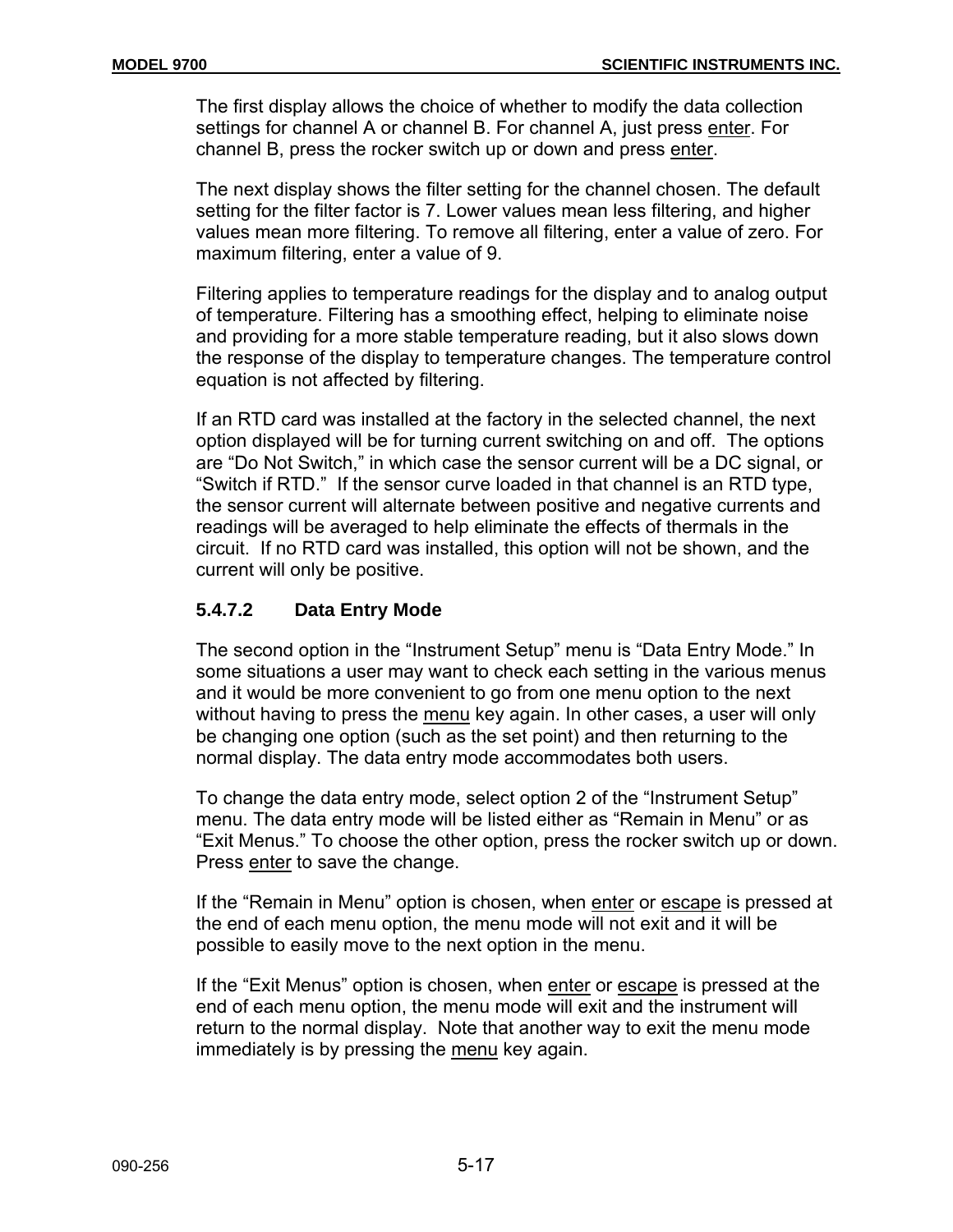The first display allows the choice of whether to modify the data collection settings for channel A or channel B. For channel A, just press enter. For channel B, press the rocker switch up or down and press enter.

The next display shows the filter setting for the channel chosen. The default setting for the filter factor is 7. Lower values mean less filtering, and higher values mean more filtering. To remove all filtering, enter a value of zero. For maximum filtering, enter a value of 9.

Filtering applies to temperature readings for the display and to analog output of temperature. Filtering has a smoothing effect, helping to eliminate noise and providing for a more stable temperature reading, but it also slows down the response of the display to temperature changes. The temperature control equation is not affected by filtering.

If an RTD card was installed at the factory in the selected channel, the next option displayed will be for turning current switching on and off. The options are "Do Not Switch," in which case the sensor current will be a DC signal, or "Switch if RTD." If the sensor curve loaded in that channel is an RTD type, the sensor current will alternate between positive and negative currents and readings will be averaged to help eliminate the effects of thermals in the circuit. If no RTD card was installed, this option will not be shown, and the current will only be positive.

### 5.4.7.2 Data Entry Mode

The second option in the "Instrument Setup" menu is "Data Entry Mode." In some situations a user may want to check each setting in the various menus and it would be more convenient to go from one menu option to the next without having to press the menu key again. In other cases, a user will only be changing one option (such as the set point) and then returning to the normal display. The data entry mode accommodates both users.

To change the data entry mode, select option 2 of the "Instrument Setup" menu. The data entry mode will be listed either as "Remain in Menu" or as "Exit Menus." To choose the other option, press the rocker switch up or down. Press enter to save the change.

If the "Remain in Menu" option is chosen, when enter or escape is pressed at the end of each menu option, the menu mode will not exit and it will be possible to easily move to the next option in the menu.

If the "Exit Menus" option is chosen, when enter or escape is pressed at the end of each menu option, the menu mode will exit and the instrument will return to the normal display. Note that another way to exit the menu mode immediately is by pressing the menu key again.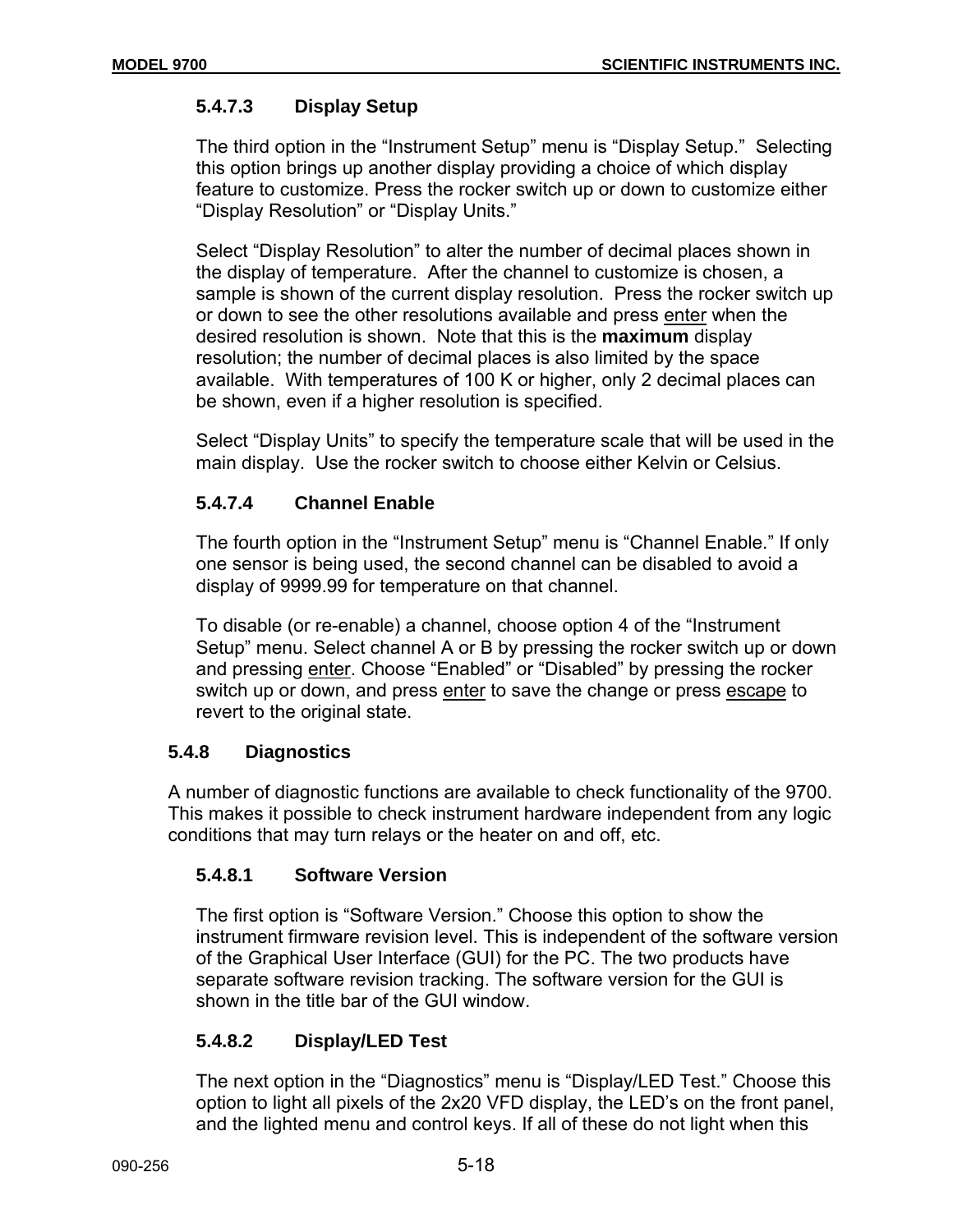#### 5.4.7.3 Display Setup

The third option in the "Instrument Setup" menu is "Display Setup." Selecting this option brings up another display providing a choice of which display feature to customize. Press the rocker switch up or down to customize either "Display Resolution" or "Display Units."

Select "Display Resolution" to alter the number of decimal places shown in the display of temperature. After the channel to customize is chosen, a sample is shown of the current display resolution. Press the rocker switch up or down to see the other resolutions available and press <u>enter</u> when the desired resolution is shown. Note that this is the **maximum** display resolution; the number of decimal places is also limited by the space available. With temperatures of 100 K or higher, only 2 decimal places can be shown, even if a higher resolution is specified.

Select "Display Units" to specify the temperature scale that will be used in the main display. Use the rocker switch to choose either Kelvin or Celsius.

#### 5.4.7.4 Channel Enable

The fourth option in the "Instrument Setup" menu is "Channel Enable." If only one sensor is being used, the second channel can be disabled to avoid a display of 9999.99 for temperature on that channel.

To disable (or re-enable) a channel, choose option 4 of the "Instrument Setup" menu. Select channel A or B by pressing the rocker switch up or down and pressing <u>enter</u>. Choose "Enabled" or "Disabled" by pressing the rocker switch up or down, and press <u>enter</u> to save the change or press <u>escape</u> to revert to the original state.

### 5.4.8 Diagnostics

A number of diagnostic functions are available to check functionality of the 9700. This makes it possible to check instrument hardware independent from any logic conditions that may turn relays or the heater on and off, etc.

#### 5.4.8.1 Software Version

The first option is "Software Version." Choose this option to show the instrument firmware revision level. This is independent of the software version of the Graphical User Interface (GUI) for the PC. The two products have separate software revision tracking. The software version for the GUI is shown in the title bar of the GUI window.

#### 5.4.8.2 Display/LED Test

The next option in the "Diagnostics" menu is "Display/LED Test." Choose this option to light all pixels of the 2x20 VFD display, the LED's on the front panel, and the lighted menu and control keys. If all of these do not light when this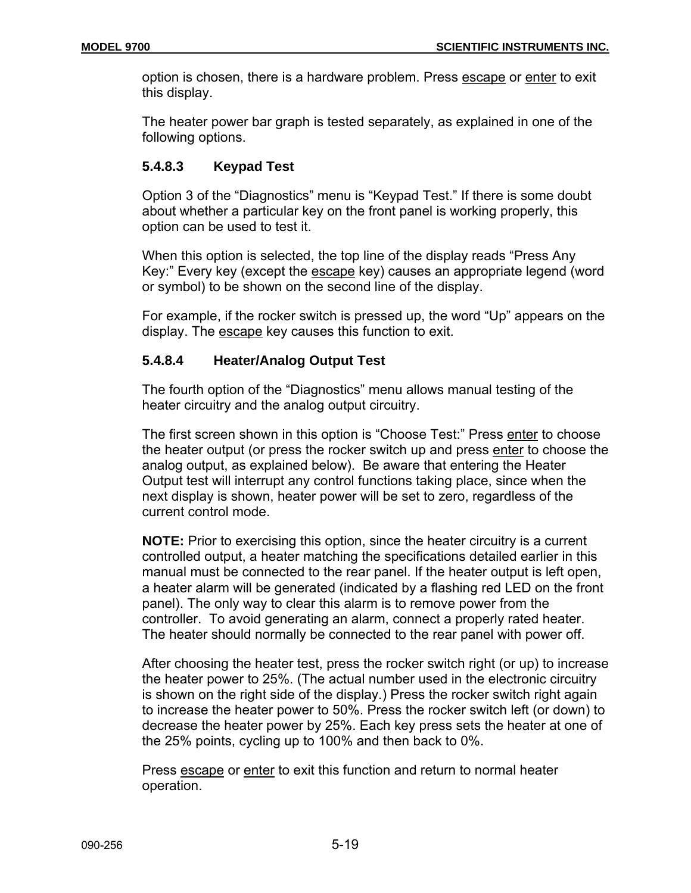option is chosen, there is a hardware problem. Press escape or enter to exit this display.

The heater power bar graph is tested separately, as explained in one of the following options.

### 5.4.8.3 Keypad Test

Option 3 of the "Diagnostics" menu is "Keypad Test." If there is some doubt about whether a particular key on the front panel is working properly, this option can be used to test it.

When this option is selected, the top line of the display reads "Press Any Key:" Every key (except the escape key) causes an appropriate legend (word or symbol) to be shown on the second line of the display.

For example, if the rocker switch is pressed up, the word "Up" appears on the display. The escape key causes this function to exit.

### 5.4.8.4 Heater/Analog Output Test

The fourth option of the "Diagnostics" menu allows manual testing of the heater circuitry and the analog output circuitry.

The first screen shown in this option is "Choose Test:" Press enter to choose the heater output (or press the rocker switch up and press enter to choose the analog output, as explained below). Be aware that entering the Heater Output test will interrupt any control functions taking place, since when the next display is shown, heater power will be set to zero, regardless of the current control mode.

**NOTE:** Prior to exercising this option, since the heater circuitry is a current controlled output, a heater matching the specifications detailed earlier in this manual must be connected to the rear panel. If the heater output is left open, a heater alarm will be generated (indicated by a flashing red LED on the front panel). The only way to clear this alarm is to remove power from the controller. To avoid generating an alarm, connect a properly rated heater. The heater should normally be connected to the rear panel with power off.

After choosing the heater test, press the rocker switch right (or up) to increase the heater power to 25%. (The actual number used in the electronic circuitry is shown on the right side of the display.) Press the rocker switch right again to increase the heater power to 50%. Press the rocker switch left (or down) to decrease the heater power by 25%. Each key press sets the heater at one of the 25% points, cycling up to 100% and then back to 0%.

Press escape or enter to exit this function and return to normal heater operation.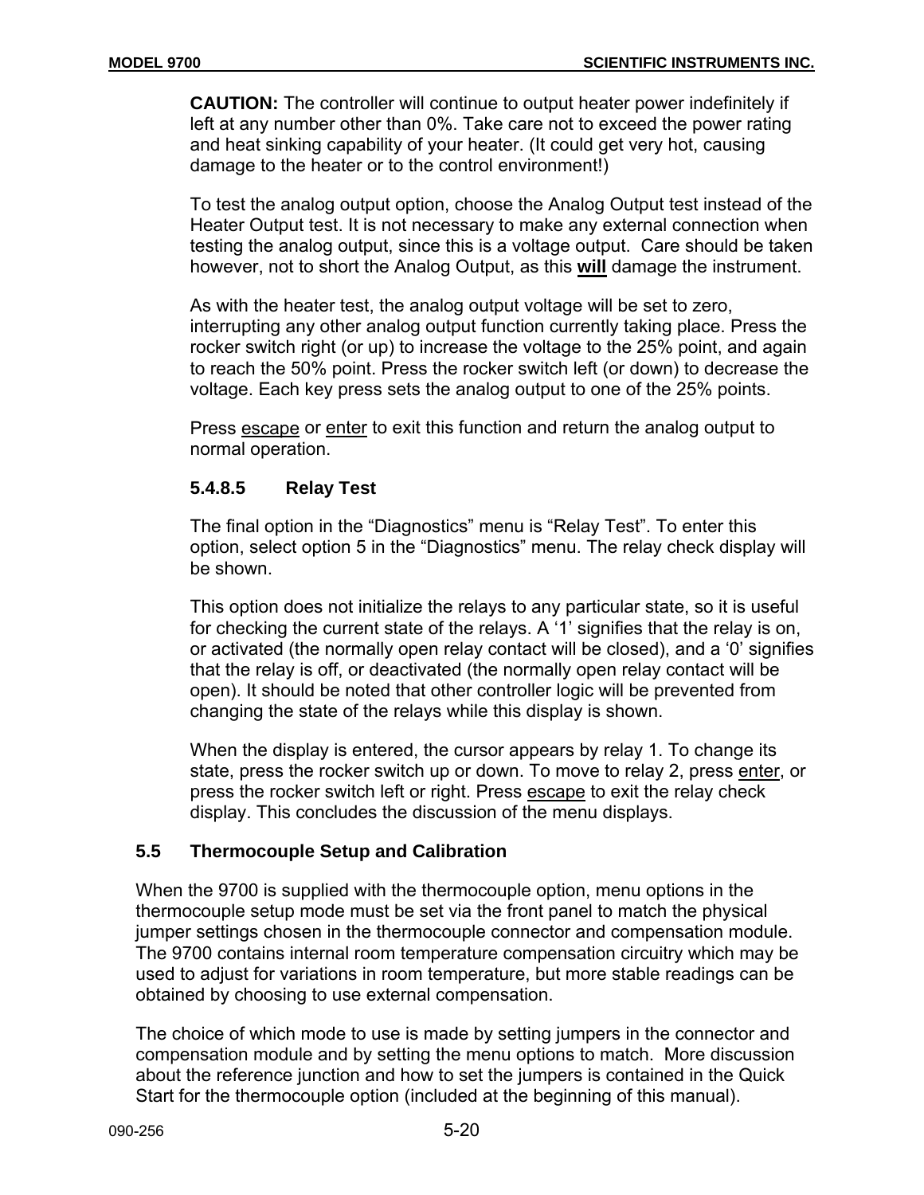**CAUTION:** The controller will continue to output heater power indefinitely if left at any number other than 0%. Take care not to exceed the power rating and heat sinking capability of your heater. (It could get very hot, causing damage to the heater or to the control environment!)

To test the analog output option, choose the Analog Output test instead of the Heater Output test. It is not necessary to make any external connection when testing the analog output, since this is a voltage output. Care should be taken however, not to short the Analog Output, as this **will** damage the instrument.

As with the heater test, the analog output voltage will be set to zero, interrupting any other analog output function currently taking place. Press the rocker switch right (or up) to increase the voltage to the 25% point, and again to reach the 50% point. Press the rocker switch left (or down) to decrease the voltage. Each key press sets the analog output to one of the 25% points.

Press escape or enter to exit this function and return the analog output to normal operation.

#### 5.4.8.5 Relay Test

The final option in the "Diagnostics" menu is "Relay Test". To enter this option, select option 5 in the "Diagnostics" menu. The relay check display will be shown.

This option does not initialize the relays to any particular state, so it is useful for checking the current state of the relays. A '1' signifies that the relay is on, or activated (the normally open relay contact will be closed), and a '0' signifies that the relay is off, or deactivated (the normally open relay contact will be open). It should be noted that other controller logic will be prevented from changing the state of the relays while this display is shown.

When the display is entered, the cursor appears by relay 1. To change its state, press the rocker switch up or down. To move to relay 2, press enter, or press the rocker switch left or right. Press escape to exit the relay check display. This concludes the discussion of the menu displays.

### 5.5 Thermocouple Setup and Calibration

When the 9700 is supplied with the thermocouple option, menu options in the thermocouple setup mode must be set via the front panel to match the physical jumper settings chosen in the thermocouple connector and compensation module. The 9700 contains internal room temperature compensation circuitry which may be used to adjust for variations in room temperature, but more stable readings can be obtained by choosing to use external compensation.

The choice of which mode to use is made by setting jumpers in the connector and compensation module and by setting the menu options to match. More discussion about the reference junction and how to set the jumpers is contained in the Quick Start for the thermocouple option (included at the beginning of this manual).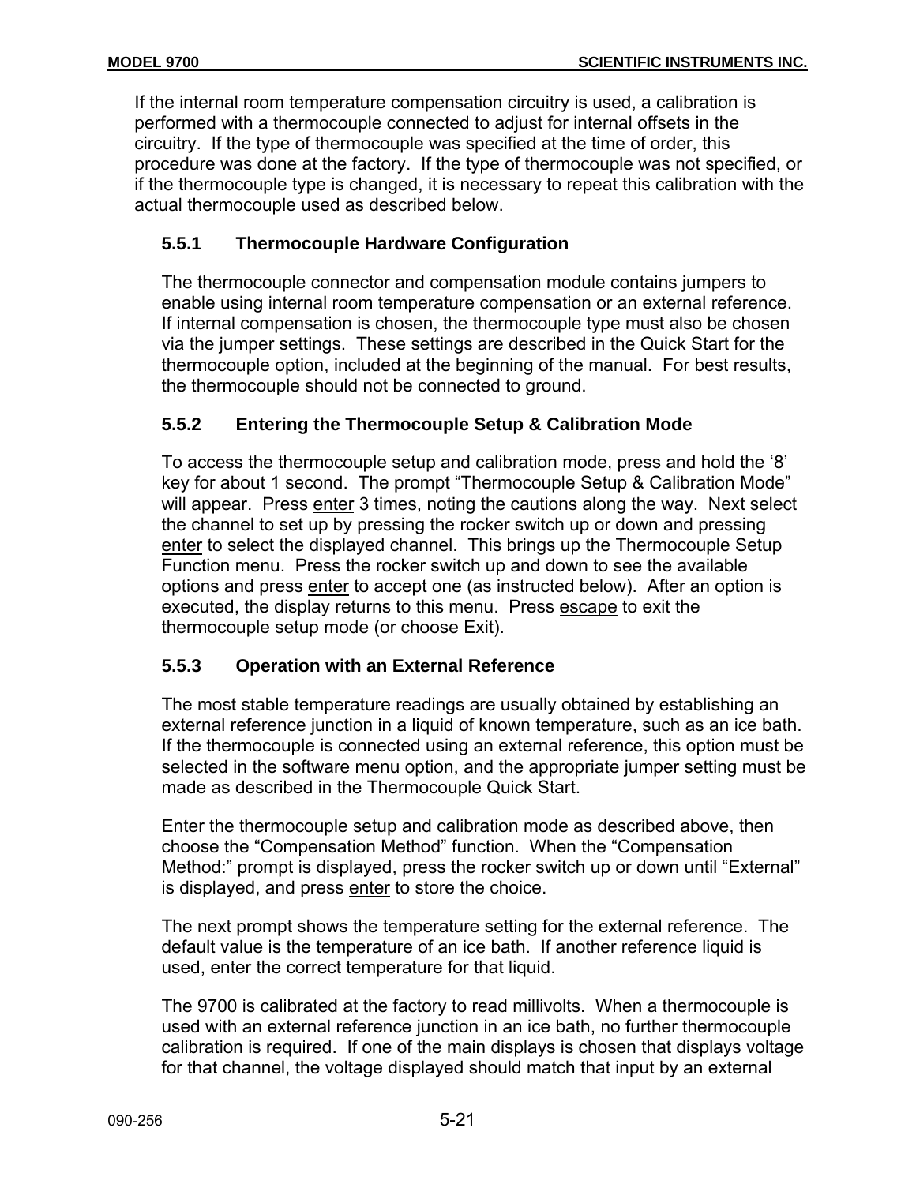If the internal room temperature compensation circuitry is used, a calibration is performed with a thermocouple connected to adjust for internal offsets in the circuitry. If the type of thermocouple was specified at the time of order, this procedure was done at the factory. If the type of thermocouple was not specified, or if the thermocouple type is changed, it is necessary to repeat this calibration with the actual thermocouple used as described below.

### 5.5.1 Thermocouple Hardware Configuration

The thermocouple connector and compensation module contains jumpers to enable using internal room temperature compensation or an external reference. If internal compensation is chosen, the thermocouple type must also be chosen via the jumper settings. These settings are described in the Quick Start for the thermocouple option, included at the beginning of the manual. For best results, the thermocouple should not be connected to ground.

### 5.5.2 Entering the Thermocouple Setup & Calibration Mode

To access the thermocouple setup and calibration mode, press and hold the '8' key for about 1 second. The prompt "Thermocouple Setup & Calibration Mode" will appear. Press <u>enter</u> 3 times, noting the cautions along the way. Next select the channel to set up by pressing the rocker switch up or down and pressing <u>enter</u> to select the displayed channel. This brings up the Thermocouple Setup Function menu. Press the rocker switch up and down to see the available options and press <u>enter</u> to accept one (as instructed below). After an option is executed, the display returns to this menu. Press <u>escape</u> to exit the thermocouple setup mode (or choose Exit).

### 5.5.3 Operation with an External Reference

The most stable temperature readings are usually obtained by establishing an external reference junction in a liquid of known temperature, such as an ice bath. If the thermocouple is connected using an external reference, this option must be selected in the software menu option, and the appropriate jumper setting must be made as described in the Thermocouple Quick Start.

Enter the thermocouple setup and calibration mode as described above, then choose the "Compensation Method" function. When the "Compensation Method:" prompt is displayed, press the rocker switch up or down until "External" is displayed, and press <u>enter</u> to store the choice.

The next prompt shows the temperature setting for the external reference. The default value is the temperature of an ice bath. If another reference liquid is used, enter the correct temperature for that liquid.

The 9700 is calibrated at the factory to read millivolts. When a thermocouple is used with an external reference junction in an ice bath, no further thermocouple calibration is required. If one of the main displays is chosen that displays voltage for that channel, the voltage displayed should match that input by an external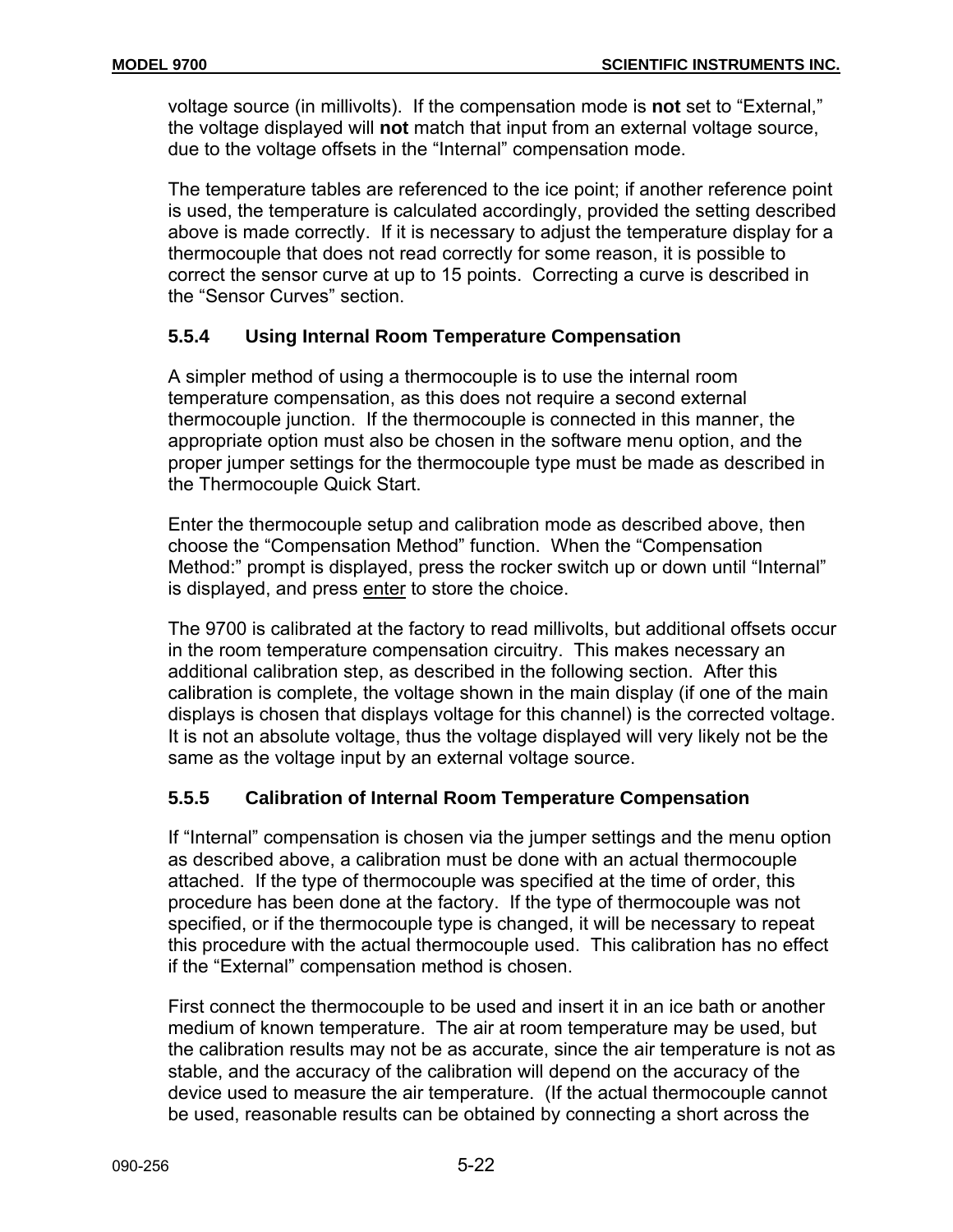voltage source (in millivolts). If the compensation mode is **not** set to “External,” the voltage displayed will **not** match that input from an external voltage source, due to the voltage offsets in the “Internal” compensation mode.

The temperature tables are referenced to the ice point; if another reference point is used, the temperature is calculated accordingly, provided the setting described above is made correctly. If it is necessary to adjust the temperature display for a thermocouple that does not read correctly for some reason, it is possible to correct the sensor curve at up to 15 points. Correcting a curve is described in the “Sensor Curves” section.

### 5.5.4 Using Internal Room Temperature Compensation

A simpler method of using a thermocouple is to use the internal room temperature compensation, as this does not require a second external thermocouple junction. If the thermocouple is connected in this manner, the appropriate option must also be chosen in the software menu option, and the proper jumper settings for the thermocouple type must be made as described in the Thermocouple Quick Start.

Enter the thermocouple setup and calibration mode as described above, then choose the “Compensation Method” function. When the “Compensation Method:” prompt is displayed, press the rocker switch up or down until “Internal” is displayed, and press <u>enter</u> to store the choice.

The 9700 is calibrated at the factory to read millivolts, but additional offsets occur in the room temperature compensation circuitry. This makes necessary an additional calibration step, as described in the following section. After this calibration is complete, the voltage shown in the main display (if one of the main displays is chosen that displays voltage for this channel) is the corrected voltage. It is not an absolute voltage, thus the voltage displayed will very likely not be the same as the voltage input by an external voltage source.

### 5.5.5 Calibration of Internal Room Temperature Compensation

If “Internal” compensation is chosen via the jumper settings and the menu option as described above, a calibration must be done with an actual thermocouple attached. If the type of thermocouple was specified at the time of order, this procedure has been done at the factory. If the type of thermocouple was not specified, or if the thermocouple type is changed, it will be necessary to repeat this procedure with the actual thermocouple used. This calibration has no effect if the “External” compensation method is chosen.

First connect the thermocouple to be used and insert it in an ice bath or another medium of known temperature. The air at room temperature may be used, but the calibration results may not be as accurate, since the air temperature is not as stable, and the accuracy of the calibration will depend on the accuracy of the device used to measure the air temperature. (If the actual thermocouple cannot be used, reasonable results can be obtained by connecting a short across the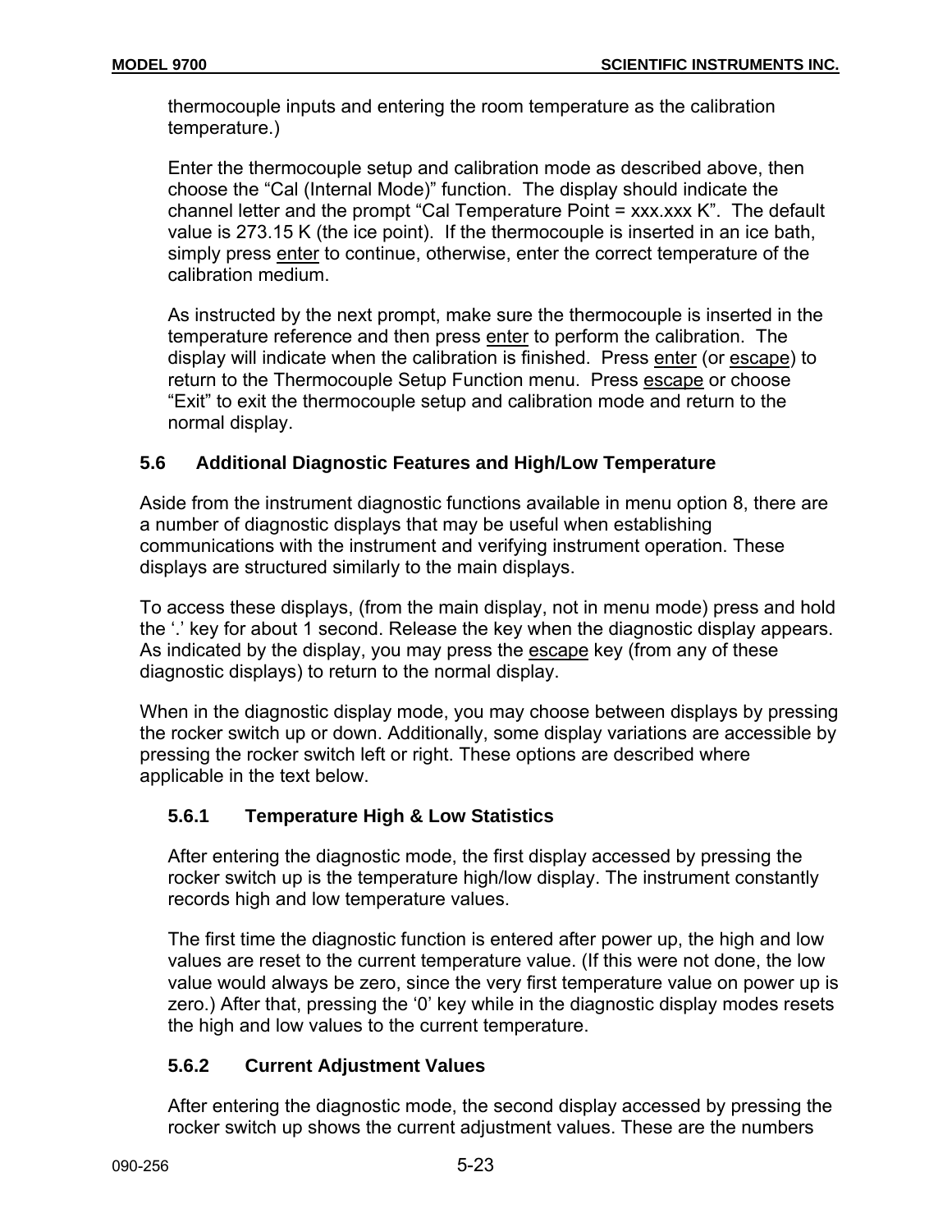thermocouple inputs and entering the room temperature as the calibration temperature.)

Enter the thermocouple setup and calibration mode as described above, then choose the “Cal (Internal Mode)” function. The display should indicate the channel letter and the prompt “Cal Temperature Point = xxx.xxx K”. The default value is 273.15 K (the ice point). If the thermocouple is inserted in an ice bath, simply press enter to continue, otherwise, enter the correct temperature of the calibration medium.

As instructed by the next prompt, make sure the thermocouple is inserted in the temperature reference and then press enter to perform the calibration. The display will indicate when the calibration is finished. Press enter (or escape) to return to the Thermocouple Setup Function menu. Press escape or choose “Exit” to exit the thermocouple setup and calibration mode and return to the normal display.

## 5.6 Additional Diagnostic Features and High/Low Temperature

Aside from the instrument diagnostic functions available in menu option 8, there are a number of diagnostic displays that may be useful when establishing communications with the instrument and verifying instrument operation. These displays are structured similarly to the main displays.

To access these displays, (from the main display, not in menu mode) press and hold the ‘.’ key for about 1 second. Release the key when the diagnostic display appears. As indicated by the display, you may press the escape key (from any of these diagnostic displays) to return to the normal display.

When in the diagnostic display mode, you may choose between displays by pressing the rocker switch up or down. Additionally, some display variations are accessible by pressing the rocker switch left or right. These options are described where applicable in the text below.

### 5.6.1 Temperature High & Low Statistics

After entering the diagnostic mode, the first display accessed by pressing the rocker switch up is the temperature high/low display. The instrument constantly records high and low temperature values.

The first time the diagnostic function is entered after power up, the high and low values are reset to the current temperature value. (If this were not done, the low value would always be zero, since the very first temperature value on power up is zero.) After that, pressing the ‘0’ key while in the diagnostic display modes resets the high and low values to the current temperature.

### 5.6.2 Current Adjustment Values

After entering the diagnostic mode, the second display accessed by pressing the rocker switch up shows the current adjustment values. These are the numbers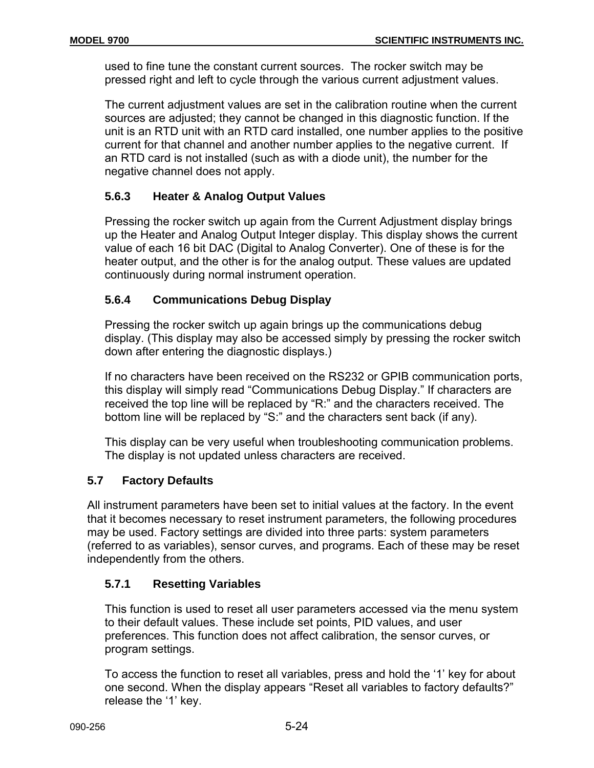used to fine tune the constant current sources.  The rocker switch may be pressed right and left to cycle through the various current adjustment values.

The current adjustment values are set in the calibration routine when the current sources are adjusted; they cannot be changed in this diagnostic function. If the unit is an RTD unit with an RTD card installed, one number applies to the positive current for that channel and another number applies to the negative current.  If an RTD card is not installed (such as with a diode unit), the number for the negative channel does not apply.

### 5.6.3 Heater & Analog Output Values

Pressing the rocker switch up again from the Current Adjustment display brings up the Heater and Analog Output Integer display. This display shows the current value of each 16 bit DAC (Digital to Analog Converter). One of these is for the heater output, and the other is for the analog output. These values are updated continuously during normal instrument operation.

### 5.6.4 Communications Debug Display

Pressing the rocker switch up again brings up the communications debug display. (This display may also be accessed simply by pressing the rocker switch down after entering the diagnostic displays.)

If no characters have been received on the RS232 or GPIB communication ports, this display will simply read “Communications Debug Display.” If characters are received the top line will be replaced by “R:” and the characters received. The bottom line will be replaced by “S:” and the characters sent back (if any).

This display can be very useful when troubleshooting communication problems. The display is not updated unless characters are received.

## 5.7 Factory Defaults

All instrument parameters have been set to initial values at the factory. In the event that it becomes necessary to reset instrument parameters, the following procedures may be used. Factory settings are divided into three parts: system parameters (referred to as variables), sensor curves, and programs. Each of these may be reset independently from the others.

### 5.7.1 Resetting Variables

This function is used to reset all user parameters accessed via the menu system to their default values. These include set points, PID values, and user preferences. This function does not affect calibration, the sensor curves, or program settings.

To access the function to reset all variables, press and hold the ‘1’ key for about one second. When the display appears “Reset all variables to factory defaults?” release the ‘1’ key.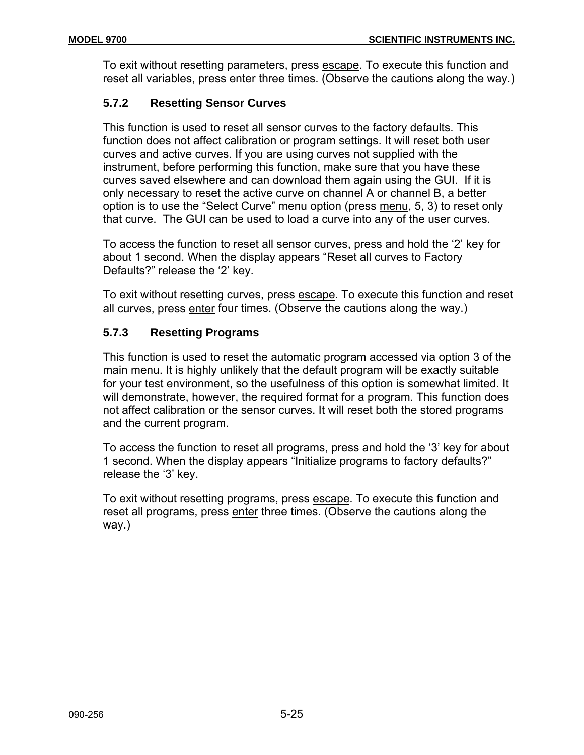To exit without resetting parameters, press escape. To execute this function and reset all variables, press enter three times. (Observe the cautions along the way.)

### 5.7.2 Resetting Sensor Curves

This function is used to reset all sensor curves to the factory defaults. This function does not affect calibration or program settings. It will reset both user curves and active curves. If you are using curves not supplied with the instrument, before performing this function, make sure that you have these curves saved elsewhere and can download them again using the GUI. If it is only necessary to reset the active curve on channel A or channel B, a better option is to use the “Select Curve” menu option (press menu, 5, 3) to reset only that curve. The GUI can be used to load a curve into any of the user curves.

To access the function to reset all sensor curves, press and hold the ‘2’ key for about 1 second. When the display appears “Reset all curves to Factory Defaults?” release the ‘2’ key.

To exit without resetting curves, press escape. To execute this function and reset all curves, press enter four times. (Observe the cautions along the way.)

### 5.7.3 Resetting Programs

This function is used to reset the automatic program accessed via option 3 of the main menu. It is highly unlikely that the default program will be exactly suitable for your test environment, so the usefulness of this option is somewhat limited. It will demonstrate, however, the required format for a program. This function does not affect calibration or the sensor curves. It will reset both the stored programs and the current program.

To access the function to reset all programs, press and hold the ‘3’ key for about 1 second. When the display appears “Initialize programs to factory defaults?” release the ‘3’ key.

To exit without resetting programs, press escape. To execute this function and reset all programs, press enter three times. (Observe the cautions along the way.)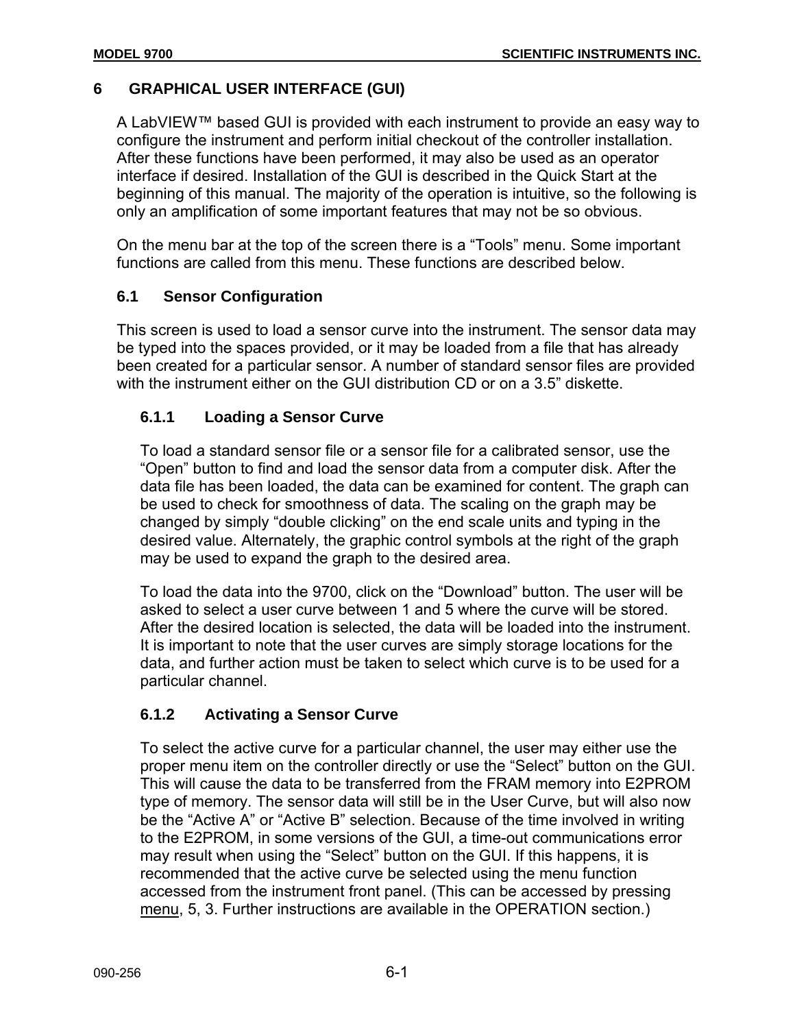# 6 GRAPHICAL USER INTERFACE (GUI)

A LabVIEW™ based GUI is provided with each instrument to provide an easy way to configure the instrument and perform initial checkout of the controller installation. After these functions have been performed, it may also be used as an operator interface if desired. Installation of the GUI is described in the Quick Start at the beginning of this manual. The majority of the operation is intuitive, so the following is only an amplification of some important features that may not be so obvious.

On the menu bar at the top of the screen there is a "Tools" menu. Some important functions are called from this menu. These functions are described below.

## 6.1 Sensor Configuration

This screen is used to load a sensor curve into the instrument. The sensor data may be typed into the spaces provided, or it may be loaded from a file that has already been created for a particular sensor. A number of standard sensor files are provided with the instrument either on the GUI distribution CD or on a 3.5" diskette.

### 6.1.1 Loading a Sensor Curve

To load a standard sensor file or a sensor file for a calibrated sensor, use the "Open" button to find and load the sensor data from a computer disk. After the data file has been loaded, the data can be examined for content. The graph can be used to check for smoothness of data. The scaling on the graph may be changed by simply "double clicking" on the end scale units and typing in the desired value. Alternately, the graphic control symbols at the right of the graph may be used to expand the graph to the desired area.

To load the data into the 9700, click on the "Download" button. The user will be asked to select a user curve between 1 and 5 where the curve will be stored. After the desired location is selected, the data will be loaded into the instrument. It is important to note that the user curves are simply storage locations for the data, and further action must be taken to select which curve is to be used for a particular channel.

### 6.1.2 Activating a Sensor Curve

To select the active curve for a particular channel, the user may either use the proper menu item on the controller directly or use the "Select" button on the GUI. This will cause the data to be transferred from the FRAM memory into E2PROM type of memory. The sensor data will still be in the User Curve, but will also now be the "Active A" or "Active B" selection. Because of the time involved in writing to the E2PROM, in some versions of the GUI, a time-out communications error may result when using the "Select" button on the GUI. If this happens, it is recommended that the active curve be selected using the menu function accessed from the instrument front panel. (This can be accessed by pressing menu, 5, 3. Further instructions are available in the OPERATION section.)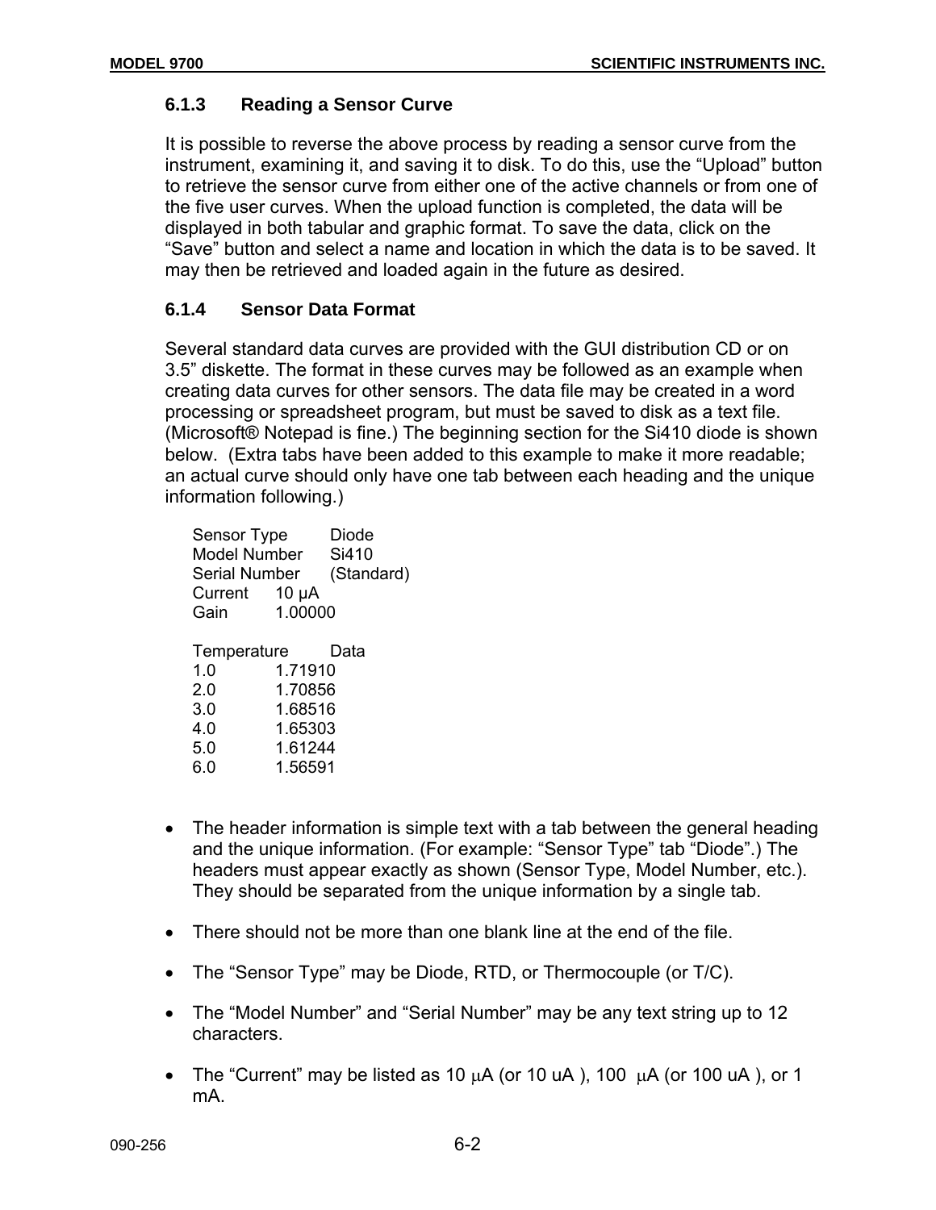### 6.1.3 Reading a Sensor Curve

It is possible to reverse the above process by reading a sensor curve from the instrument, examining it, and saving it to disk. To do this, use the “Upload” button to retrieve the sensor curve from either one of the active channels or from one of the five user curves. When the upload function is completed, the data will be displayed in both tabular and graphic format. To save the data, click on the “Save” button and select a name and location in which the data is to be saved. It may then be retrieved and loaded again in the future as desired.

### 6.1.4 Sensor Data Format

Several standard data curves are provided with the GUI distribution CD or on 3.5” diskette. The format in these curves may be followed as an example when creating data curves for other sensors. The data file may be created in a word processing or spreadsheet program, but must be saved to disk as a text file. (Microsoft® Notepad is fine.) The beginning section for the Si410 diode is shown below. (Extra tabs have been added to this example to make it more readable; an actual curve should only have one tab between each heading and the unique information following.)

```
Sensor Type      Diode
Model Number     Si410
Serial Number    (Standard)
Current    10 µA
Gain       1.00000

Temperature      Data
1.0        1.71910
2.0        1.70856
3.0        1.68516
4.0        1.65303
5.0        1.61244
6.0        1.56591
```

- The header information is simple text with a tab between the general heading and the unique information. (For example: “Sensor Type” tab “Diode”.) The headers must appear exactly as shown (Sensor Type, Model Number, etc.). They should be separated from the unique information by a single tab.
- There should not be more than one blank line at the end of the file.
- The “Sensor Type” may be Diode, RTD, or Thermocouple (or T/C).
- The “Model Number” and “Serial Number” may be any text string up to 12 characters.
- The “Current” may be listed as 10 μA (or 10 uA ), 100 μA (or 100 uA ), or 1 mA.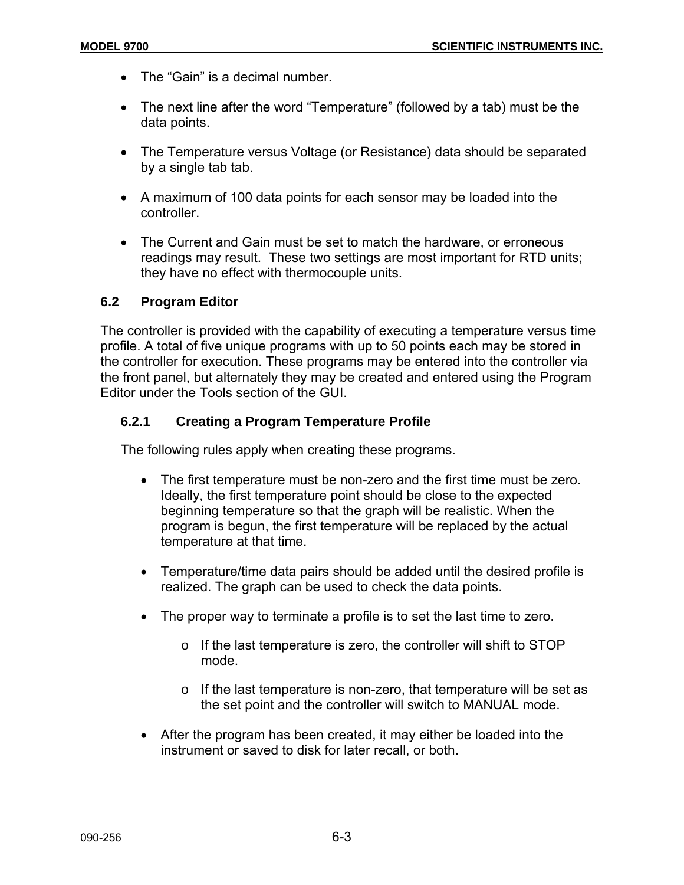- The "Gain" is a decimal number.

- The next line after the word "Temperature" (followed by a tab) must be the data points.

- The Temperature versus Voltage (or Resistance) data should be separated by a single tab tab.

- A maximum of 100 data points for each sensor may be loaded into the controller.

- The Current and Gain must be set to match the hardware, or erroneous readings may result. These two settings are most important for RTD units; they have no effect with thermocouple units.

## 6.2 Program Editor

The controller is provided with the capability of executing a temperature versus time profile. A total of five unique programs with up to 50 points each may be stored in the controller for execution. These programs may be entered into the controller via the front panel, but alternately they may be created and entered using the Program Editor under the Tools section of the GUI.

### 6.2.1 Creating a Program Temperature Profile

The following rules apply when creating these programs.

- The first temperature must be non-zero and the first time must be zero. Ideally, the first temperature point should be close to the expected beginning temperature so that the graph will be realistic. When the program is begun, the first temperature will be replaced by the actual temperature at that time.

- Temperature/time data pairs should be added until the desired profile is realized. The graph can be used to check the data points.

- The proper way to terminate a profile is to set the last time to zero.

    - If the last temperature is zero, the controller will shift to STOP mode.

    - If the last temperature is non-zero, that temperature will be set as the set point and the controller will switch to MANUAL mode.

- After the program has been created, it may either be loaded into the instrument or saved to disk for later recall, or both.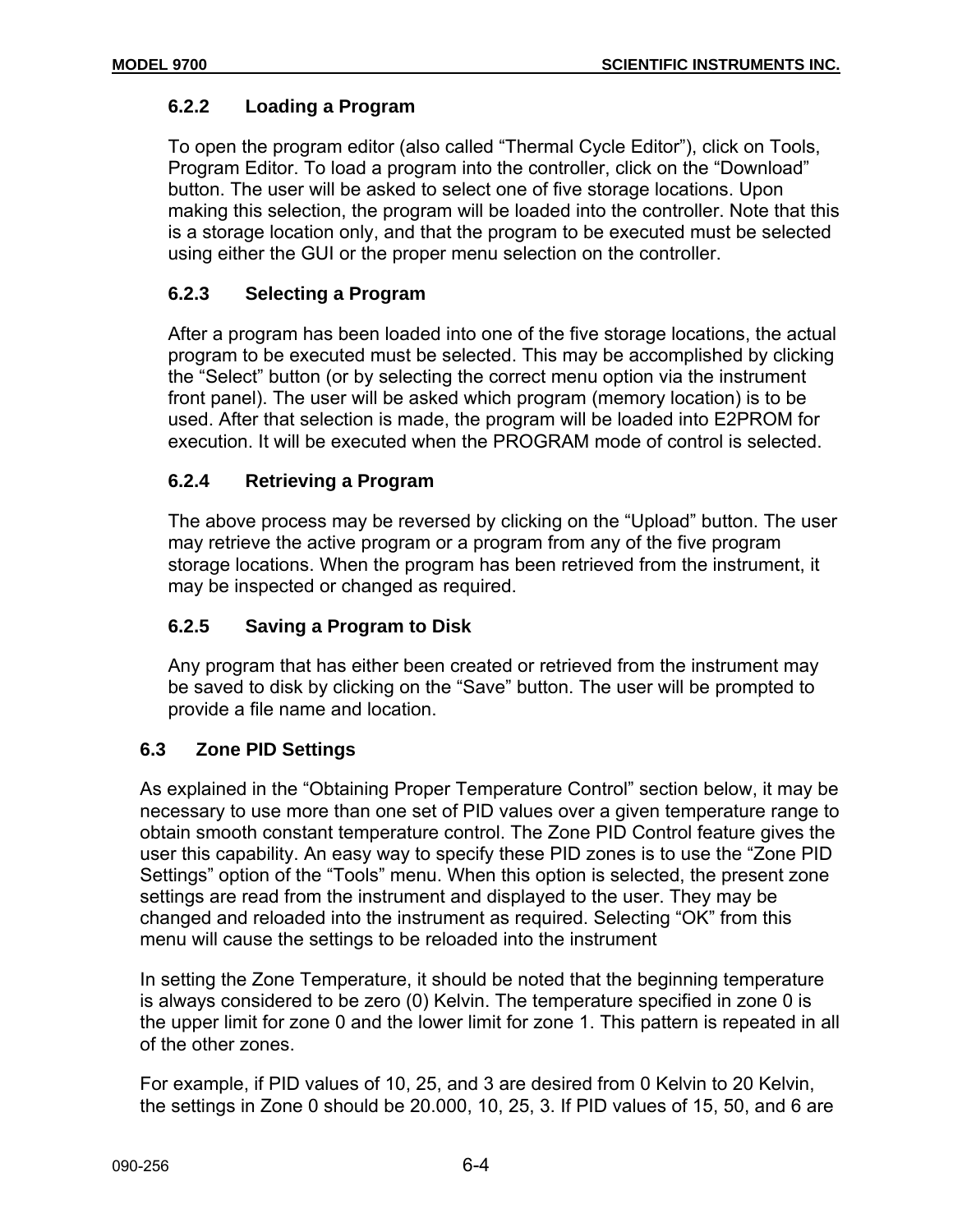#### 6.2.2 Loading a Program

To open the program editor (also called "Thermal Cycle Editor"), click on Tools, Program Editor. To load a program into the controller, click on the "Download" button. The user will be asked to select one of five storage locations. Upon making this selection, the program will be loaded into the controller. Note that this is a storage location only, and that the program to be executed must be selected using either the GUI or the proper menu selection on the controller.

#### 6.2.3 Selecting a Program

After a program has been loaded into one of the five storage locations, the actual program to be executed must be selected. This may be accomplished by clicking the "Select" button (or by selecting the correct menu option via the instrument front panel). The user will be asked which program (memory location) is to be used. After that selection is made, the program will be loaded into E2PROM for execution. It will be executed when the PROGRAM mode of control is selected.

#### 6.2.4 Retrieving a Program

The above process may be reversed by clicking on the "Upload" button. The user may retrieve the active program or a program from any of the five program storage locations. When the program has been retrieved from the instrument, it may be inspected or changed as required.

#### 6.2.5 Saving a Program to Disk

Any program that has either been created or retrieved from the instrument may be saved to disk by clicking on the "Save" button. The user will be prompted to provide a file name and location.

### 6.3 Zone PID Settings

As explained in the "Obtaining Proper Temperature Control" section below, it may be necessary to use more than one set of PID values over a given temperature range to obtain smooth constant temperature control. The Zone PID Control feature gives the user this capability. An easy way to specify these PID zones is to use the "Zone PID Settings" option of the "Tools" menu. When this option is selected, the present zone settings are read from the instrument and displayed to the user. They may be changed and reloaded into the instrument as required. Selecting "OK" from this menu will cause the settings to be reloaded into the instrument

In setting the Zone Temperature, it should be noted that the beginning temperature is always considered to be zero (0) Kelvin. The temperature specified in zone 0 is the upper limit for zone 0 and the lower limit for zone 1. This pattern is repeated in all of the other zones.

For example, if PID values of 10, 25, and 3 are desired from 0 Kelvin to 20 Kelvin, the settings in Zone 0 should be 20.000, 10, 25, 3. If PID values of 15, 50, and 6 are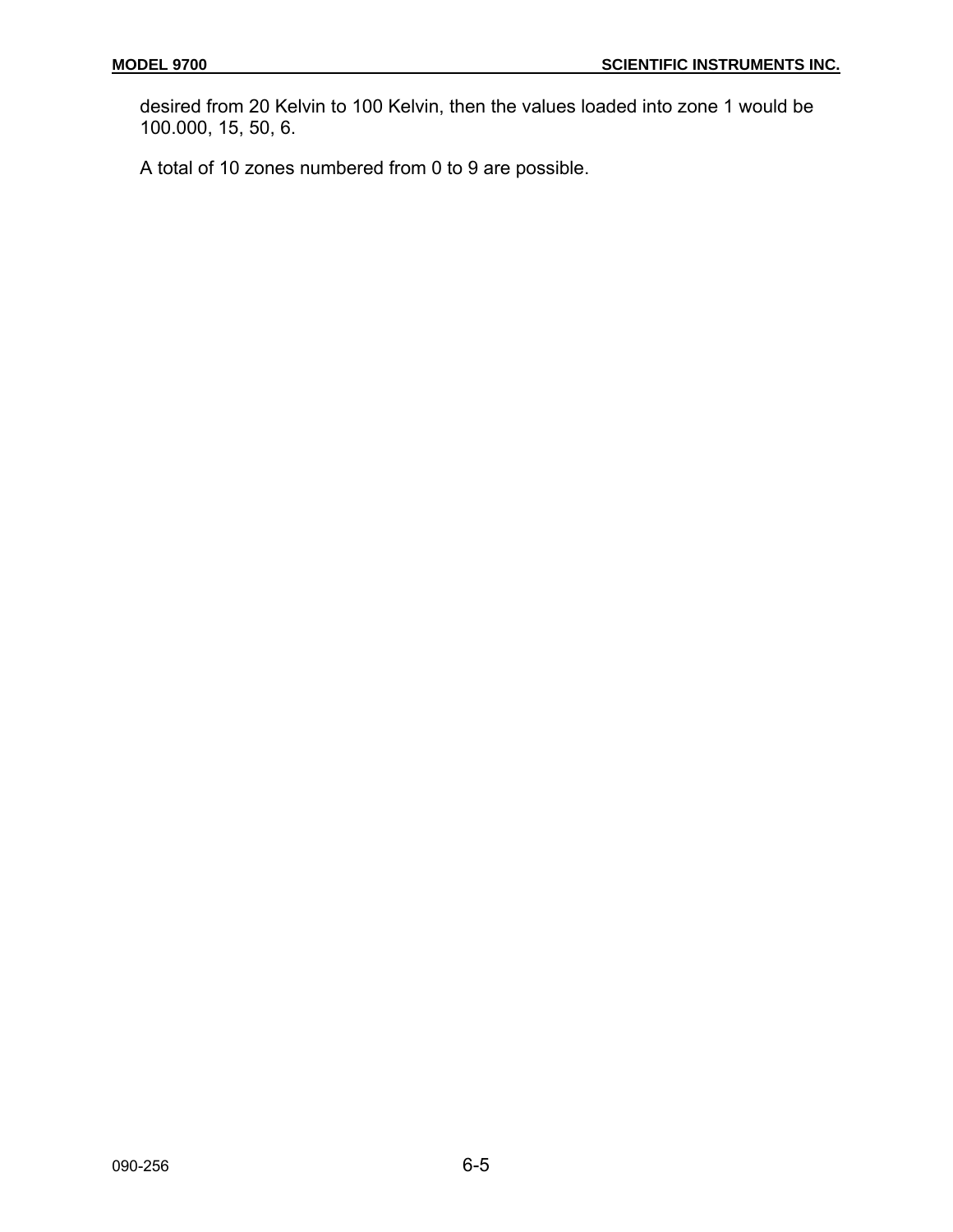desired from 20 Kelvin to 100 Kelvin, then the values loaded into zone 1 would be 100.000, 15, 50, 6.

A total of 10 zones numbered from 0 to 9 are possible.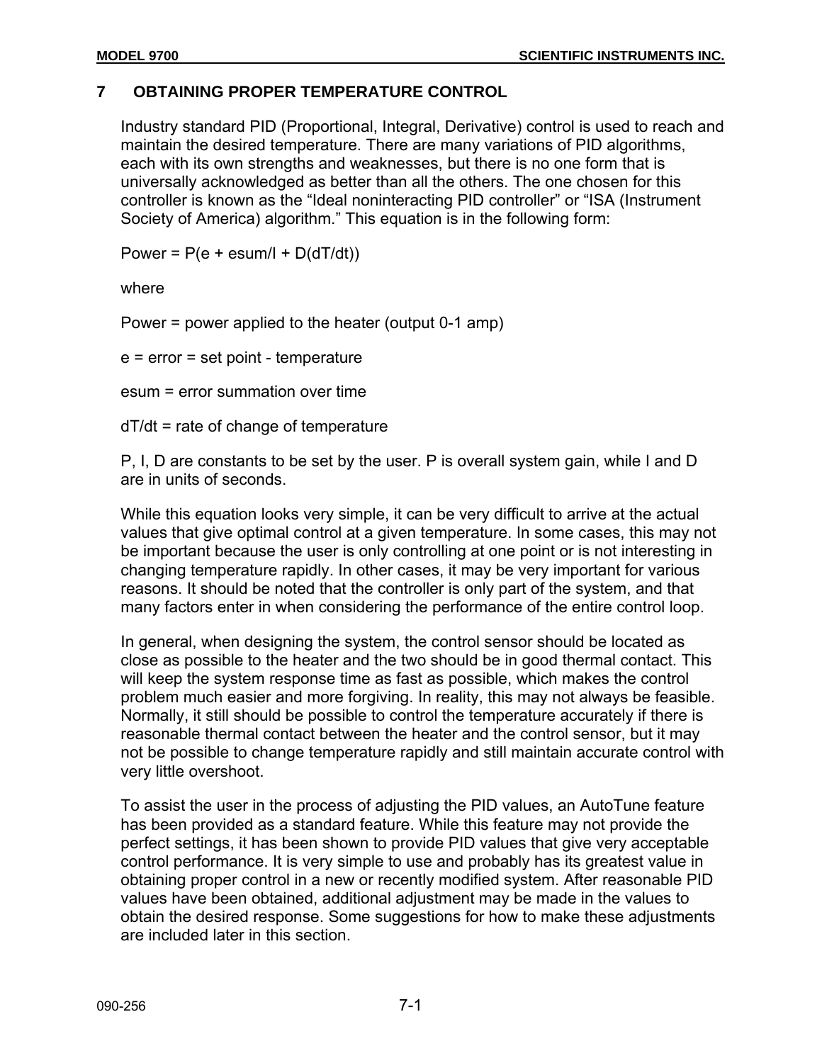## 7 OBTAINING PROPER TEMPERATURE CONTROL

Industry standard PID (Proportional, Integral, Derivative) control is used to reach and maintain the desired temperature. There are many variations of PID algorithms, each with its own strengths and weaknesses, but there is no one form that is universally acknowledged as better than all the others. The one chosen for this controller is known as the “Ideal noninteracting PID controller” or “ISA (Instrument Society of America) algorithm.” This equation is in the following form:

$$\text{Power} = P(e + \text{esum}/I + D(dT/dt))$$

where

Power = power applied to the heater (output 0-1 amp)

e = error = set point - temperature

esum = error summation over time

$dT/dt$ = rate of change of temperature

P, I, D are constants to be set by the user. P is overall system gain, while I and D are in units of seconds.

While this equation looks very simple, it can be very difficult to arrive at the actual values that give optimal control at a given temperature. In some cases, this may not be important because the user is only controlling at one point or is not interesting in changing temperature rapidly. In other cases, it may be very important for various reasons. It should be noted that the controller is only part of the system, and that many factors enter in when considering the performance of the entire control loop.

In general, when designing the system, the control sensor should be located as close as possible to the heater and the two should be in good thermal contact. This will keep the system response time as fast as possible, which makes the control problem much easier and more forgiving. In reality, this may not always be feasible. Normally, it still should be possible to control the temperature accurately if there is reasonable thermal contact between the heater and the control sensor, but it may not be possible to change temperature rapidly and still maintain accurate control with very little overshoot.

To assist the user in the process of adjusting the PID values, an AutoTune feature has been provided as a standard feature. While this feature may not provide the perfect settings, it has been shown to provide PID values that give very acceptable control performance. It is very simple to use and probably has its greatest value in obtaining proper control in a new or recently modified system. After reasonable PID values have been obtained, additional adjustment may be made in the values to obtain the desired response. Some suggestions for how to make these adjustments are included later in this section.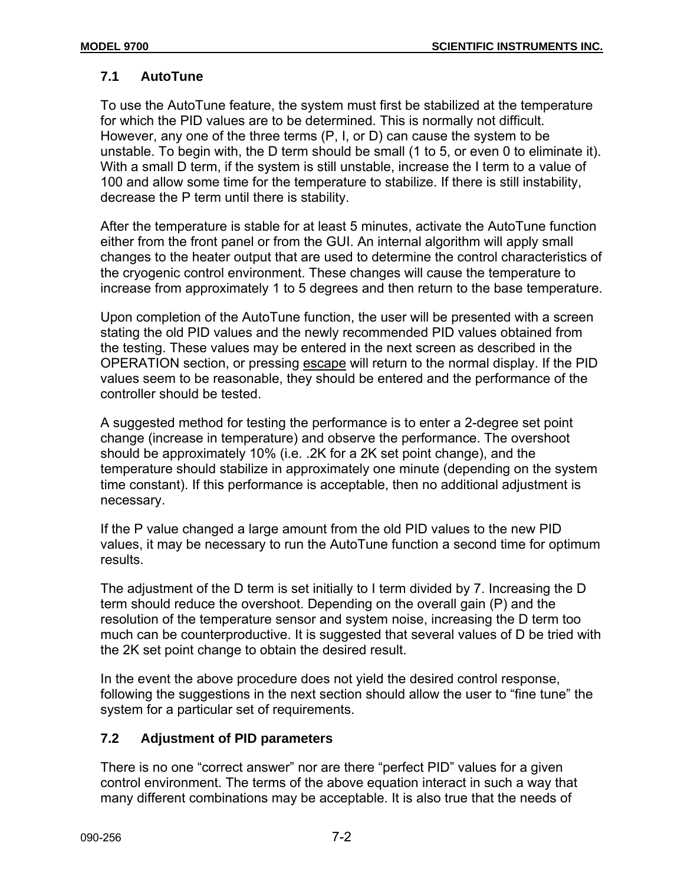## 7.1 AutoTune

To use the AutoTune feature, the system must first be stabilized at the temperature for which the PID values are to be determined. This is normally not difficult. However, any one of the three terms (P, I, or D) can cause the system to be unstable. To begin with, the D term should be small (1 to 5, or even 0 to eliminate it). With a small D term, if the system is still unstable, increase the I term to a value of 100 and allow some time for the temperature to stabilize. If there is still instability, decrease the P term until there is stability.

After the temperature is stable for at least 5 minutes, activate the AutoTune function either from the front panel or from the GUI. An internal algorithm will apply small changes to the heater output that are used to determine the control characteristics of the cryogenic control environment. These changes will cause the temperature to increase from approximately 1 to 5 degrees and then return to the base temperature.

Upon completion of the AutoTune function, the user will be presented with a screen stating the old PID values and the newly recommended PID values obtained from the testing. These values may be entered in the next screen as described in the OPERATION section, or pressing <u>escape</u> will return to the normal display. If the PID values seem to be reasonable, they should be entered and the performance of the controller should be tested.

A suggested method for testing the performance is to enter a 2-degree set point change (increase in temperature) and observe the performance. The overshoot should be approximately 10% (i.e. .2K for a 2K set point change), and the temperature should stabilize in approximately one minute (depending on the system time constant). If this performance is acceptable, then no additional adjustment is necessary.

If the P value changed a large amount from the old PID values to the new PID values, it may be necessary to run the AutoTune function a second time for optimum results.

The adjustment of the D term is set initially to I term divided by 7. Increasing the D term should reduce the overshoot. Depending on the overall gain (P) and the resolution of the temperature sensor and system noise, increasing the D term too much can be counterproductive. It is suggested that several values of D be tried with the 2K set point change to obtain the desired result.

In the event the above procedure does not yield the desired control response, following the suggestions in the next section should allow the user to “fine tune” the system for a particular set of requirements.

## 7.2 Adjustment of PID parameters

There is no one “correct answer” nor are there “perfect PID” values for a given control environment. The terms of the above equation interact in such a way that many different combinations may be acceptable. It is also true that the needs of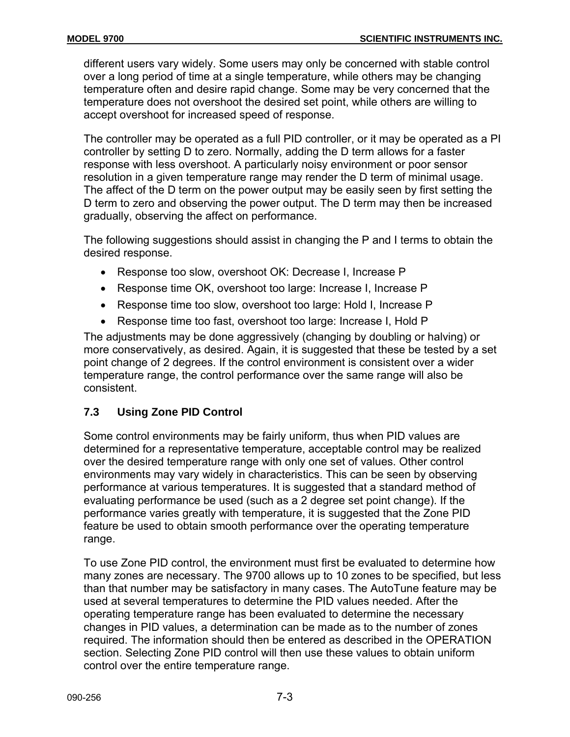different users vary widely. Some users may only be concerned with stable control over a long period of time at a single temperature, while others may be changing temperature often and desire rapid change. Some may be very concerned that the temperature does not overshoot the desired set point, while others are willing to accept overshoot for increased speed of response.

The controller may be operated as a full PID controller, or it may be operated as a PI controller by setting D to zero. Normally, adding the D term allows for a faster response with less overshoot. A particularly noisy environment or poor sensor resolution in a given temperature range may render the D term of minimal usage. The affect of the D term on the power output may be easily seen by first setting the D term to zero and observing the power output. The D term may then be increased gradually, observing the affect on performance.

The following suggestions should assist in changing the P and I terms to obtain the desired response.

- Response too slow, overshoot OK: Decrease I, Increase P
- Response time OK, overshoot too large: Increase I, Increase P
- Response time too slow, overshoot too large: Hold I, Increase P
- Response time too fast, overshoot too large: Increase I, Hold P

The adjustments may be done aggressively (changing by doubling or halving) or more conservatively, as desired. Again, it is suggested that these be tested by a set point change of 2 degrees. If the control environment is consistent over a wider temperature range, the control performance over the same range will also be consistent.

### 7.3 Using Zone PID Control

Some control environments may be fairly uniform, thus when PID values are determined for a representative temperature, acceptable control may be realized over the desired temperature range with only one set of values. Other control environments may vary widely in characteristics. This can be seen by observing performance at various temperatures. It is suggested that a standard method of evaluating performance be used (such as a 2 degree set point change). If the performance varies greatly with temperature, it is suggested that the Zone PID feature be used to obtain smooth performance over the operating temperature range.

To use Zone PID control, the environment must first be evaluated to determine how many zones are necessary. The 9700 allows up to 10 zones to be specified, but less than that number may be satisfactory in many cases. The AutoTune feature may be used at several temperatures to determine the PID values needed. After the operating temperature range has been evaluated to determine the necessary changes in PID values, a determination can be made as to the number of zones required. The information should then be entered as described in the OPERATION section. Selecting Zone PID control will then use these values to obtain uniform control over the entire temperature range.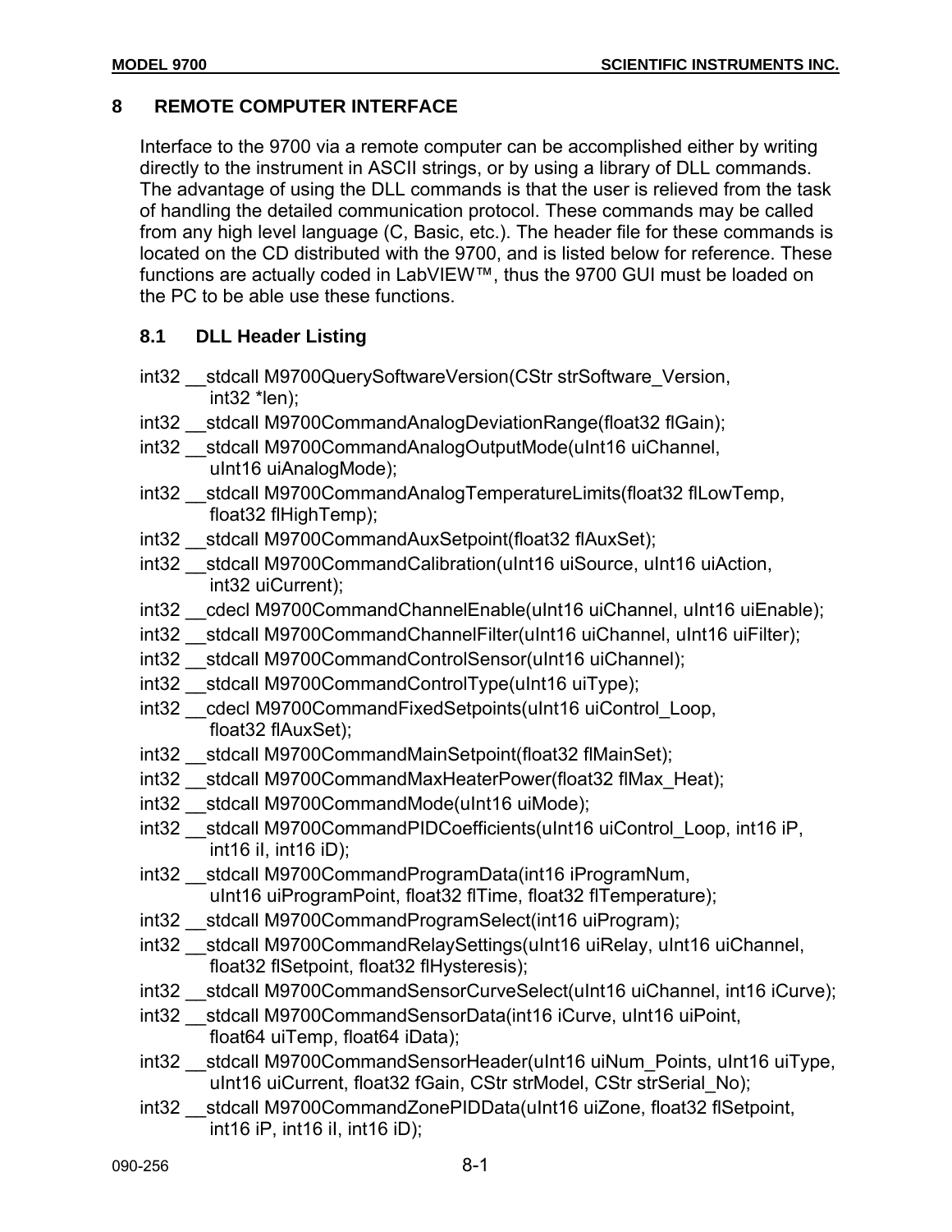# 8 REMOTE COMPUTER INTERFACE

Interface to the 9700 via a remote computer can be accomplished either by writing directly to the instrument in ASCII strings, or by using a library of DLL commands. The advantage of using the DLL commands is that the user is relieved from the task of handling the detailed communication protocol. These commands may be called from any high level language (C, Basic, etc.). The header file for these commands is located on the CD distributed with the 9700, and is listed below for reference. These functions are actually coded in LabVIEW™, thus the 9700 GUI must be loaded on the PC to be able use these functions.

## 8.1 DLL Header Listing

```
int32 __stdcall M9700QuerySoftwareVersion(CStr strSoftware_Version,
        int32 *len);
int32 __stdcall M9700CommandAnalogDeviationRange(float32 flGain);
int32 __stdcall M9700CommandAnalogOutputMode(uInt16 uiChannel,
        uInt16 uiAnalogMode);
int32 __stdcall M9700CommandAnalogTemperatureLimits(float32 flLowTemp,
        float32 flHighTemp);
int32 __stdcall M9700CommandAuxSetpoint(float32 flAuxSet);
int32 __stdcall M9700CommandCalibration(uInt16 uiSource, uInt16 uiAction,
        int32 uiCurrent);
int32 __cdecl M9700CommandChannelEnable(uInt16 uiChannel, uInt16 uiEnable);
int32 __stdcall M9700CommandChannelFilter(uInt16 uiChannel, uInt16 uiFilter);
int32 __stdcall M9700CommandControlSensor(uInt16 uiChannel);
int32 __stdcall M9700CommandControlType(uInt16 uiType);
int32 __cdecl M9700CommandFixedSetpoints(uInt16 uiControl_Loop,
        float32 flAuxSet);
int32 __stdcall M9700CommandMainSetpoint(float32 flMainSet);
int32 __stdcall M9700CommandMaxHeaterPower(float32 flMax_Heat);
int32 __stdcall M9700CommandMode(uInt16 uiMode);
int32 __stdcall M9700CommandPIDCoefficients(uInt16 uiControl_Loop, int16 iP,
        int16 iI, int16 iD);
int32 __stdcall M9700CommandProgramData(int16 iProgramNum,
        uInt16 uiProgramPoint, float32 flTime, float32 flTemperature);
int32 __stdcall M9700CommandProgramSelect(int16 uiProgram);
int32 __stdcall M9700CommandRelaySettings(uInt16 uiRelay, uInt16 uiChannel,
        float32 flSetpoint, float32 flHysteresis);
int32 __stdcall M9700CommandSensorCurveSelect(uInt16 uiChannel, int16 iCurve);
int32 __stdcall M9700CommandSensorData(int16 iCurve, uInt16 uiPoint,
        float64 uiTemp, float64 iData);
int32 __stdcall M9700CommandSensorHeader(uInt16 uiNum_Points, uInt16 uiType,
        uInt16 uiCurrent, float32 fGain, CStr strModel, CStr strSerial_No);
int32 __stdcall M9700CommandZonePIDData(uInt16 uiZone, float32 flSetpoint,
        int16 iP, int16 iI, int16 iD);
```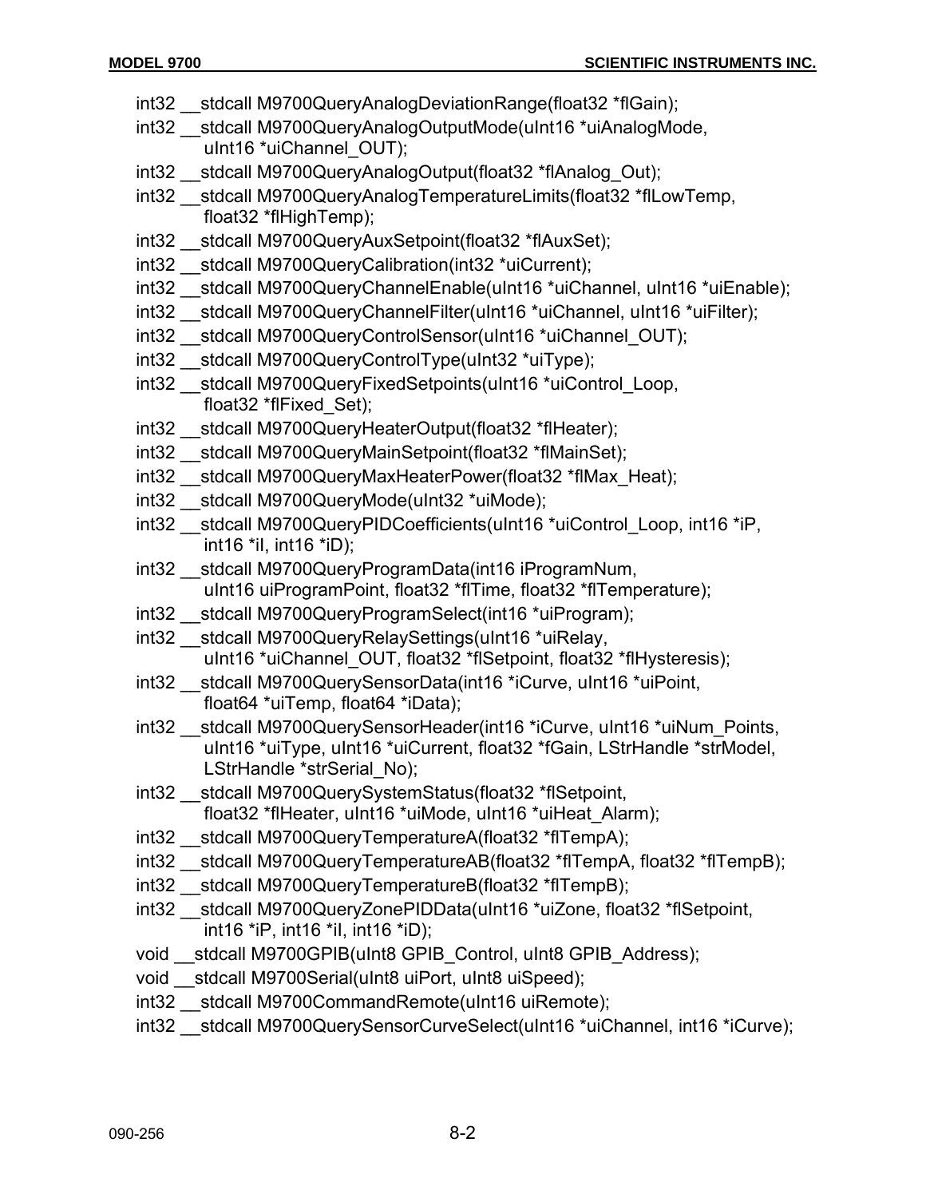```
int32 __stdcall M9700QueryAnalogDeviationRange(float32 *flGain);
int32 __stdcall M9700QueryAnalogOutputMode(uInt16 *uiAnalogMode,
        uInt16 *uiChannel_OUT);
int32 __stdcall M9700QueryAnalogOutput(float32 *flAnalog_Out);
int32 __stdcall M9700QueryAnalogTemperatureLimits(float32 *flLowTemp,
        float32 *flHighTemp);
int32 __stdcall M9700QueryAuxSetpoint(float32 *flAuxSet);
int32 __stdcall M9700QueryCalibration(int32 *uiCurrent);
int32 __stdcall M9700QueryChannelEnable(uInt16 *uiChannel, uInt16 *uiEnable);
int32 __stdcall M9700QueryChannelFilter(uInt16 *uiChannel, uInt16 *uiFilter);
int32 __stdcall M9700QueryControlSensor(uInt16 *uiChannel_OUT);
int32 __stdcall M9700QueryControlType(uInt32 *uiType);
int32 __stdcall M9700QueryFixedSetpoints(uInt16 *uiControl_Loop,
        float32 *flFixed_Set);
int32 __stdcall M9700QueryHeaterOutput(float32 *flHeater);
int32 __stdcall M9700QueryMainSetpoint(float32 *flMainSet);
int32 __stdcall M9700QueryMaxHeaterPower(float32 *flMax_Heat);
int32 __stdcall M9700QueryMode(uInt32 *uiMode);
int32 __stdcall M9700QueryPIDCoefficients(uInt16 *uiControl_Loop, int16 *iP,
        int16 *iI, int16 *iD);
int32 __stdcall M9700QueryProgramData(int16 iProgramNum,
        uInt16 uiProgramPoint, float32 *flTime, float32 *flTemperature);
int32 __stdcall M9700QueryProgramSelect(int16 *uiProgram);
int32 __stdcall M9700QueryRelaySettings(uInt16 *uiRelay,
        uInt16 *uiChannel_OUT, float32 *flSetpoint, float32 *flHysteresis);
int32 __stdcall M9700QuerySensorData(int16 *iCurve, uInt16 *uiPoint,
        float64 *uiTemp, float64 *iData);
int32 __stdcall M9700QuerySensorHeader(int16 *iCurve, uInt16 *uiNum_Points,
        uInt16 *uiType, uInt16 *uiCurrent, float32 *fGain, LStrHandle *strModel,
        LStrHandle *strSerial_No);
int32 __stdcall M9700QuerySystemStatus(float32 *flSetpoint,
        float32 *flHeater, uInt16 *uiMode, uInt16 *uiHeat_Alarm);
int32 __stdcall M9700QueryTemperatureA(float32 *flTempA);
int32 __stdcall M9700QueryTemperatureAB(float32 *flTempA, float32 *flTempB);
int32 __stdcall M9700QueryTemperatureB(float32 *flTempB);
int32 __stdcall M9700QueryZonePIDData(uInt16 *uiZone, float32 *flSetpoint,
        int16 *iP, int16 *iI, int16 *iD);
void __stdcall M9700GPIB(uInt8 GPIB_Control, uInt8 GPIB_Address);
void __stdcall M9700Serial(uInt8 uiPort, uInt8 uiSpeed);
int32 __stdcall M9700CommandRemote(uInt16 uiRemote);
int32 __stdcall M9700QuerySensorCurveSelect(uInt16 *uiChannel, int16 *iCurve);
```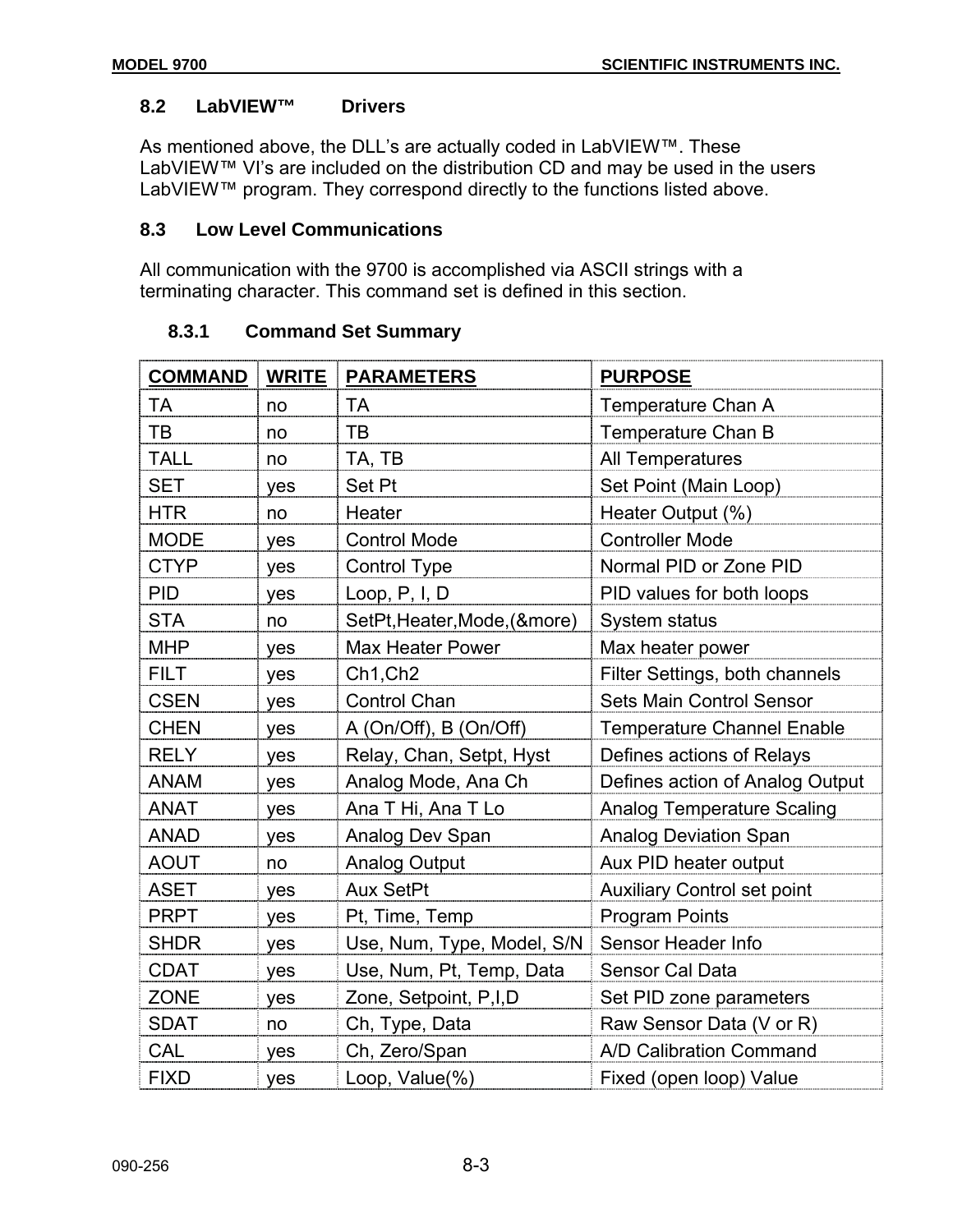## 8.2 LabVIEW™ Drivers

As mentioned above, the DLL's are actually coded in LabVIEW™. These LabVIEW™ VI's are included on the distribution CD and may be used in the users LabVIEW™ program. They correspond directly to the functions listed above.

## 8.3 Low Level Communications

All communication with the 9700 is accomplished via ASCII strings with a terminating character. This command set is defined in this section.

### 8.3.1 Command Set Summary

| COMMAND | WRITE | PARAMETERS | PURPOSE |
|---|---|---|---|
| TA | no | TA | Temperature Chan A |
| TB | no | TB | Temperature Chan B |
| TALL | no | TA, TB | All Temperatures |
| SET | yes | Set Pt | Set Point (Main Loop) |
| HTR | no | Heater | Heater Output (%) |
| MODE | yes | Control Mode | Controller Mode |
| CTYP | yes | Control Type | Normal PID or Zone PID |
| PID | yes | Loop, P, I, D | PID values for both loops |
| STA | no | SetPt,Heater,Mode,(&more) | System status |
| MHP | yes | Max Heater Power | Max heater power |
| FILT | yes | Ch1,Ch2 | Filter Settings, both channels |
| CSEN | yes | Control Chan | Sets Main Control Sensor |
| CHEN | yes | A (On/Off), B (On/Off) | Temperature Channel Enable |
| RELY | yes | Relay, Chan, Setpt, Hyst | Defines actions of Relays |
| ANAM | yes | Analog Mode, Ana Ch | Defines action of Analog Output |
| ANAT | yes | Ana T Hi, Ana T Lo | Analog Temperature Scaling |
| ANAD | yes | Analog Dev Span | Analog Deviation Span |
| AOUT | no | Analog Output | Aux PID heater output |
| ASET | yes | Aux SetPt | Auxiliary Control set point |
| PRPT | yes | Pt, Time, Temp | Program Points |
| SHDR | yes | Use, Num, Type, Model, S/N | Sensor Header Info |
| CDAT | yes | Use, Num, Pt, Temp, Data | Sensor Cal Data |
| ZONE | yes | Zone, Setpoint, P,I,D | Set PID zone parameters |
| SDAT | no | Ch, Type, Data | Raw Sensor Data (V or R) |
| CAL | yes | Ch, Zero/Span | A/D Calibration Command |
| FIXD | yes | Loop, Value(%) | Fixed (open loop) Value |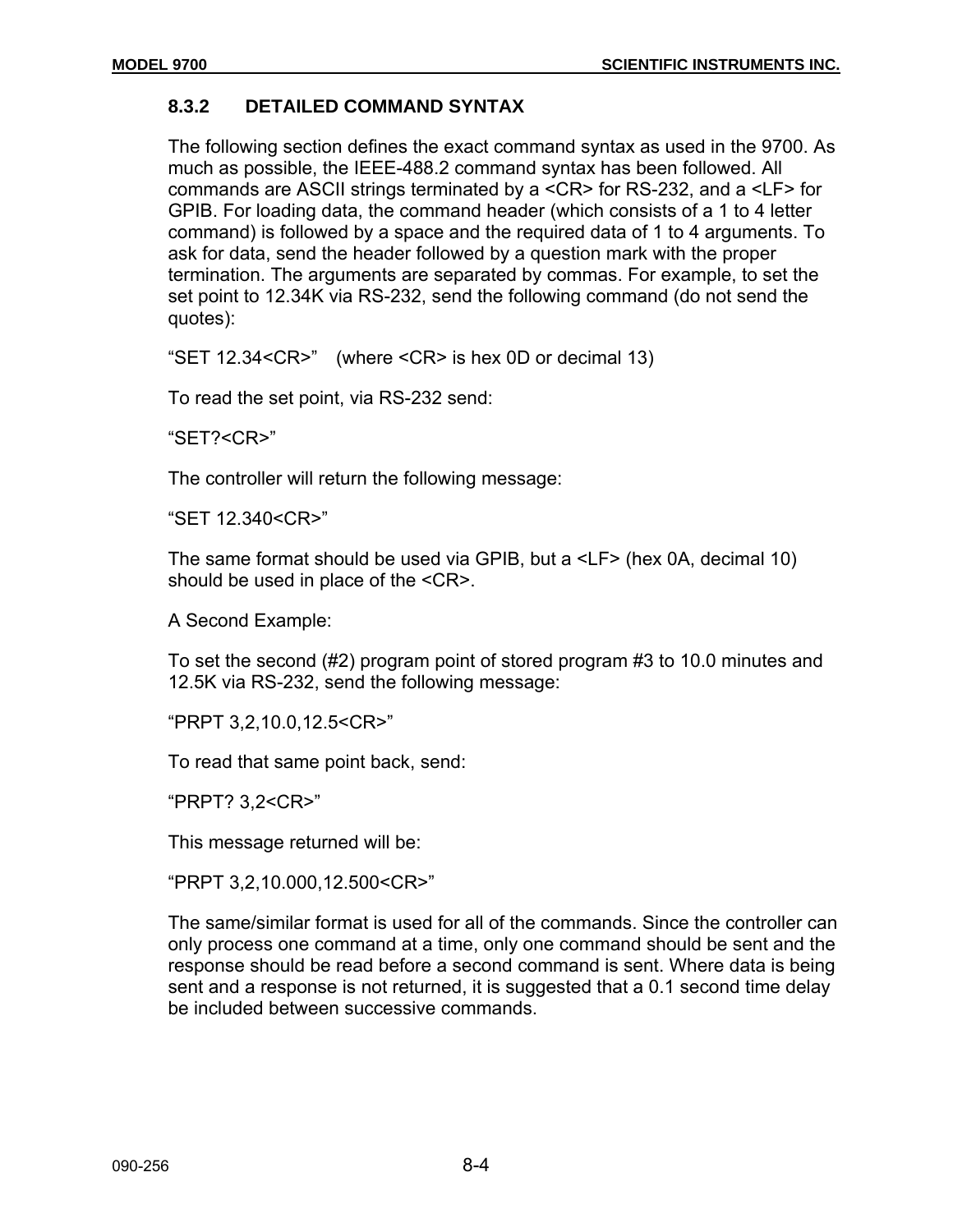### 8.3.2 DETAILED COMMAND SYNTAX

The following section defines the exact command syntax as used in the 9700. As much as possible, the IEEE-488.2 command syntax has been followed. All commands are ASCII strings terminated by a <CR> for RS-232, and a <LF> for GPIB. For loading data, the command header (which consists of a 1 to 4 letter command) is followed by a space and the required data of 1 to 4 arguments. To ask for data, send the header followed by a question mark with the proper termination. The arguments are separated by commas. For example, to set the set point to 12.34K via RS-232, send the following command (do not send the quotes):

“SET 12.34<CR>” (where <CR> is hex 0D or decimal 13)

To read the set point, via RS-232 send:

“SET?<CR>”

The controller will return the following message:

“SET 12.340<CR>”

The same format should be used via GPIB, but a <LF> (hex 0A, decimal 10) should be used in place of the <CR>.

A Second Example:

To set the second (#2) program point of stored program #3 to 10.0 minutes and 12.5K via RS-232, send the following message:

“PRPT 3,2,10.0,12.5<CR>”

To read that same point back, send:

“PRPT? 3,2<CR>”

This message returned will be:

“PRPT 3,2,10.000,12.500<CR>”

The same/similar format is used for all of the commands. Since the controller can only process one command at a time, only one command should be sent and the response should be read before a second command is sent. Where data is being sent and a response is not returned, it is suggested that a 0.1 second time delay be included between successive commands.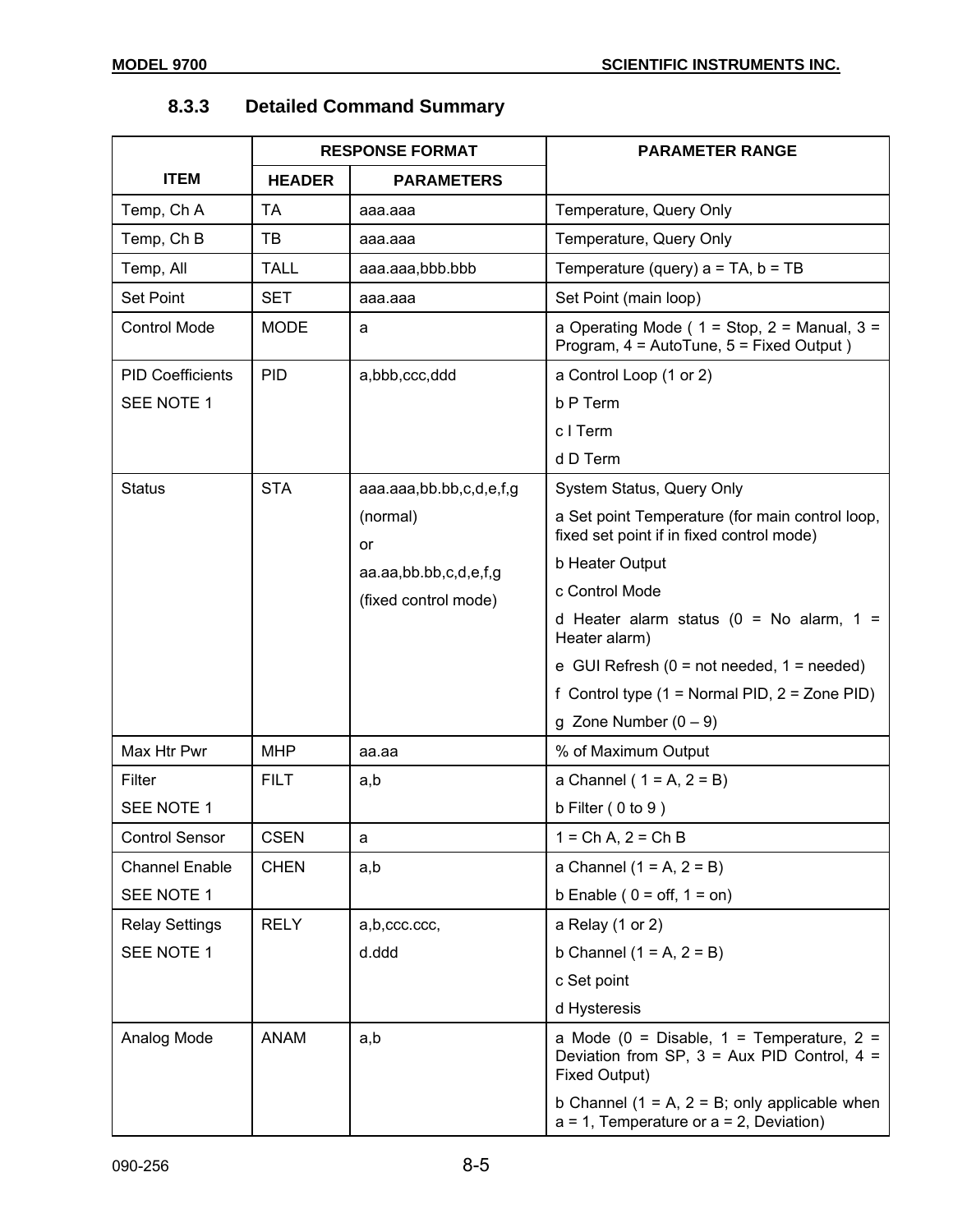### 8.3.3 Detailed Command Summary

| ITEM | RESPONSE FORMAT | | PARAMETER RANGE |
|---|---|---|---|
| | HEADER | PARAMETERS | |
| Temp, Ch A | TA | aaa.aaa | Temperature, Query Only |
| Temp, Ch B | TB | aaa.aaa | Temperature, Query Only |
| Temp, All | TALL | aaa.aaa,bbb.bbb | Temperature (query) a = TA, b = TB |
| Set Point | SET | aaa.aaa | Set Point (main loop) |
| Control Mode | MODE | a | a Operating Mode ( 1 = Stop, 2 = Manual, 3 = Program, 4 = AutoTune, 5 = Fixed Output ) |
| PID Coefficients<br>SEE NOTE 1 | PID | a,bbb,ccc,ddd | a Control Loop (1 or 2)<br>b P Term<br>c I Term<br>d D Term |
| Status | STA | aaa.aaa,bb.bb,c,d,e,f,g<br>(normal)<br>or<br>aa.aa,bb.bb,c,d,e,f,g<br>(fixed control mode) | System Status, Query Only<br>a Set point Temperature (for main control loop, fixed set point if in fixed control mode)<br>b Heater Output<br>c Control Mode<br>d Heater alarm status (0 = No alarm, 1 = Heater alarm)<br>e GUI Refresh (0 = not needed, 1 = needed)<br>f Control type (1 = Normal PID, 2 = Zone PID)<br>g Zone Number (0 – 9) |
| Max Htr Pwr | MHP | aa.aa | % of Maximum Output |
| Filter<br>SEE NOTE 1 | FILT | a,b | a Channel ( 1 = A, 2 = B)<br>b Filter ( 0 to 9 ) |
| Control Sensor | CSEN | a | 1 = Ch A, 2 = Ch B |
| Channel Enable<br>SEE NOTE 1 | CHEN | a,b | a Channel (1 = A, 2 = B)<br>b Enable ( 0 = off, 1 = on) |
| Relay Settings<br>SEE NOTE 1 | RELY | a,b,ccc.ccc,<br>d.ddd | a Relay (1 or 2)<br>b Channel (1 = A, 2 = B)<br>c Set point<br>d Hysteresis |
| Analog Mode | ANAM | a,b | a Mode (0 = Disable, 1 = Temperature, 2 = Deviation from SP, 3 = Aux PID Control, 4 = Fixed Output)<br>b Channel (1 = A, 2 = B; only applicable when a = 1, Temperature or a = 2, Deviation) |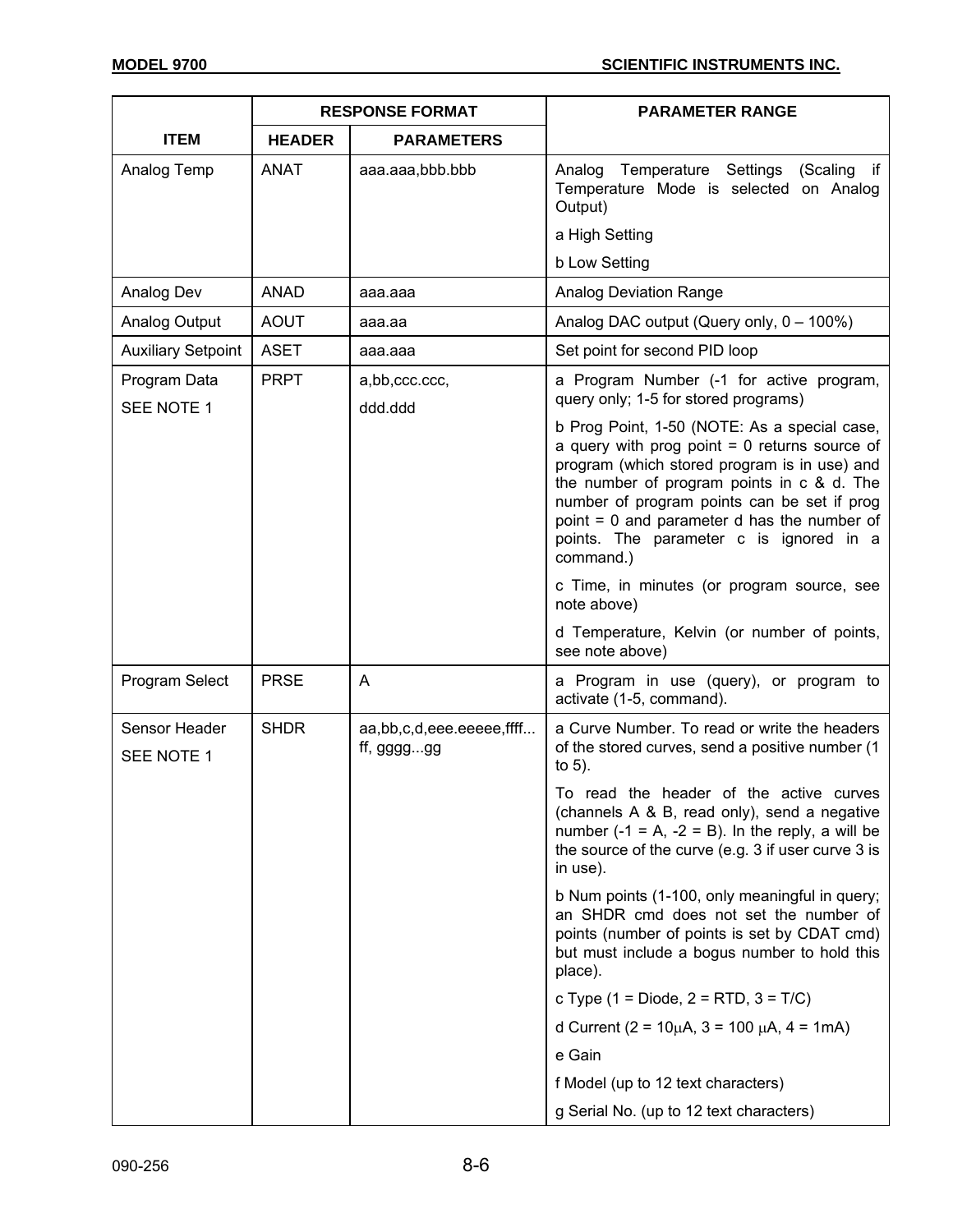| ITEM | RESPONSE FORMAT | | PARAMETER RANGE |
|---|---|---|---|
| | HEADER | PARAMETERS | |
| Analog Temp | ANAT | aaa.aaa,bbb.bbb | Analog Temperature Settings (Scaling if Temperature Mode is selected on Analog Output)<br>a High Setting<br>b Low Setting |
| Analog Dev | ANAD | aaa.aaa | Analog Deviation Range |
| Analog Output | AOUT | aaa.aa | Analog DAC output (Query only, 0 – 100%) |
| Auxiliary Setpoint | ASET | aaa.aaa | Set point for second PID loop |
| Program Data<br>SEE NOTE 1 | PRPT | a,bb,ccc.ccc,<br>ddd.ddd | a Program Number (-1 for active program, query only; 1-5 for stored programs)<br>b Prog Point, 1-50 (NOTE: As a special case, a query with prog point = 0 returns source of program (which stored program is in use) and the number of program points in c & d. The number of program points can be set if prog point = 0 and parameter d has the number of points. The parameter c is ignored in a command.)<br>c Time, in minutes (or program source, see note above)<br>d Temperature, Kelvin (or number of points, see note above) |
| Program Select | PRSE | A | a Program in use (query), or program to activate (1-5, command). |
| Sensor Header<br>SEE NOTE 1 | SHDR | aa,bb,c,d,eee.eeeee,ffff...ff, gggg...gg | a Curve Number. To read or write the headers of the stored curves, send a positive number (1 to 5).<br>To read the header of the active curves (channels A & B, read only), send a negative number (-1 = A, -2 = B). In the reply, a will be the source of the curve (e.g. 3 if user curve 3 is in use).<br>b Num points (1-100, only meaningful in query; an SHDR cmd does not set the number of points (number of points is set by CDAT cmd) but must include a bogus number to hold this place).<br>c Type (1 = Diode, 2 = RTD, 3 = T/C)<br>d Current (2 = 10μA, 3 = 100 μA, 4 = 1mA)<br>e Gain<br>f Model (up to 12 text characters)<br>g Serial No. (up to 12 text characters) |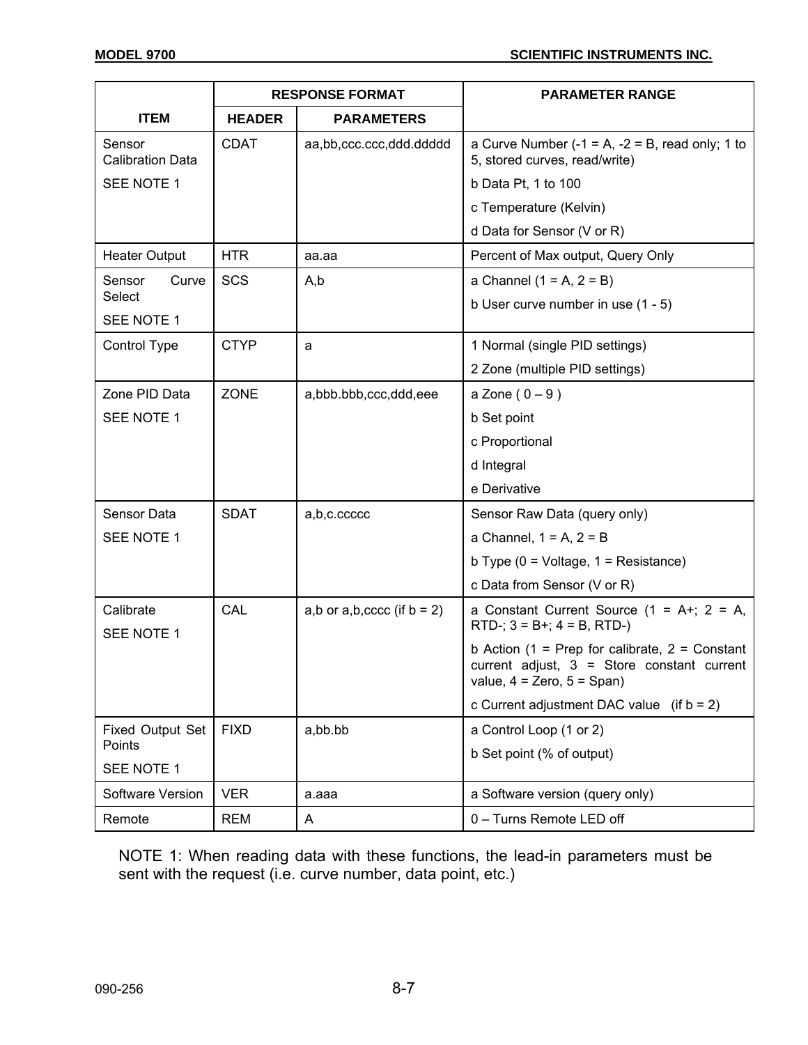| ITEM | RESPONSE FORMAT | | PARAMETER RANGE |
|---|---|---|---|
| | HEADER | PARAMETERS | |
| Sensor Calibration Data<br>SEE NOTE 1 | CDAT | aa,bb,ccc.ccc,ddd.ddddd | a Curve Number (-1 = A, -2 = B, read only; 1 to 5, stored curves, read/write)<br>b Data Pt, 1 to 100<br>c Temperature (Kelvin)<br>d Data for Sensor (V or R) |
| Heater Output | HTR | aa.aa | Percent of Max output, Query Only |
| Sensor Curve Select<br>SEE NOTE 1 | SCS | A,b | a Channel (1 = A, 2 = B)<br>b User curve number in use (1 - 5) |
| Control Type | CTYP | a | 1 Normal (single PID settings)<br>2 Zone (multiple PID settings) |
| Zone PID Data<br>SEE NOTE 1 | ZONE | a,bbb.bbb,ccc,ddd,eee | a Zone ( 0 – 9 )<br>b Set point<br>c Proportional<br>d Integral<br>e Derivative |
| Sensor Data<br>SEE NOTE 1 | SDAT | a,b,c.ccccc | Sensor Raw Data (query only)<br>a Channel, 1 = A, 2 = B<br>b Type (0 = Voltage, 1 = Resistance)<br>c Data from Sensor (V or R) |
| Calibrate<br>SEE NOTE 1 | CAL | a,b or a,b,cccc (if b = 2) | a Constant Current Source (1 = A+; 2 = A, RTD-; 3 = B+; 4 = B, RTD-)<br>b Action (1 = Prep for calibrate, 2 = Constant current adjust, 3 = Store constant current value, 4 = Zero, 5 = Span)<br>c Current adjustment DAC value (if b = 2) |
| Fixed Output Set Points<br>SEE NOTE 1 | FIXD | a,bb.bb | a Control Loop (1 or 2)<br>b Set point (% of output) |
| Software Version | VER | a.aaa | a Software version (query only) |
| Remote | REM | A | 0 – Turns Remote LED off |

NOTE 1: When reading data with these functions, the lead-in parameters must be sent with the request (i.e. curve number, data point, etc.)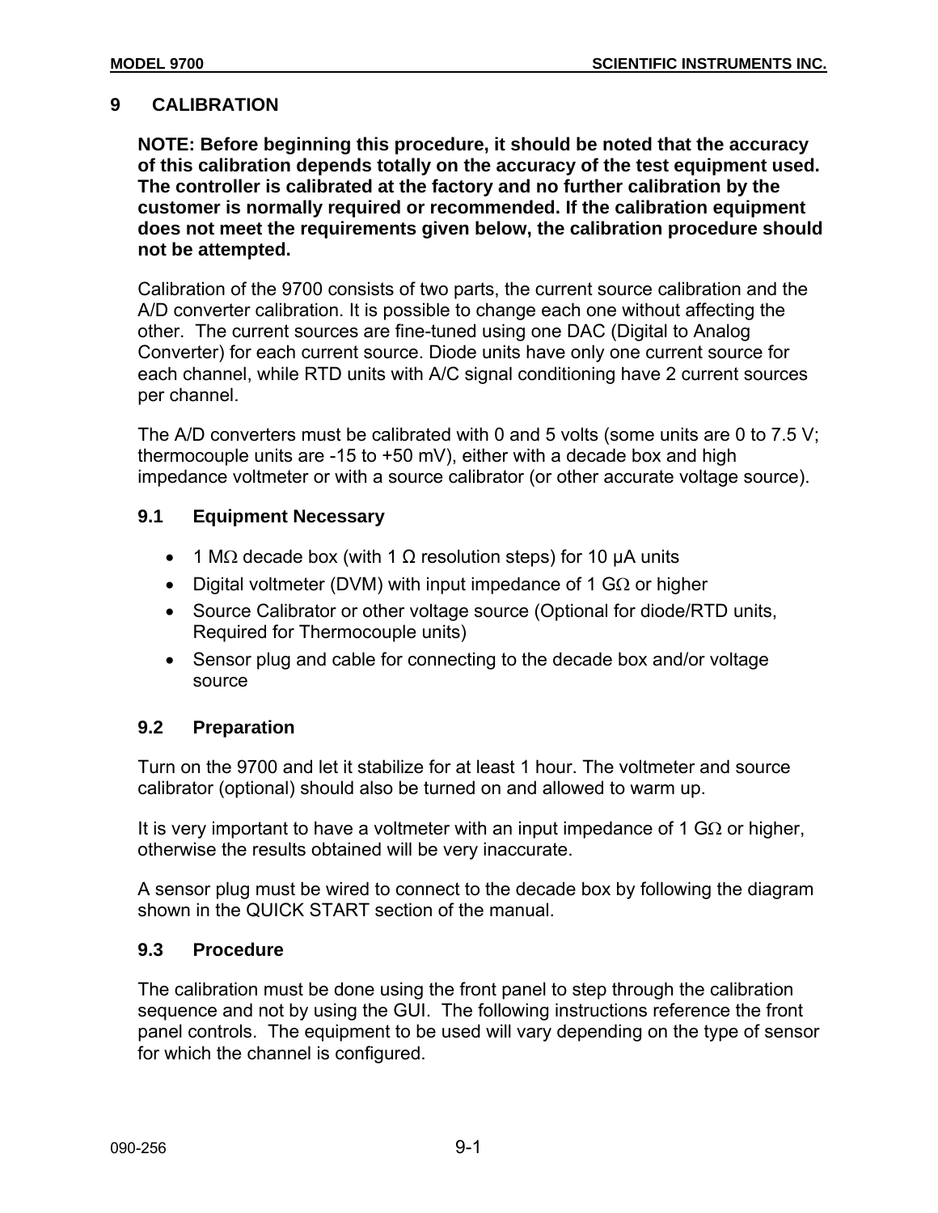# 9 CALIBRATION

**NOTE: Before beginning this procedure, it should be noted that the accuracy of this calibration depends totally on the accuracy of the test equipment used. The controller is calibrated at the factory and no further calibration by the customer is normally required or recommended. If the calibration equipment does not meet the requirements given below, the calibration procedure should not be attempted.**

Calibration of the 9700 consists of two parts, the current source calibration and the A/D converter calibration. It is possible to change each one without affecting the other. The current sources are fine-tuned using one DAC (Digital to Analog Converter) for each current source. Diode units have only one current source for each channel, while RTD units with A/C signal conditioning have 2 current sources per channel.

The A/D converters must be calibrated with 0 and 5 volts (some units are 0 to 7.5 V; thermocouple units are -15 to +50 mV), either with a decade box and high impedance voltmeter or with a source calibrator (or other accurate voltage source).

## 9.1 Equipment Necessary

- 1 MΩ decade box (with 1 Ω resolution steps) for 10 μA units
- Digital voltmeter (DVM) with input impedance of 1 GΩ or higher
- Source Calibrator or other voltage source (Optional for diode/RTD units, Required for Thermocouple units)
- Sensor plug and cable for connecting to the decade box and/or voltage source

## 9.2 Preparation

Turn on the 9700 and let it stabilize for at least 1 hour. The voltmeter and source calibrator (optional) should also be turned on and allowed to warm up.

It is very important to have a voltmeter with an input impedance of 1 GΩ or higher, otherwise the results obtained will be very inaccurate.

A sensor plug must be wired to connect to the decade box by following the diagram shown in the QUICK START section of the manual.

## 9.3 Procedure

The calibration must be done using the front panel to step through the calibration sequence and not by using the GUI. The following instructions reference the front panel controls. The equipment to be used will vary depending on the type of sensor for which the channel is configured.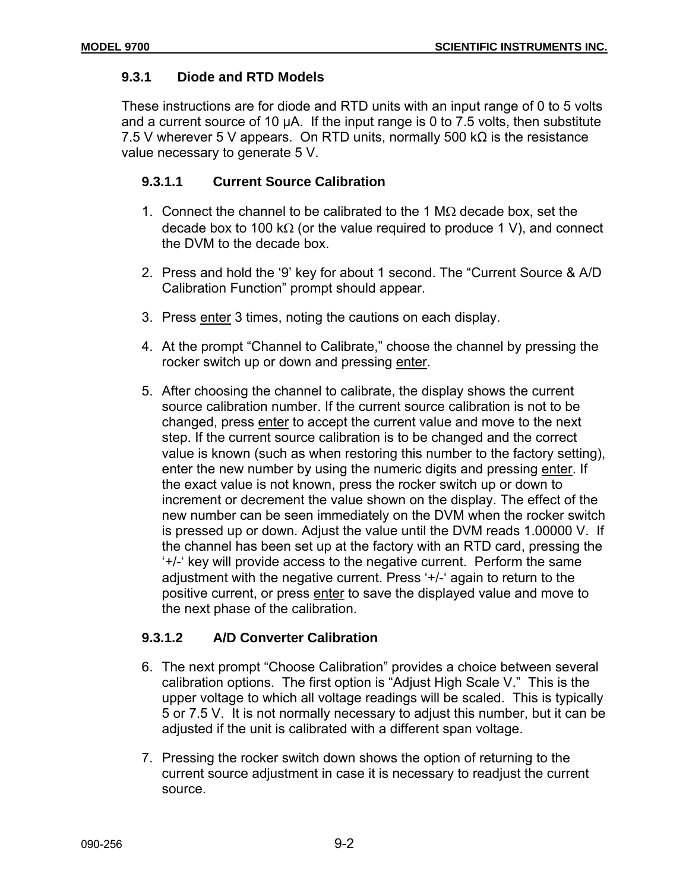### 9.3.1 Diode and RTD Models

These instructions are for diode and RTD units with an input range of 0 to 5 volts and a current source of 10 μA. If the input range is 0 to 7.5 volts, then substitute 7.5 V wherever 5 V appears. On RTD units, normally 500 kΩ is the resistance value necessary to generate 5 V.

#### 9.3.1.1 Current Source Calibration

1. Connect the channel to be calibrated to the 1 MΩ decade box, set the decade box to 100 kΩ (or the value required to produce 1 V), and connect the DVM to the decade box.

2. Press and hold the '9' key for about 1 second. The "Current Source & A/D Calibration Function" prompt should appear.

3. Press <u>enter</u> 3 times, noting the cautions on each display.

4. At the prompt "Channel to Calibrate," choose the channel by pressing the rocker switch up or down and pressing <u>enter</u>.

5. After choosing the channel to calibrate, the display shows the current source calibration number. If the current source calibration is not to be changed, press <u>enter</u> to accept the current value and move to the next step. If the current source calibration is to be changed and the correct value is known (such as when restoring this number to the factory setting), enter the new number by using the numeric digits and pressing <u>enter</u>. If the exact value is not known, press the rocker switch up or down to increment or decrement the value shown on the display. The effect of the new number can be seen immediately on the DVM when the rocker switch is pressed up or down. Adjust the value until the DVM reads 1.00000 V. If the channel has been set up at the factory with an RTD card, pressing the '+/-' key will provide access to the negative current. Perform the same adjustment with the negative current. Press '+/-' again to return to the positive current, or press <u>enter</u> to save the displayed value and move to the next phase of the calibration.

#### 9.3.1.2 A/D Converter Calibration

6. The next prompt "Choose Calibration" provides a choice between several calibration options. The first option is "Adjust High Scale V." This is the upper voltage to which all voltage readings will be scaled. This is typically 5 or 7.5 V. It is not normally necessary to adjust this number, but it can be adjusted if the unit is calibrated with a different span voltage.

7. Pressing the rocker switch down shows the option of returning to the current source adjustment in case it is necessary to readjust the current source.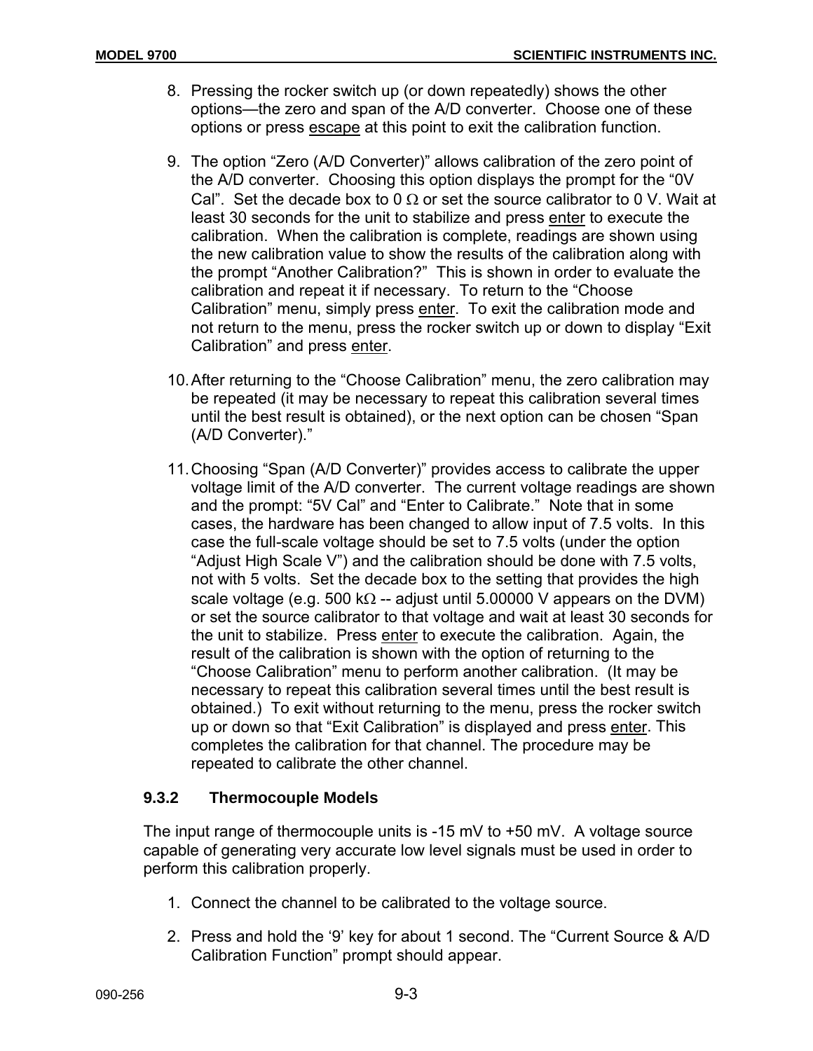8. Pressing the rocker switch up (or down repeatedly) shows the other options—the zero and span of the A/D converter. Choose one of these options or press <u>escape</u> at this point to exit the calibration function.

9. The option "Zero (A/D Converter)" allows calibration of the zero point of the A/D converter. Choosing this option displays the prompt for the "0V Cal". Set the decade box to 0 Ω or set the source calibrator to 0 V. Wait at least 30 seconds for the unit to stabilize and press <u>enter</u> to execute the calibration. When the calibration is complete, readings are shown using the new calibration value to show the results of the calibration along with the prompt "Another Calibration?" This is shown in order to evaluate the calibration and repeat it if necessary. To return to the "Choose Calibration" menu, simply press <u>enter</u>. To exit the calibration mode and not return to the menu, press the rocker switch up or down to display "Exit Calibration" and press <u>enter</u>.

10. After returning to the "Choose Calibration" menu, the zero calibration may be repeated (it may be necessary to repeat this calibration several times until the best result is obtained), or the next option can be chosen "Span (A/D Converter)."

11. Choosing "Span (A/D Converter)" provides access to calibrate the upper voltage limit of the A/D converter. The current voltage readings are shown and the prompt: "5V Cal" and "Enter to Calibrate." Note that in some cases, the hardware has been changed to allow input of 7.5 volts. In this case the full-scale voltage should be set to 7.5 volts (under the option "Adjust High Scale V") and the calibration should be done with 7.5 volts, not with 5 volts. Set the decade box to the setting that provides the high scale voltage (e.g. 500 kΩ -- adjust until 5.00000 V appears on the DVM) or set the source calibrator to that voltage and wait at least 30 seconds for the unit to stabilize. Press <u>enter</u> to execute the calibration. Again, the result of the calibration is shown with the option of returning to the "Choose Calibration" menu to perform another calibration. (It may be necessary to repeat this calibration several times until the best result is obtained.) To exit without returning to the menu, press the rocker switch up or down so that "Exit Calibration" is displayed and press <u>enter</u>. This completes the calibration for that channel. The procedure may be repeated to calibrate the other channel.

### 9.3.2 Thermocouple Models

The input range of thermocouple units is -15 mV to +50 mV. A voltage source capable of generating very accurate low level signals must be used in order to perform this calibration properly.

1. Connect the channel to be calibrated to the voltage source.

2. Press and hold the '9' key for about 1 second. The "Current Source & A/D Calibration Function" prompt should appear.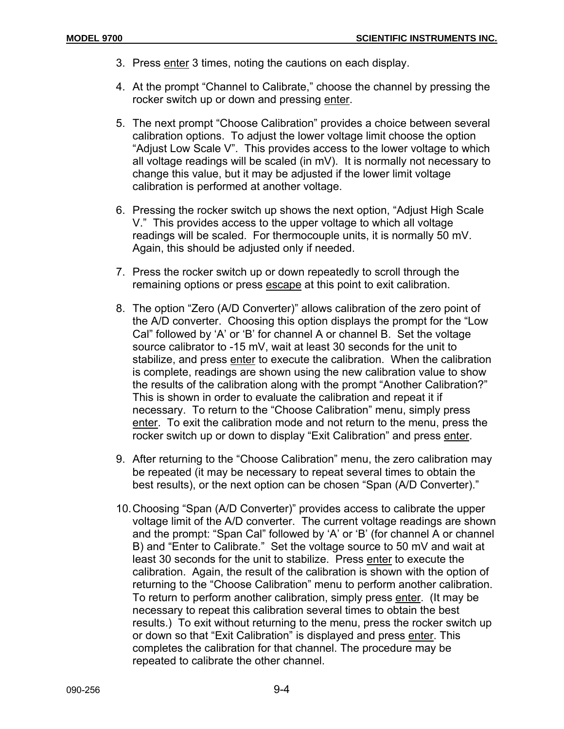3. Press enter 3 times, noting the cautions on each display.

4. At the prompt “Channel to Calibrate,” choose the channel by pressing the rocker switch up or down and pressing enter.

5. The next prompt “Choose Calibration” provides a choice between several calibration options. To adjust the lower voltage limit choose the option “Adjust Low Scale V”. This provides access to the lower voltage to which all voltage readings will be scaled (in mV). It is normally not necessary to change this value, but it may be adjusted if the lower limit voltage calibration is performed at another voltage.

6. Pressing the rocker switch up shows the next option, “Adjust High Scale V.” This provides access to the upper voltage to which all voltage readings will be scaled. For thermocouple units, it is normally 50 mV. Again, this should be adjusted only if needed.

7. Press the rocker switch up or down repeatedly to scroll through the remaining options or press escape at this point to exit calibration.

8. The option “Zero (A/D Converter)” allows calibration of the zero point of the A/D converter. Choosing this option displays the prompt for the “Low Cal” followed by ‘A’ or ‘B’ for channel A or channel B. Set the voltage source calibrator to -15 mV, wait at least 30 seconds for the unit to stabilize, and press enter to execute the calibration. When the calibration is complete, readings are shown using the new calibration value to show the results of the calibration along with the prompt “Another Calibration?” This is shown in order to evaluate the calibration and repeat it if necessary. To return to the “Choose Calibration” menu, simply press enter. To exit the calibration mode and not return to the menu, press the rocker switch up or down to display “Exit Calibration” and press enter.

9. After returning to the “Choose Calibration” menu, the zero calibration may be repeated (it may be necessary to repeat several times to obtain the best results), or the next option can be chosen “Span (A/D Converter).”

10. Choosing “Span (A/D Converter)” provides access to calibrate the upper voltage limit of the A/D converter. The current voltage readings are shown and the prompt: “Span Cal” followed by ‘A’ or ‘B’ (for channel A or channel B) and “Enter to Calibrate.” Set the voltage source to 50 mV and wait at least 30 seconds for the unit to stabilize. Press enter to execute the calibration. Again, the result of the calibration is shown with the option of returning to the “Choose Calibration” menu to perform another calibration. To return to perform another calibration, simply press enter. (It may be necessary to repeat this calibration several times to obtain the best results.) To exit without returning to the menu, press the rocker switch up or down so that “Exit Calibration” is displayed and press enter. This completes the calibration for that channel. The procedure may be repeated to calibrate the other channel.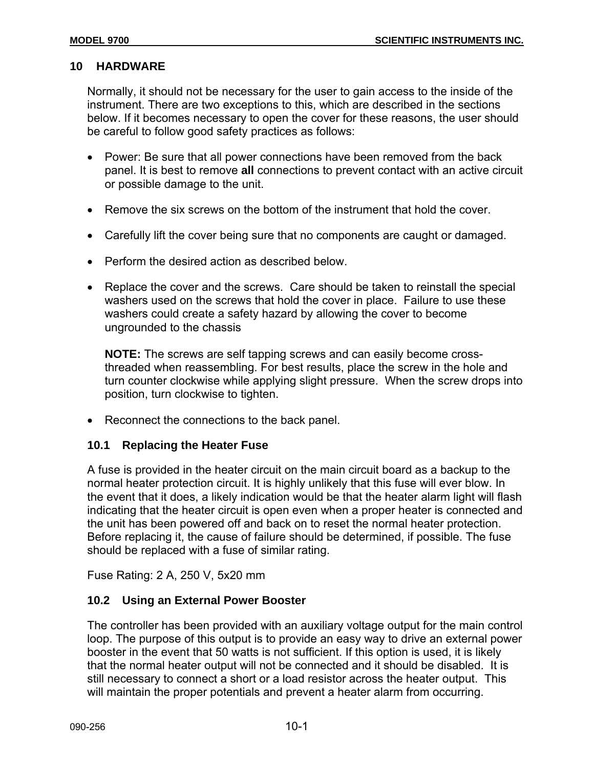# 10 HARDWARE

Normally, it should not be necessary for the user to gain access to the inside of the instrument. There are two exceptions to this, which are described in the sections below. If it becomes necessary to open the cover for these reasons, the user should be careful to follow good safety practices as follows:

- Power: Be sure that all power connections have been removed from the back panel. It is best to remove **all** connections to prevent contact with an active circuit or possible damage to the unit.
- Remove the six screws on the bottom of the instrument that hold the cover.
- Carefully lift the cover being sure that no components are caught or damaged.
- Perform the desired action as described below.
- Replace the cover and the screws. Care should be taken to reinstall the special washers used on the screws that hold the cover in place. Failure to use these washers could create a safety hazard by allowing the cover to become ungrounded to the chassis

  **NOTE:** The screws are self tapping screws and can easily become cross-threaded when reassembling. For best results, place the screw in the hole and turn counter clockwise while applying slight pressure. When the screw drops into position, turn clockwise to tighten.

- Reconnect the connections to the back panel.

## 10.1 Replacing the Heater Fuse

A fuse is provided in the heater circuit on the main circuit board as a backup to the normal heater protection circuit. It is highly unlikely that this fuse will ever blow. In the event that it does, a likely indication would be that the heater alarm light will flash indicating that the heater circuit is open even when a proper heater is connected and the unit has been powered off and back on to reset the normal heater protection. Before replacing it, the cause of failure should be determined, if possible. The fuse should be replaced with a fuse of similar rating.

Fuse Rating: 2 A, 250 V, 5x20 mm

## 10.2 Using an External Power Booster

The controller has been provided with an auxiliary voltage output for the main control loop. The purpose of this output is to provide an easy way to drive an external power booster in the event that 50 watts is not sufficient. If this option is used, it is likely that the normal heater output will not be connected and it should be disabled. It is still necessary to connect a short or a load resistor across the heater output. This will maintain the proper potentials and prevent a heater alarm from occurring.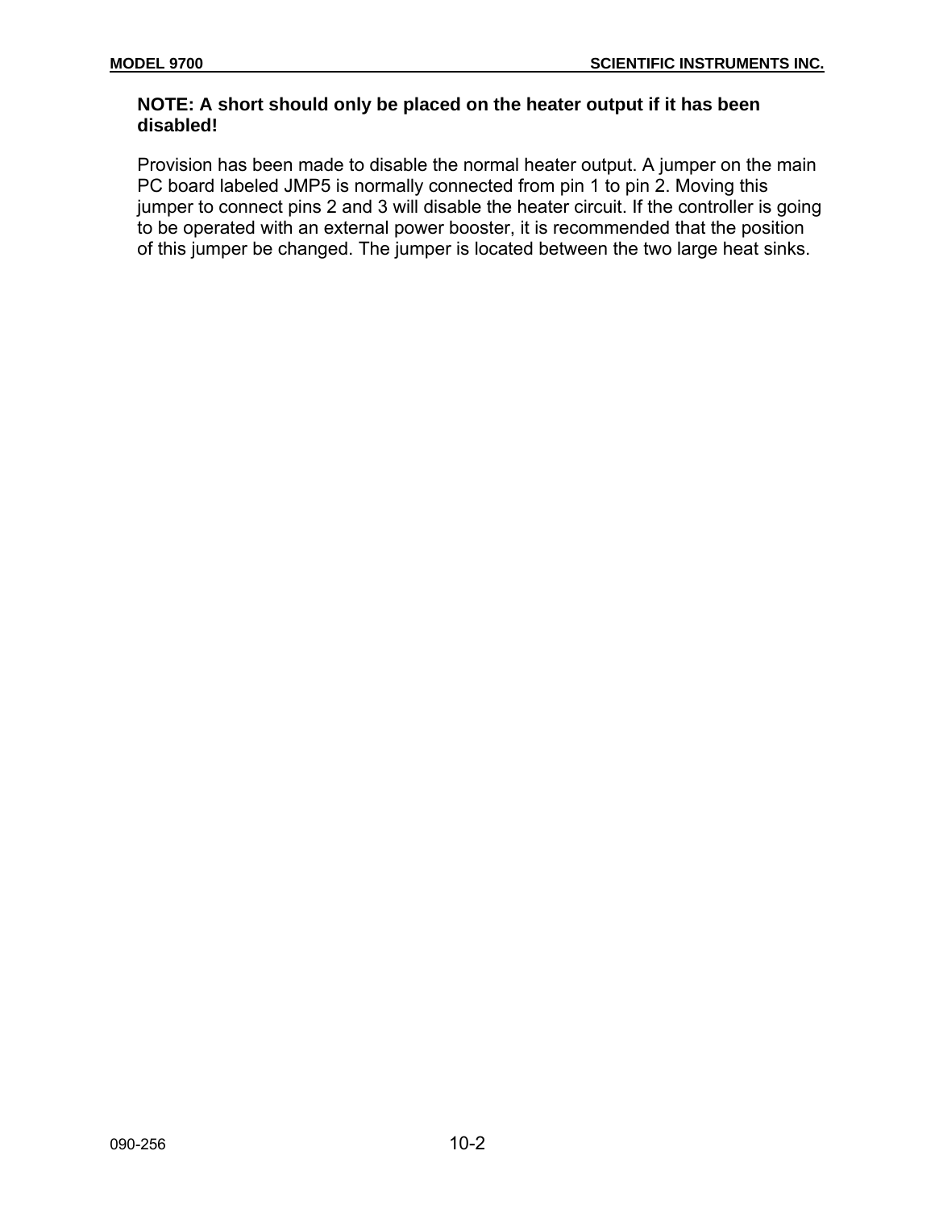**NOTE: A short should only be placed on the heater output if it has been disabled!**

Provision has been made to disable the normal heater output. A jumper on the main PC board labeled JMP5 is normally connected from pin 1 to pin 2. Moving this jumper to connect pins 2 and 3 will disable the heater circuit. If the controller is going to be operated with an external power booster, it is recommended that the position of this jumper be changed. The jumper is located between the two large heat sinks.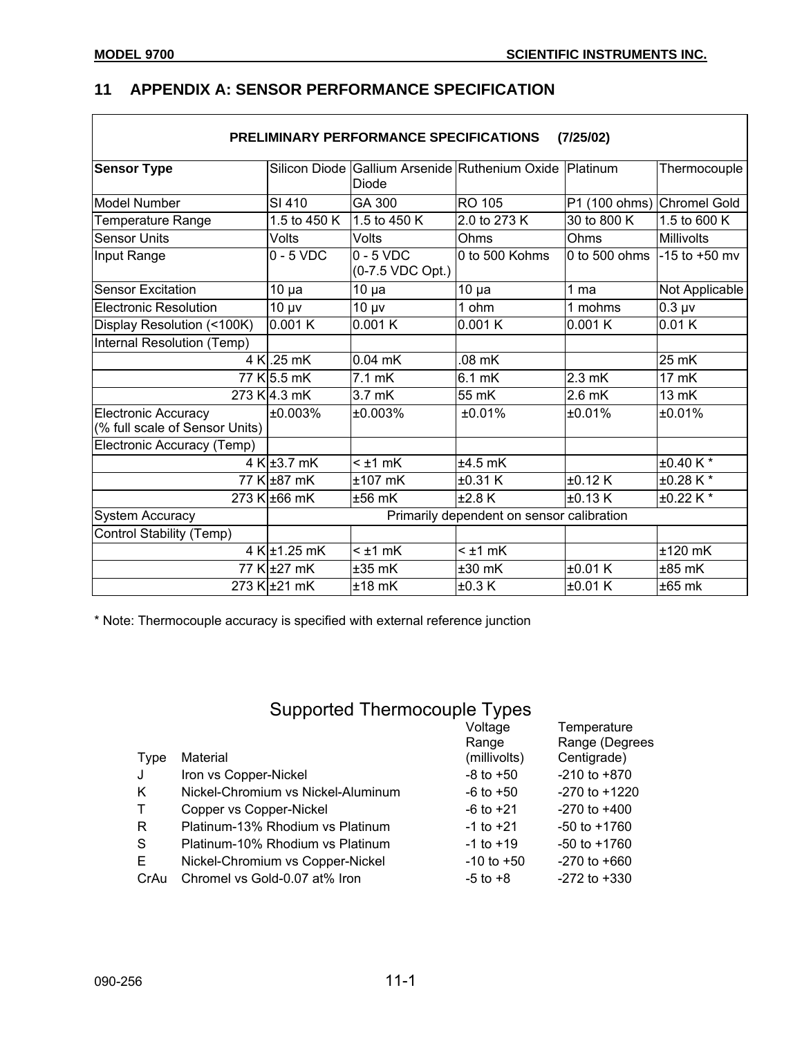## 11 APPENDIX A: SENSOR PERFORMANCE SPECIFICATION

| PRELIMINARY PERFORMANCE SPECIFICATIONS (7/25/02) | | | | | |
|---|---|---|---|---|---|
| **Sensor Type** | Silicon Diode | Gallium Arsenide Diode | Ruthenium Oxide | Platinum | Thermocouple |
| Model Number | SI 410 | GA 300 | RO 105 | P1 (100 ohms) | Chromel Gold |
| Temperature Range | 1.5 to 450 K | 1.5 to 450 K | 2.0 to 273 K | 30 to 800 K | 1.5 to 600 K |
| Sensor Units | Volts | Volts | Ohms | Ohms | Millivolts |
| Input Range | 0 - 5 VDC | 0 - 5 VDC (0-7.5 VDC Opt.) | 0 to 500 Kohms | 0 to 500 ohms | -15 to +50 mv |
| Sensor Excitation | 10 µa | 10 µa | 10 µa | 1 ma | Not Applicable |
| Electronic Resolution | 10 µv | 10 µv | 1 ohm | 1 mohms | 0.3 µv |
| Display Resolution (<100K) | 0.001 K | 0.001 K | 0.001 K | 0.001 K | 0.01 K |
| Internal Resolution (Temp) | | | | | |
| 4 K | .25 mK | 0.04 mK | .08 mK | | 25 mK |
| 77 K | 5.5 mK | 7.1 mK | 6.1 mK | 2.3 mK | 17 mK |
| 273 K | 4.3 mK | 3.7 mK | 55 mK | 2.6 mK | 13 mK |
| Electronic Accuracy (% full scale of Sensor Units) | ±0.003% | ±0.003% | ±0.01% | ±0.01% | ±0.01% |
| Electronic Accuracy (Temp) | | | | | |
| 4 K | ±3.7 mK | < ±1 mK | ±4.5 mK | | ±0.40 K * |
| 77 K | ±87 mK | ±107 mK | ±0.31 K | ±0.12 K | ±0.28 K * |
| 273 K | ±66 mK | ±56 mK | ±2.8 K | ±0.13 K | ±0.22 K * |
| System Accuracy | Primarily dependent on sensor calibration | | | | |
| Control Stability (Temp) | | | | | |
| 4 K | ±1.25 mK | < ±1 mK | < ±1 mK | | ±120 mK |
| 77 K | ±27 mK | ±35 mK | ±30 mK | ±0.01 K | ±85 mK |
| 273 K | ±21 mK | ±18 mK | ±0.3 K | ±0.01 K | ±65 mk |

\* Note: Thermocouple accuracy is specified with external reference junction

### Supported Thermocouple Types

| Type | Material | Voltage Range (millivolts) | Temperature Range (Degrees Centigrade) |
|---|---|---|---|
| J | Iron vs Copper-Nickel | -8 to +50 | -210 to +870 |
| K | Nickel-Chromium vs Nickel-Aluminum | -6 to +50 | -270 to +1220 |
| T | Copper vs Copper-Nickel | -6 to +21 | -270 to +400 |
| R | Platinum-13% Rhodium vs Platinum | -1 to +21 | -50 to +1760 |
| S | Platinum-10% Rhodium vs Platinum | -1 to +19 | -50 to +1760 |
| E | Nickel-Chromium vs Copper-Nickel | -10 to +50 | -270 to +660 |
| CrAu | Chromel vs Gold-0.07 at% Iron | -5 to +8 | -272 to +330 |